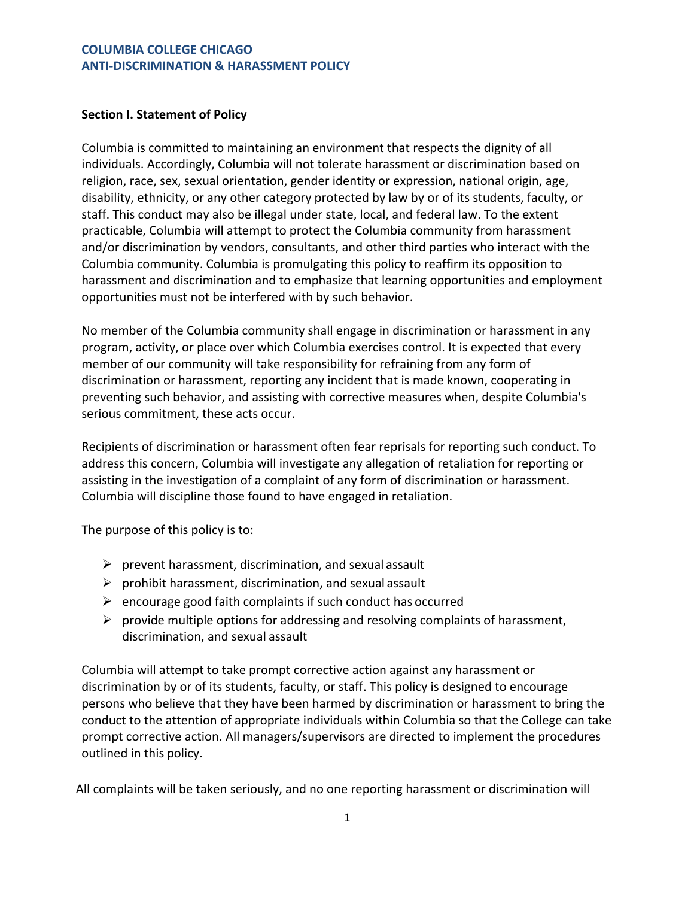# COLUMBIA COLLEGE CHICAGO
# ANTI-DISCRIMINATION & HARASSMENT POLICY

## Section I. Statement of Policy

Columbia is committed to maintaining an environment that respects the dignity of all individuals. Accordingly, Columbia will not tolerate harassment or discrimination based on religion, race, sex, sexual orientation, gender identity or expression, national origin, age, disability, ethnicity, or any other category protected by law by or of its students, faculty, or staff. This conduct may also be illegal under state, local, and federal law. To the extent practicable, Columbia will attempt to protect the Columbia community from harassment and/or discrimination by vendors, consultants, and other third parties who interact with the Columbia community. Columbia is promulgating this policy to reaffirm its opposition to harassment and discrimination and to emphasize that learning opportunities and employment opportunities must not be interfered with by such behavior.

No member of the Columbia community shall engage in discrimination or harassment in any program, activity, or place over which Columbia exercises control. It is expected that every member of our community will take responsibility for refraining from any form of discrimination or harassment, reporting any incident that is made known, cooperating in preventing such behavior, and assisting with corrective measures when, despite Columbia's serious commitment, these acts occur.

Recipients of discrimination or harassment often fear reprisals for reporting such conduct. To address this concern, Columbia will investigate any allegation of retaliation for reporting or assisting in the investigation of a complaint of any form of discrimination or harassment. Columbia will discipline those found to have engaged in retaliation.

The purpose of this policy is to:

- prevent harassment, discrimination, and sexual assault
- prohibit harassment, discrimination, and sexual assault
- encourage good faith complaints if such conduct has occurred
- provide multiple options for addressing and resolving complaints of harassment, discrimination, and sexual assault

Columbia will attempt to take prompt corrective action against any harassment or discrimination by or of its students, faculty, or staff. This policy is designed to encourage persons who believe that they have been harmed by discrimination or harassment to bring the conduct to the attention of appropriate individuals within Columbia so that the College can take prompt corrective action. All managers/supervisors are directed to implement the procedures outlined in this policy.

All complaints will be taken seriously, and no one reporting harassment or discrimination will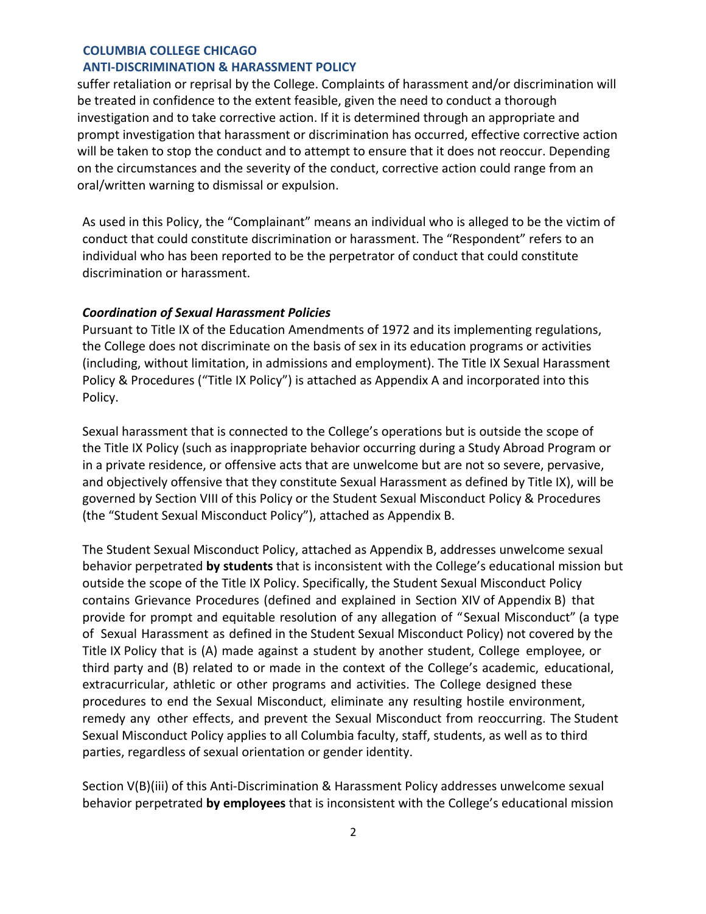suffer retaliation or reprisal by the College. Complaints of harassment and/or discrimination will be treated in confidence to the extent feasible, given the need to conduct a thorough investigation and to take corrective action. If it is determined through an appropriate and prompt investigation that harassment or discrimination has occurred, effective corrective action will be taken to stop the conduct and to attempt to ensure that it does not reoccur. Depending on the circumstances and the severity of the conduct, corrective action could range from an oral/written warning to dismissal or expulsion.

As used in this Policy, the "Complainant" means an individual who is alleged to be the victim of conduct that could constitute discrimination or harassment. The "Respondent" refers to an individual who has been reported to be the perpetrator of conduct that could constitute discrimination or harassment.

***Coordination of Sexual Harassment Policies***

Pursuant to Title IX of the Education Amendments of 1972 and its implementing regulations, the College does not discriminate on the basis of sex in its education programs or activities (including, without limitation, in admissions and employment). The Title IX Sexual Harassment Policy & Procedures ("Title IX Policy") is attached as Appendix A and incorporated into this Policy.

Sexual harassment that is connected to the College's operations but is outside the scope of the Title IX Policy (such as inappropriate behavior occurring during a Study Abroad Program or in a private residence, or offensive acts that are unwelcome but are not so severe, pervasive, and objectively offensive that they constitute Sexual Harassment as defined by Title IX), will be governed by Section VIII of this Policy or the Student Sexual Misconduct Policy & Procedures (the "Student Sexual Misconduct Policy"), attached as Appendix B.

The Student Sexual Misconduct Policy, attached as Appendix B, addresses unwelcome sexual behavior perpetrated **by students** that is inconsistent with the College's educational mission but outside the scope of the Title IX Policy. Specifically, the Student Sexual Misconduct Policy contains Grievance Procedures (defined and explained in Section XIV of Appendix B) that provide for prompt and equitable resolution of any allegation of "Sexual Misconduct" (a type of Sexual Harassment as defined in the Student Sexual Misconduct Policy) not covered by the Title IX Policy that is (A) made against a student by another student, College employee, or third party and (B) related to or made in the context of the College's academic, educational, extracurricular, athletic or other programs and activities. The College designed these procedures to end the Sexual Misconduct, eliminate any resulting hostile environment, remedy any other effects, and prevent the Sexual Misconduct from reoccurring. The Student Sexual Misconduct Policy applies to all Columbia faculty, staff, students, as well as to third parties, regardless of sexual orientation or gender identity.

Section V(B)(iii) of this Anti-Discrimination & Harassment Policy addresses unwelcome sexual behavior perpetrated **by employees** that is inconsistent with the College's educational mission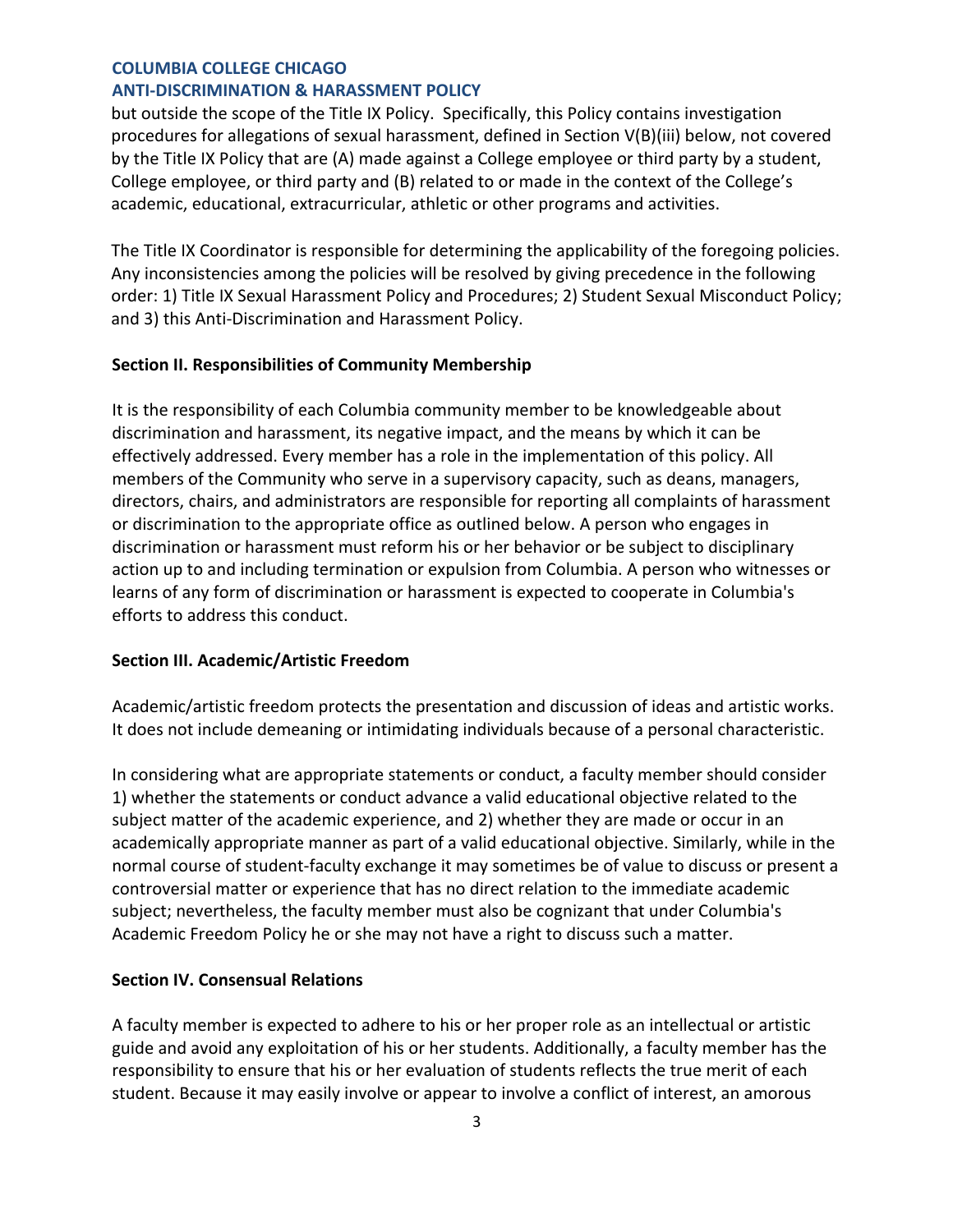but outside the scope of the Title IX Policy. Specifically, this Policy contains investigation procedures for allegations of sexual harassment, defined in Section V(B)(iii) below, not covered by the Title IX Policy that are (A) made against a College employee or third party by a student, College employee, or third party and (B) related to or made in the context of the College's academic, educational, extracurricular, athletic or other programs and activities.

The Title IX Coordinator is responsible for determining the applicability of the foregoing policies. Any inconsistencies among the policies will be resolved by giving precedence in the following order: 1) Title IX Sexual Harassment Policy and Procedures; 2) Student Sexual Misconduct Policy; and 3) this Anti-Discrimination and Harassment Policy.

**Section II. Responsibilities of Community Membership**

It is the responsibility of each Columbia community member to be knowledgeable about discrimination and harassment, its negative impact, and the means by which it can be effectively addressed. Every member has a role in the implementation of this policy. All members of the Community who serve in a supervisory capacity, such as deans, managers, directors, chairs, and administrators are responsible for reporting all complaints of harassment or discrimination to the appropriate office as outlined below. A person who engages in discrimination or harassment must reform his or her behavior or be subject to disciplinary action up to and including termination or expulsion from Columbia. A person who witnesses or learns of any form of discrimination or harassment is expected to cooperate in Columbia's efforts to address this conduct.

**Section III. Academic/Artistic Freedom**

Academic/artistic freedom protects the presentation and discussion of ideas and artistic works. It does not include demeaning or intimidating individuals because of a personal characteristic.

In considering what are appropriate statements or conduct, a faculty member should consider 1) whether the statements or conduct advance a valid educational objective related to the subject matter of the academic experience, and 2) whether they are made or occur in an academically appropriate manner as part of a valid educational objective. Similarly, while in the normal course of student-faculty exchange it may sometimes be of value to discuss or present a controversial matter or experience that has no direct relation to the immediate academic subject; nevertheless, the faculty member must also be cognizant that under Columbia's Academic Freedom Policy he or she may not have a right to discuss such a matter.

**Section IV. Consensual Relations**

A faculty member is expected to adhere to his or her proper role as an intellectual or artistic guide and avoid any exploitation of his or her students. Additionally, a faculty member has the responsibility to ensure that his or her evaluation of students reflects the true merit of each student. Because it may easily involve or appear to involve a conflict of interest, an amorous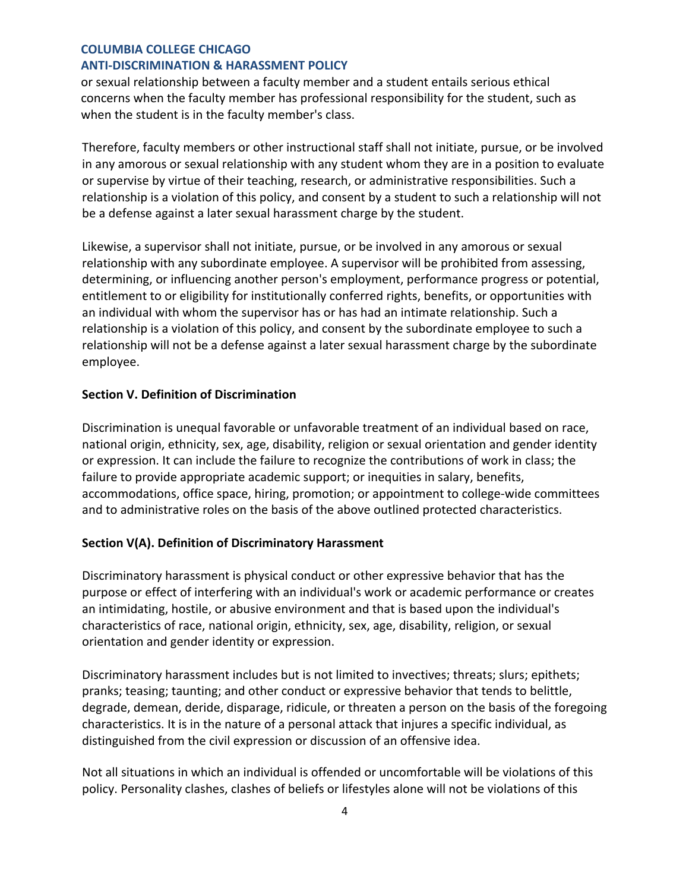or sexual relationship between a faculty member and a student entails serious ethical concerns when the faculty member has professional responsibility for the student, such as when the student is in the faculty member's class.

Therefore, faculty members or other instructional staff shall not initiate, pursue, or be involved in any amorous or sexual relationship with any student whom they are in a position to evaluate or supervise by virtue of their teaching, research, or administrative responsibilities. Such a relationship is a violation of this policy, and consent by a student to such a relationship will not be a defense against a later sexual harassment charge by the student.

Likewise, a supervisor shall not initiate, pursue, or be involved in any amorous or sexual relationship with any subordinate employee. A supervisor will be prohibited from assessing, determining, or influencing another person's employment, performance progress or potential, entitlement to or eligibility for institutionally conferred rights, benefits, or opportunities with an individual with whom the supervisor has or has had an intimate relationship. Such a relationship is a violation of this policy, and consent by the subordinate employee to such a relationship will not be a defense against a later sexual harassment charge by the subordinate employee.

## Section V. Definition of Discrimination

Discrimination is unequal favorable or unfavorable treatment of an individual based on race, national origin, ethnicity, sex, age, disability, religion or sexual orientation and gender identity or expression. It can include the failure to recognize the contributions of work in class; the failure to provide appropriate academic support; or inequities in salary, benefits, accommodations, office space, hiring, promotion; or appointment to college-wide committees and to administrative roles on the basis of the above outlined protected characteristics.

## Section V(A). Definition of Discriminatory Harassment

Discriminatory harassment is physical conduct or other expressive behavior that has the purpose or effect of interfering with an individual's work or academic performance or creates an intimidating, hostile, or abusive environment and that is based upon the individual's characteristics of race, national origin, ethnicity, sex, age, disability, religion, or sexual orientation and gender identity or expression.

Discriminatory harassment includes but is not limited to invectives; threats; slurs; epithets; pranks; teasing; taunting; and other conduct or expressive behavior that tends to belittle, degrade, demean, deride, disparage, ridicule, or threaten a person on the basis of the foregoing characteristics. It is in the nature of a personal attack that injures a specific individual, as distinguished from the civil expression or discussion of an offensive idea.

Not all situations in which an individual is offended or uncomfortable will be violations of this policy. Personality clashes, clashes of beliefs or lifestyles alone will not be violations of this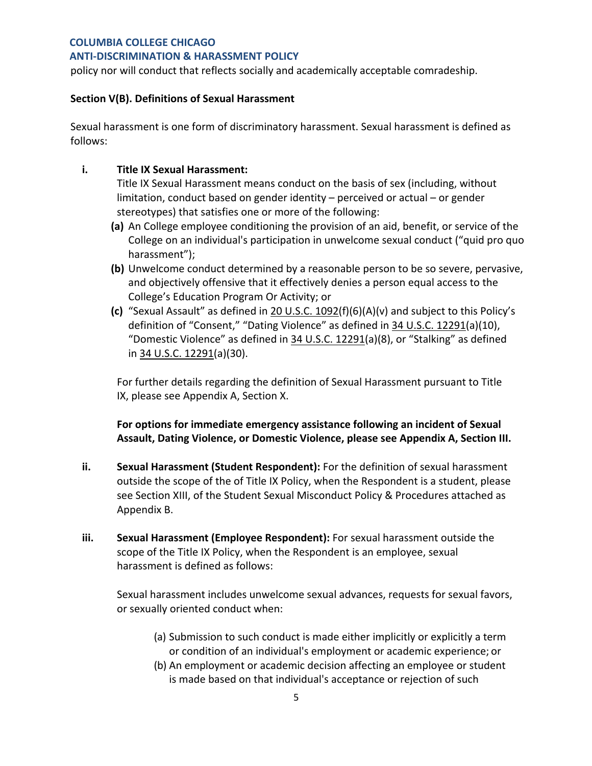policy nor will conduct that reflects socially and academically acceptable comradeship.

**Section V(B). Definitions of Sexual Harassment**

Sexual harassment is one form of discriminatory harassment. Sexual harassment is defined as follows:

**i. Title IX Sexual Harassment:**
Title IX Sexual Harassment means conduct on the basis of sex (including, without limitation, conduct based on gender identity – perceived or actual – or gender stereotypes) that satisfies one or more of the following:

**(a)** An College employee conditioning the provision of an aid, benefit, or service of the College on an individual's participation in unwelcome sexual conduct ("quid pro quo harassment");

**(b)** Unwelcome conduct determined by a reasonable person to be so severe, pervasive, and objectively offensive that it effectively denies a person equal access to the College's Education Program Or Activity; or

**(c)** "Sexual Assault" as defined in 20 U.S.C. 1092(f)(6)(A)(v) and subject to this Policy's definition of "Consent," "Dating Violence" as defined in 34 U.S.C. 12291(a)(10), "Domestic Violence" as defined in 34 U.S.C. 12291(a)(8), or "Stalking" as defined in 34 U.S.C. 12291(a)(30).

For further details regarding the definition of Sexual Harassment pursuant to Title IX, please see Appendix A, Section X.

**For options for immediate emergency assistance following an incident of Sexual Assault, Dating Violence, or Domestic Violence, please see Appendix A, Section III.**

**ii. Sexual Harassment (Student Respondent):** For the definition of sexual harassment outside the scope of the of Title IX Policy, when the Respondent is a student, please see Section XIII, of the Student Sexual Misconduct Policy & Procedures attached as Appendix B.

**iii. Sexual Harassment (Employee Respondent):** For sexual harassment outside the scope of the Title IX Policy, when the Respondent is an employee, sexual harassment is defined as follows:

Sexual harassment includes unwelcome sexual advances, requests for sexual favors, or sexually oriented conduct when:

(a) Submission to such conduct is made either implicitly or explicitly a term or condition of an individual's employment or academic experience; or

(b) An employment or academic decision affecting an employee or student is made based on that individual's acceptance or rejection of such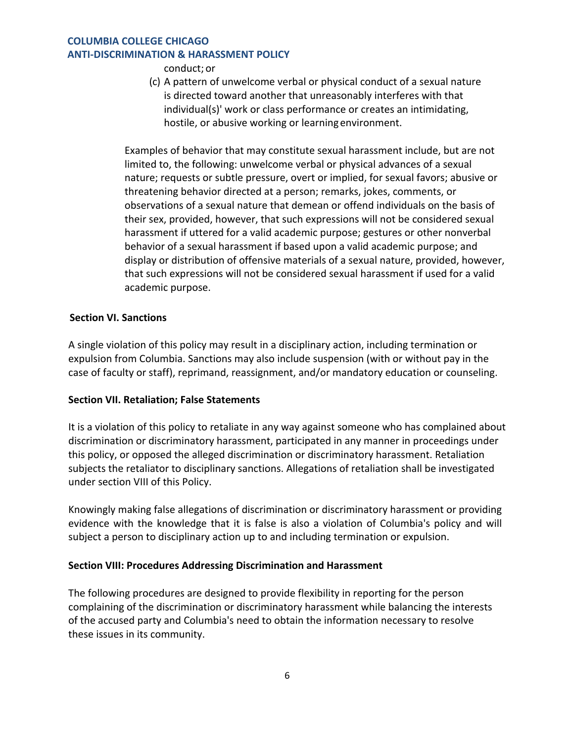conduct; or

(c) A pattern of unwelcome verbal or physical conduct of a sexual nature is directed toward another that unreasonably interferes with that individual(s)' work or class performance or creates an intimidating, hostile, or abusive working or learning environment.

Examples of behavior that may constitute sexual harassment include, but are not limited to, the following: unwelcome verbal or physical advances of a sexual nature; requests or subtle pressure, overt or implied, for sexual favors; abusive or threatening behavior directed at a person; remarks, jokes, comments, or observations of a sexual nature that demean or offend individuals on the basis of their sex, provided, however, that such expressions will not be considered sexual harassment if uttered for a valid academic purpose; gestures or other nonverbal behavior of a sexual harassment if based upon a valid academic purpose; and display or distribution of offensive materials of a sexual nature, provided, however, that such expressions will not be considered sexual harassment if used for a valid academic purpose.

**Section VI. Sanctions**

A single violation of this policy may result in a disciplinary action, including termination or expulsion from Columbia. Sanctions may also include suspension (with or without pay in the case of faculty or staff), reprimand, reassignment, and/or mandatory education or counseling.

**Section VII. Retaliation; False Statements**

It is a violation of this policy to retaliate in any way against someone who has complained about discrimination or discriminatory harassment, participated in any manner in proceedings under this policy, or opposed the alleged discrimination or discriminatory harassment. Retaliation subjects the retaliator to disciplinary sanctions. Allegations of retaliation shall be investigated under section VIII of this Policy.

Knowingly making false allegations of discrimination or discriminatory harassment or providing evidence with the knowledge that it is false is also a violation of Columbia's policy and will subject a person to disciplinary action up to and including termination or expulsion.

**Section VIII: Procedures Addressing Discrimination and Harassment**

The following procedures are designed to provide flexibility in reporting for the person complaining of the discrimination or discriminatory harassment while balancing the interests of the accused party and Columbia's need to obtain the information necessary to resolve these issues in its community.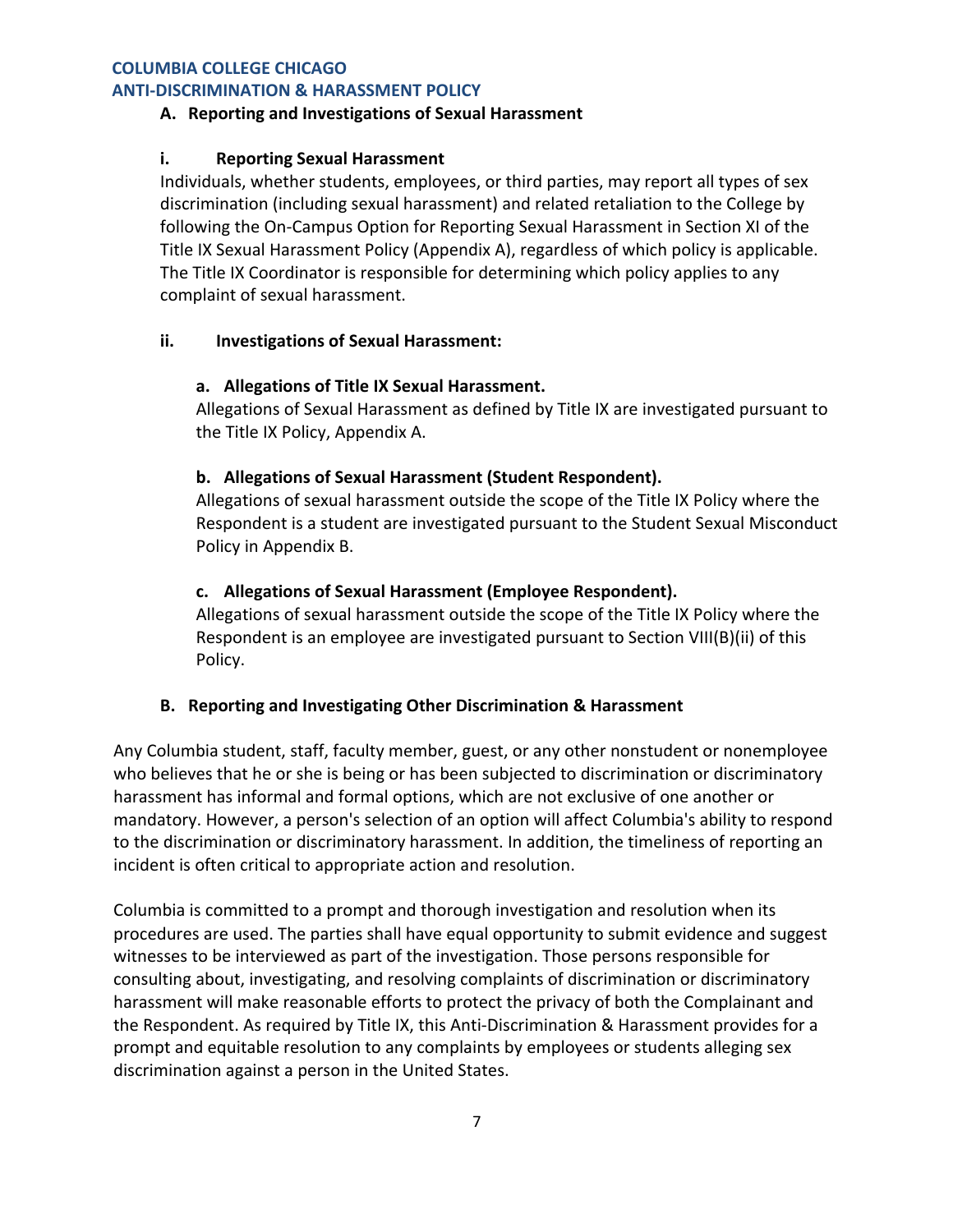### A. Reporting and Investigations of Sexual Harassment

#### i. Reporting Sexual Harassment

Individuals, whether students, employees, or third parties, may report all types of sex discrimination (including sexual harassment) and related retaliation to the College by following the On-Campus Option for Reporting Sexual Harassment in Section XI of the Title IX Sexual Harassment Policy (Appendix A), regardless of which policy is applicable. The Title IX Coordinator is responsible for determining which policy applies to any complaint of sexual harassment.

#### ii. Investigations of Sexual Harassment:

**a. Allegations of Title IX Sexual Harassment.**

Allegations of Sexual Harassment as defined by Title IX are investigated pursuant to the Title IX Policy, Appendix A.

**b. Allegations of Sexual Harassment (Student Respondent).**

Allegations of sexual harassment outside the scope of the Title IX Policy where the Respondent is a student are investigated pursuant to the Student Sexual Misconduct Policy in Appendix B.

**c. Allegations of Sexual Harassment (Employee Respondent).**

Allegations of sexual harassment outside the scope of the Title IX Policy where the Respondent is an employee are investigated pursuant to Section VIII(B)(ii) of this Policy.

### B. Reporting and Investigating Other Discrimination & Harassment

Any Columbia student, staff, faculty member, guest, or any other nonstudent or nonemployee who believes that he or she is being or has been subjected to discrimination or discriminatory harassment has informal and formal options, which are not exclusive of one another or mandatory. However, a person's selection of an option will affect Columbia's ability to respond to the discrimination or discriminatory harassment. In addition, the timeliness of reporting an incident is often critical to appropriate action and resolution.

Columbia is committed to a prompt and thorough investigation and resolution when its procedures are used. The parties shall have equal opportunity to submit evidence and suggest witnesses to be interviewed as part of the investigation. Those persons responsible for consulting about, investigating, and resolving complaints of discrimination or discriminatory harassment will make reasonable efforts to protect the privacy of both the Complainant and the Respondent. As required by Title IX, this Anti-Discrimination & Harassment provides for a prompt and equitable resolution to any complaints by employees or students alleging sex discrimination against a person in the United States.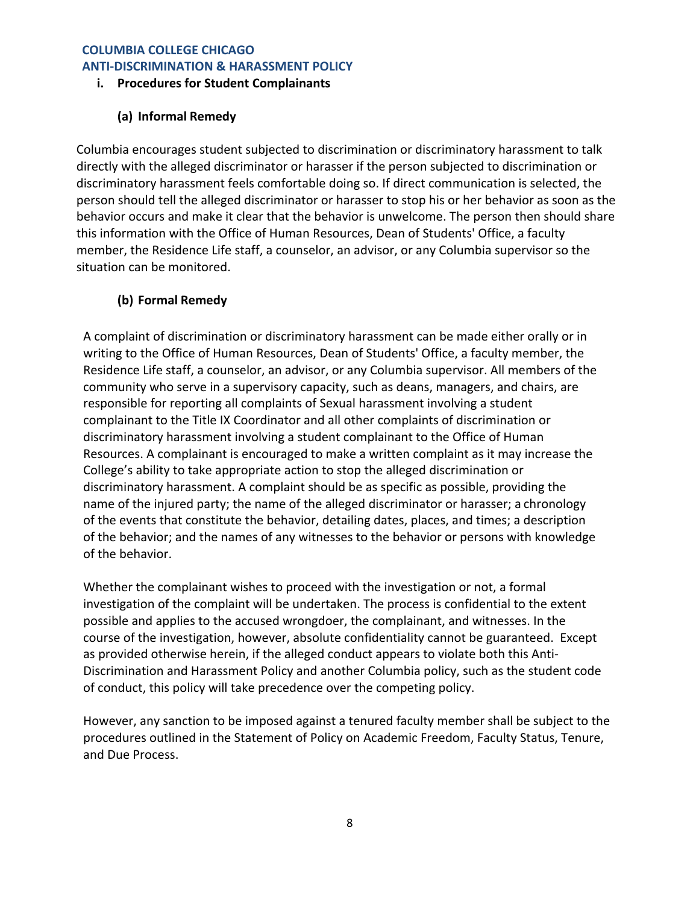**i. Procedures for Student Complainants**

**(a) Informal Remedy**

Columbia encourages student subjected to discrimination or discriminatory harassment to talk directly with the alleged discriminator or harasser if the person subjected to discrimination or discriminatory harassment feels comfortable doing so. If direct communication is selected, the person should tell the alleged discriminator or harasser to stop his or her behavior as soon as the behavior occurs and make it clear that the behavior is unwelcome. The person then should share this information with the Office of Human Resources, Dean of Students' Office, a faculty member, the Residence Life staff, a counselor, an advisor, or any Columbia supervisor so the situation can be monitored.

**(b) Formal Remedy**

A complaint of discrimination or discriminatory harassment can be made either orally or in writing to the Office of Human Resources, Dean of Students' Office, a faculty member, the Residence Life staff, a counselor, an advisor, or any Columbia supervisor. All members of the community who serve in a supervisory capacity, such as deans, managers, and chairs, are responsible for reporting all complaints of Sexual harassment involving a student complainant to the Title IX Coordinator and all other complaints of discrimination or discriminatory harassment involving a student complainant to the Office of Human Resources. A complainant is encouraged to make a written complaint as it may increase the College's ability to take appropriate action to stop the alleged discrimination or discriminatory harassment. A complaint should be as specific as possible, providing the name of the injured party; the name of the alleged discriminator or harasser; a chronology of the events that constitute the behavior, detailing dates, places, and times; a description of the behavior; and the names of any witnesses to the behavior or persons with knowledge of the behavior.

Whether the complainant wishes to proceed with the investigation or not, a formal investigation of the complaint will be undertaken. The process is confidential to the extent possible and applies to the accused wrongdoer, the complainant, and witnesses. In the course of the investigation, however, absolute confidentiality cannot be guaranteed. Except as provided otherwise herein, if the alleged conduct appears to violate both this Anti-Discrimination and Harassment Policy and another Columbia policy, such as the student code of conduct, this policy will take precedence over the competing policy.

However, any sanction to be imposed against a tenured faculty member shall be subject to the procedures outlined in the Statement of Policy on Academic Freedom, Faculty Status, Tenure, and Due Process.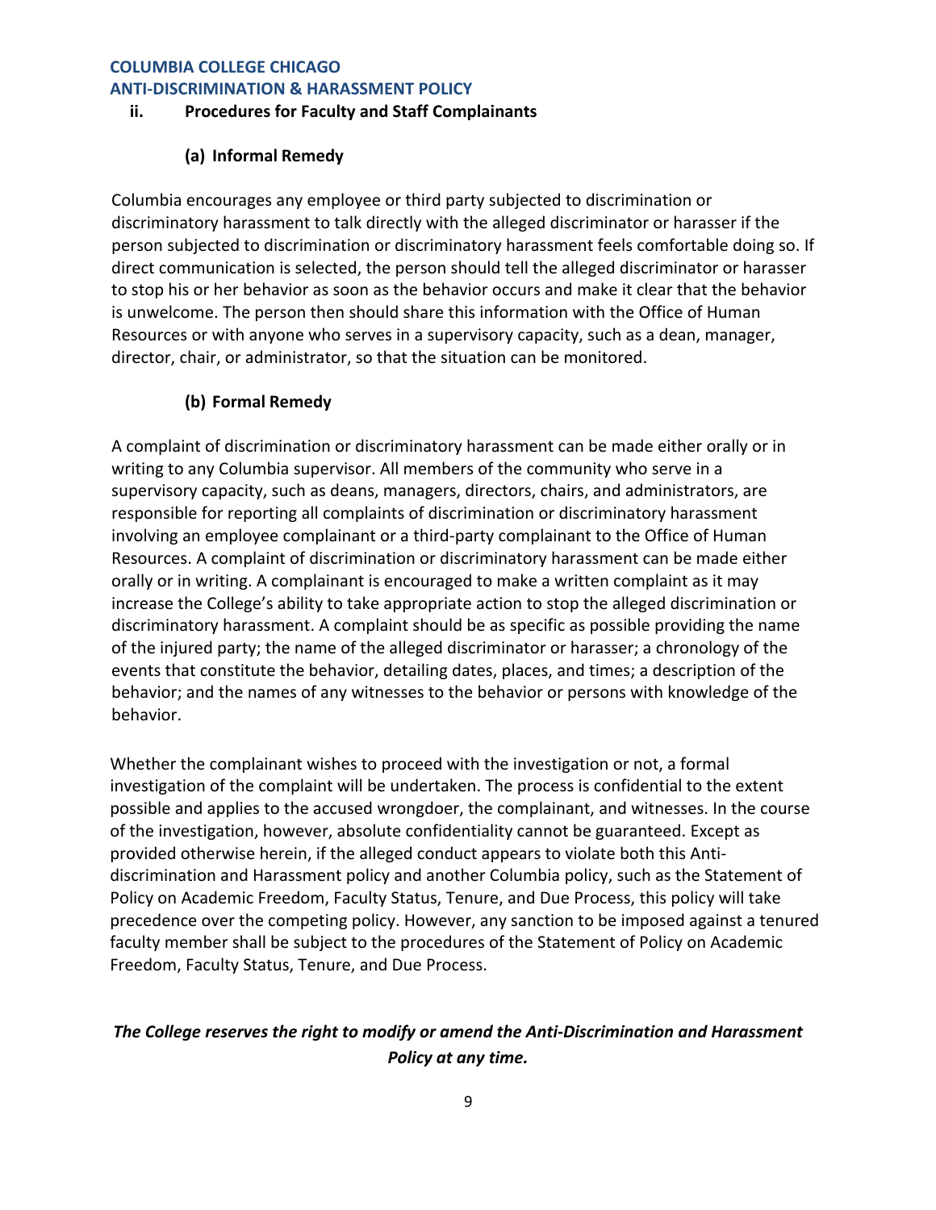### ii. Procedures for Faculty and Staff Complainants

#### (a) Informal Remedy

Columbia encourages any employee or third party subjected to discrimination or discriminatory harassment to talk directly with the alleged discriminator or harasser if the person subjected to discrimination or discriminatory harassment feels comfortable doing so. If direct communication is selected, the person should tell the alleged discriminator or harasser to stop his or her behavior as soon as the behavior occurs and make it clear that the behavior is unwelcome. The person then should share this information with the Office of Human Resources or with anyone who serves in a supervisory capacity, such as a dean, manager, director, chair, or administrator, so that the situation can be monitored.

#### (b) Formal Remedy

A complaint of discrimination or discriminatory harassment can be made either orally or in writing to any Columbia supervisor. All members of the community who serve in a supervisory capacity, such as deans, managers, directors, chairs, and administrators, are responsible for reporting all complaints of discrimination or discriminatory harassment involving an employee complainant or a third-party complainant to the Office of Human Resources. A complaint of discrimination or discriminatory harassment can be made either orally or in writing. A complainant is encouraged to make a written complaint as it may increase the College's ability to take appropriate action to stop the alleged discrimination or discriminatory harassment. A complaint should be as specific as possible providing the name of the injured party; the name of the alleged discriminator or harasser; a chronology of the events that constitute the behavior, detailing dates, places, and times; a description of the behavior; and the names of any witnesses to the behavior or persons with knowledge of the behavior.

Whether the complainant wishes to proceed with the investigation or not, a formal investigation of the complaint will be undertaken. The process is confidential to the extent possible and applies to the accused wrongdoer, the complainant, and witnesses. In the course of the investigation, however, absolute confidentiality cannot be guaranteed. Except as provided otherwise herein, if the alleged conduct appears to violate both this Anti-discrimination and Harassment policy and another Columbia policy, such as the Statement of Policy on Academic Freedom, Faculty Status, Tenure, and Due Process, this policy will take precedence over the competing policy. However, any sanction to be imposed against a tenured faculty member shall be subject to the procedures of the Statement of Policy on Academic Freedom, Faculty Status, Tenure, and Due Process.

***The College reserves the right to modify or amend the Anti-Discrimination and Harassment Policy at any time.***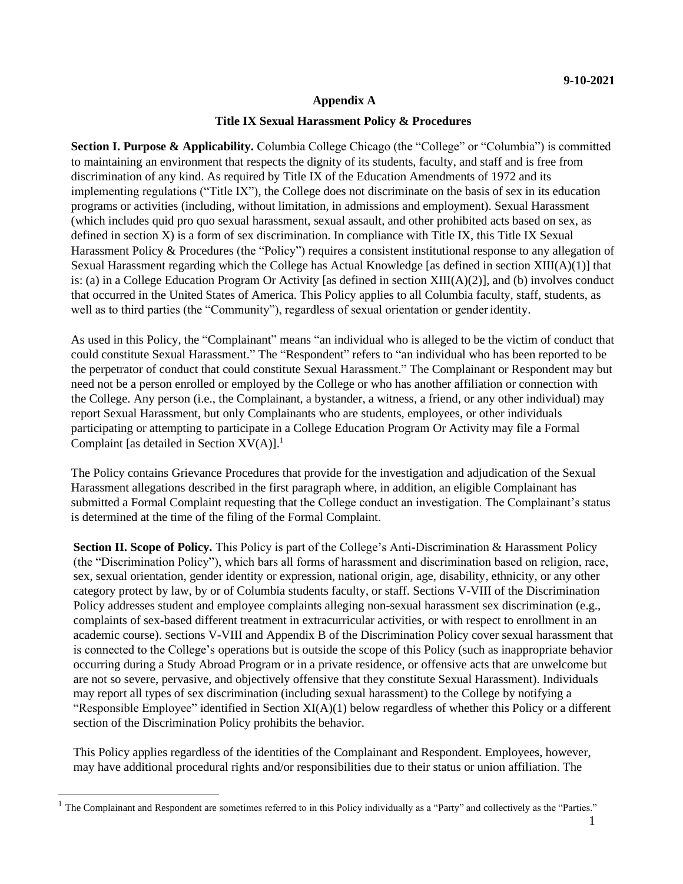9-10-2021

**Appendix A**

**Title IX Sexual Harassment Policy & Procedures**

**Section I. Purpose & Applicability.** Columbia College Chicago (the "College" or "Columbia") is committed to maintaining an environment that respects the dignity of its students, faculty, and staff and is free from discrimination of any kind. As required by Title IX of the Education Amendments of 1972 and its implementing regulations ("Title IX"), the College does not discriminate on the basis of sex in its education programs or activities (including, without limitation, in admissions and employment). Sexual Harassment (which includes quid pro quo sexual harassment, sexual assault, and other prohibited acts based on sex, as defined in section X) is a form of sex discrimination. In compliance with Title IX, this Title IX Sexual Harassment Policy & Procedures (the "Policy") requires a consistent institutional response to any allegation of Sexual Harassment regarding which the College has Actual Knowledge [as defined in section XIII(A)(1)] that is: (a) in a College Education Program Or Activity [as defined in section XIII(A)(2)], and (b) involves conduct that occurred in the United States of America. This Policy applies to all Columbia faculty, staff, students, as well as to third parties (the "Community"), regardless of sexual orientation or gender identity.

As used in this Policy, the "Complainant" means "an individual who is alleged to be the victim of conduct that could constitute Sexual Harassment." The "Respondent" refers to "an individual who has been reported to be the perpetrator of conduct that could constitute Sexual Harassment." The Complainant or Respondent may but need not be a person enrolled or employed by the College or who has another affiliation or connection with the College. Any person (i.e., the Complainant, a bystander, a witness, a friend, or any other individual) may report Sexual Harassment, but only Complainants who are students, employees, or other individuals participating or attempting to participate in a College Education Program Or Activity may file a Formal Complaint [as detailed in Section XV(A)].[1]

The Policy contains Grievance Procedures that provide for the investigation and adjudication of the Sexual Harassment allegations described in the first paragraph where, in addition, an eligible Complainant has submitted a Formal Complaint requesting that the College conduct an investigation. The Complainant's status is determined at the time of the filing of the Formal Complaint.

**Section II. Scope of Policy.** This Policy is part of the College's Anti-Discrimination & Harassment Policy (the "Discrimination Policy"), which bars all forms of harassment and discrimination based on religion, race, sex, sexual orientation, gender identity or expression, national origin, age, disability, ethnicity, or any other category protect by law, by or of Columbia students faculty, or staff. Sections V-VIII of the Discrimination Policy addresses student and employee complaints alleging non-sexual harassment sex discrimination (e.g., complaints of sex-based different treatment in extracurricular activities, or with respect to enrollment in an academic course). Sections V-VIII and Appendix B of the Discrimination Policy cover sexual harassment that is connected to the College's operations but is outside the scope of this Policy (such as inappropriate behavior occurring during a Study Abroad Program or in a private residence, or offensive acts that are unwelcome but are not so severe, pervasive, and objectively offensive that they constitute Sexual Harassment). Individuals may report all types of sex discrimination (including sexual harassment) to the College by notifying a "Responsible Employee" identified in Section XI(A)(1) below regardless of whether this Policy or a different section of the Discrimination Policy prohibits the behavior.

This Policy applies regardless of the identities of the Complainant and Respondent. Employees, however, may have additional procedural rights and/or responsibilities due to their status or union affiliation. The

[1] The Complainant and Respondent are sometimes referred to in this Policy individually as a "Party" and collectively as the "Parties."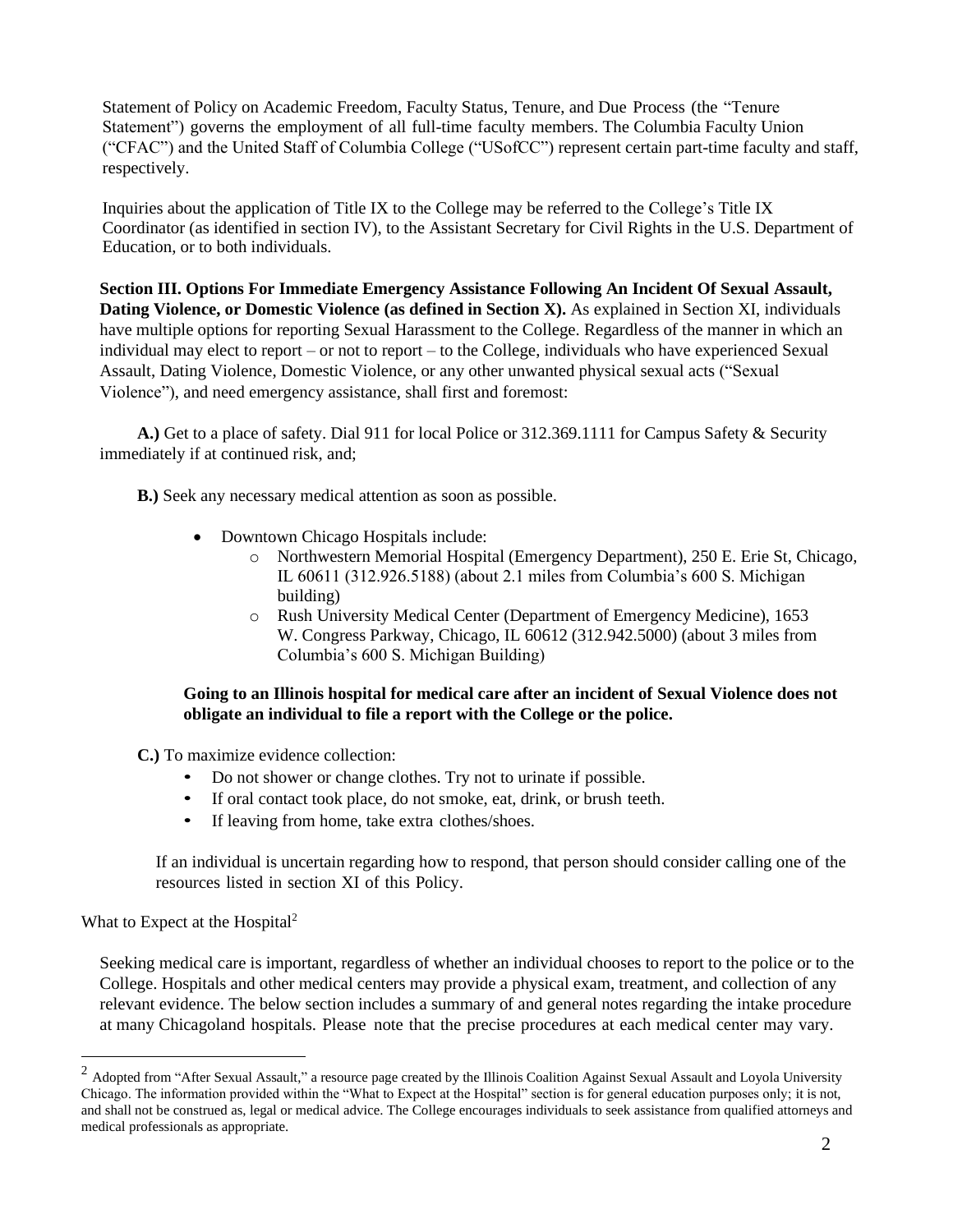Statement of Policy on Academic Freedom, Faculty Status, Tenure, and Due Process (the "Tenure Statement") governs the employment of all full-time faculty members. The Columbia Faculty Union ("CFAC") and the United Staff of Columbia College ("USofCC") represent certain part-time faculty and staff, respectively.

Inquiries about the application of Title IX to the College may be referred to the College's Title IX Coordinator (as identified in section IV), to the Assistant Secretary for Civil Rights in the U.S. Department of Education, or to both individuals.

**Section III. Options For Immediate Emergency Assistance Following An Incident Of Sexual Assault, Dating Violence, or Domestic Violence (as defined in Section X).** As explained in Section XI, individuals have multiple options for reporting Sexual Harassment to the College. Regardless of the manner in which an individual may elect to report – or not to report – to the College, individuals who have experienced Sexual Assault, Dating Violence, Domestic Violence, or any other unwanted physical sexual acts ("Sexual Violence"), and need emergency assistance, shall first and foremost:

**A.)** Get to a place of safety. Dial 911 for local Police or 312.369.1111 for Campus Safety & Security immediately if at continued risk, and;

**B.)** Seek any necessary medical attention as soon as possible.

- Downtown Chicago Hospitals include:
  - Northwestern Memorial Hospital (Emergency Department), 250 E. Erie St, Chicago, IL 60611 (312.926.5188) (about 2.1 miles from Columbia's 600 S. Michigan building)
  - Rush University Medical Center (Department of Emergency Medicine), 1653 W. Congress Parkway, Chicago, IL 60612 (312.942.5000) (about 3 miles from Columbia's 600 S. Michigan Building)

**Going to an Illinois hospital for medical care after an incident of Sexual Violence does not obligate an individual to file a report with the College or the police.**

**C.)** To maximize evidence collection:

- Do not shower or change clothes. Try not to urinate if possible.
- If oral contact took place, do not smoke, eat, drink, or brush teeth.
- If leaving from home, take extra clothes/shoes.

If an individual is uncertain regarding how to respond, that person should consider calling one of the resources listed in section XI of this Policy.

What to Expect at the Hospital[2]

Seeking medical care is important, regardless of whether an individual chooses to report to the police or to the College. Hospitals and other medical centers may provide a physical exam, treatment, and collection of any relevant evidence. The below section includes a summary of and general notes regarding the intake procedure at many Chicagoland hospitals. Please note that the precise procedures at each medical center may vary.

[2] Adopted from "After Sexual Assault," a resource page created by the Illinois Coalition Against Sexual Assault and Loyola University Chicago. The information provided within the "What to Expect at the Hospital" section is for general education purposes only; it is not, and shall not be construed as, legal or medical advice. The College encourages individuals to seek assistance from qualified attorneys and medical professionals as appropriate.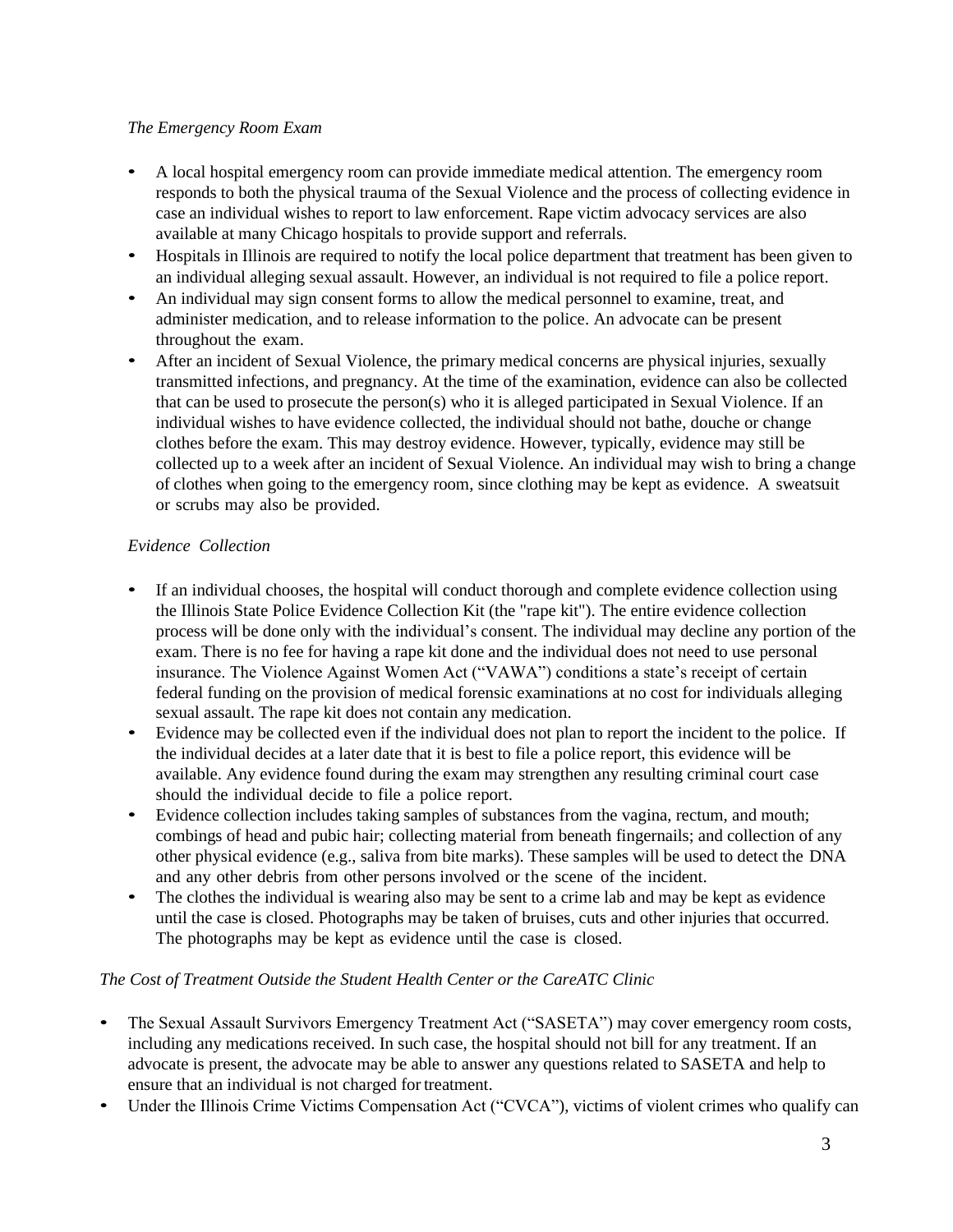*The Emergency Room Exam*

- A local hospital emergency room can provide immediate medical attention. The emergency room responds to both the physical trauma of the Sexual Violence and the process of collecting evidence in case an individual wishes to report to law enforcement. Rape victim advocacy services are also available at many Chicago hospitals to provide support and referrals.
- Hospitals in Illinois are required to notify the local police department that treatment has been given to an individual alleging sexual assault. However, an individual is not required to file a police report.
- An individual may sign consent forms to allow the medical personnel to examine, treat, and administer medication, and to release information to the police. An advocate can be present throughout the exam.
- After an incident of Sexual Violence, the primary medical concerns are physical injuries, sexually transmitted infections, and pregnancy. At the time of the examination, evidence can also be collected that can be used to prosecute the person(s) who it is alleged participated in Sexual Violence. If an individual wishes to have evidence collected, the individual should not bathe, douche or change clothes before the exam. This may destroy evidence. However, typically, evidence may still be collected up to a week after an incident of Sexual Violence. An individual may wish to bring a change of clothes when going to the emergency room, since clothing may be kept as evidence. A sweatsuit or scrubs may also be provided.

*Evidence Collection*

- If an individual chooses, the hospital will conduct thorough and complete evidence collection using the Illinois State Police Evidence Collection Kit (the "rape kit"). The entire evidence collection process will be done only with the individual's consent. The individual may decline any portion of the exam. There is no fee for having a rape kit done and the individual does not need to use personal insurance. The Violence Against Women Act ("VAWA") conditions a state's receipt of certain federal funding on the provision of medical forensic examinations at no cost for individuals alleging sexual assault. The rape kit does not contain any medication.
- Evidence may be collected even if the individual does not plan to report the incident to the police. If the individual decides at a later date that it is best to file a police report, this evidence will be available. Any evidence found during the exam may strengthen any resulting criminal court case should the individual decide to file a police report.
- Evidence collection includes taking samples of substances from the vagina, rectum, and mouth; combings of head and pubic hair; collecting material from beneath fingernails; and collection of any other physical evidence (e.g., saliva from bite marks). These samples will be used to detect the DNA and any other debris from other persons involved or the scene of the incident.
- The clothes the individual is wearing also may be sent to a crime lab and may be kept as evidence until the case is closed. Photographs may be taken of bruises, cuts and other injuries that occurred. The photographs may be kept as evidence until the case is closed.

*The Cost of Treatment Outside the Student Health Center or the CareATC Clinic*

- The Sexual Assault Survivors Emergency Treatment Act ("SASETA") may cover emergency room costs, including any medications received. In such case, the hospital should not bill for any treatment. If an advocate is present, the advocate may be able to answer any questions related to SASETA and help to ensure that an individual is not charged for treatment.
- Under the Illinois Crime Victims Compensation Act ("CVCA"), victims of violent crimes who qualify can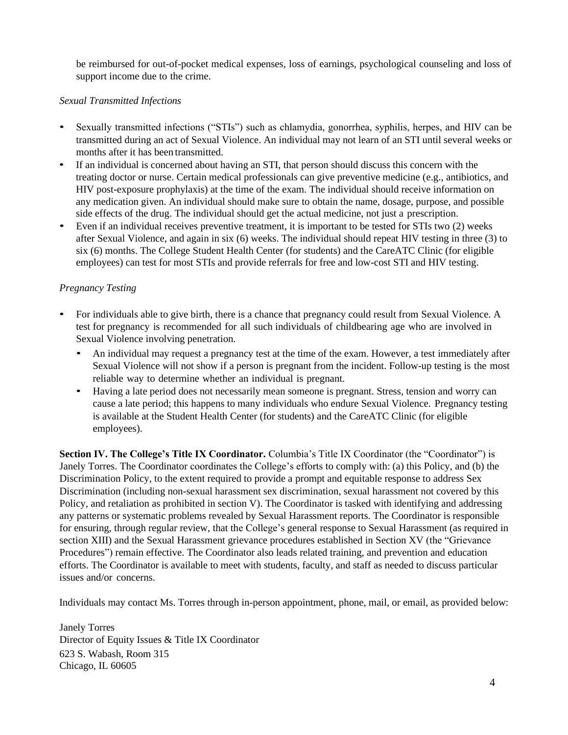be reimbursed for out-of-pocket medical expenses, loss of earnings, psychological counseling and loss of support income due to the crime.

*Sexual Transmitted Infections*

- Sexually transmitted infections ("STIs") such as chlamydia, gonorrhea, syphilis, herpes, and HIV can be transmitted during an act of Sexual Violence. An individual may not learn of an STI until several weeks or months after it has been transmitted.
- If an individual is concerned about having an STI, that person should discuss this concern with the treating doctor or nurse. Certain medical professionals can give preventive medicine (e.g., antibiotics, and HIV post-exposure prophylaxis) at the time of the exam. The individual should receive information on any medication given. An individual should make sure to obtain the name, dosage, purpose, and possible side effects of the drug. The individual should get the actual medicine, not just a prescription.
- Even if an individual receives preventive treatment, it is important to be tested for STIs two (2) weeks after Sexual Violence, and again in six (6) weeks. The individual should repeat HIV testing in three (3) to six (6) months. The College Student Health Center (for students) and the CareATC Clinic (for eligible employees) can test for most STIs and provide referrals for free and low-cost STI and HIV testing.

*Pregnancy Testing*

- For individuals able to give birth, there is a chance that pregnancy could result from Sexual Violence. A test for pregnancy is recommended for all such individuals of childbearing age who are involved in Sexual Violence involving penetration.
  - An individual may request a pregnancy test at the time of the exam. However, a test immediately after Sexual Violence will not show if a person is pregnant from the incident. Follow-up testing is the most reliable way to determine whether an individual is pregnant.
  - Having a late period does not necessarily mean someone is pregnant. Stress, tension and worry can cause a late period; this happens to many individuals who endure Sexual Violence. Pregnancy testing is available at the Student Health Center (for students) and the CareATC Clinic (for eligible employees).

**Section IV. The College's Title IX Coordinator.** Columbia's Title IX Coordinator (the "Coordinator") is Janely Torres. The Coordinator coordinates the College's efforts to comply with: (a) this Policy, and (b) the Discrimination Policy, to the extent required to provide a prompt and equitable response to address Sex Discrimination (including non-sexual harassment sex discrimination, sexual harassment not covered by this Policy, and retaliation as prohibited in section V). The Coordinator is tasked with identifying and addressing any patterns or systematic problems revealed by Sexual Harassment reports. The Coordinator is responsible for ensuring, through regular review, that the College's general response to Sexual Harassment (as required in section XIII) and the Sexual Harassment grievance procedures established in Section XV (the "Grievance Procedures") remain effective. The Coordinator also leads related training, and prevention and education efforts. The Coordinator is available to meet with students, faculty, and staff as needed to discuss particular issues and/or concerns.

Individuals may contact Ms. Torres through in-person appointment, phone, mail, or email, as provided below:

Janely Torres  
Director of Equity Issues & Title IX Coordinator  
623 S. Wabash, Room 315  
Chicago, IL 60605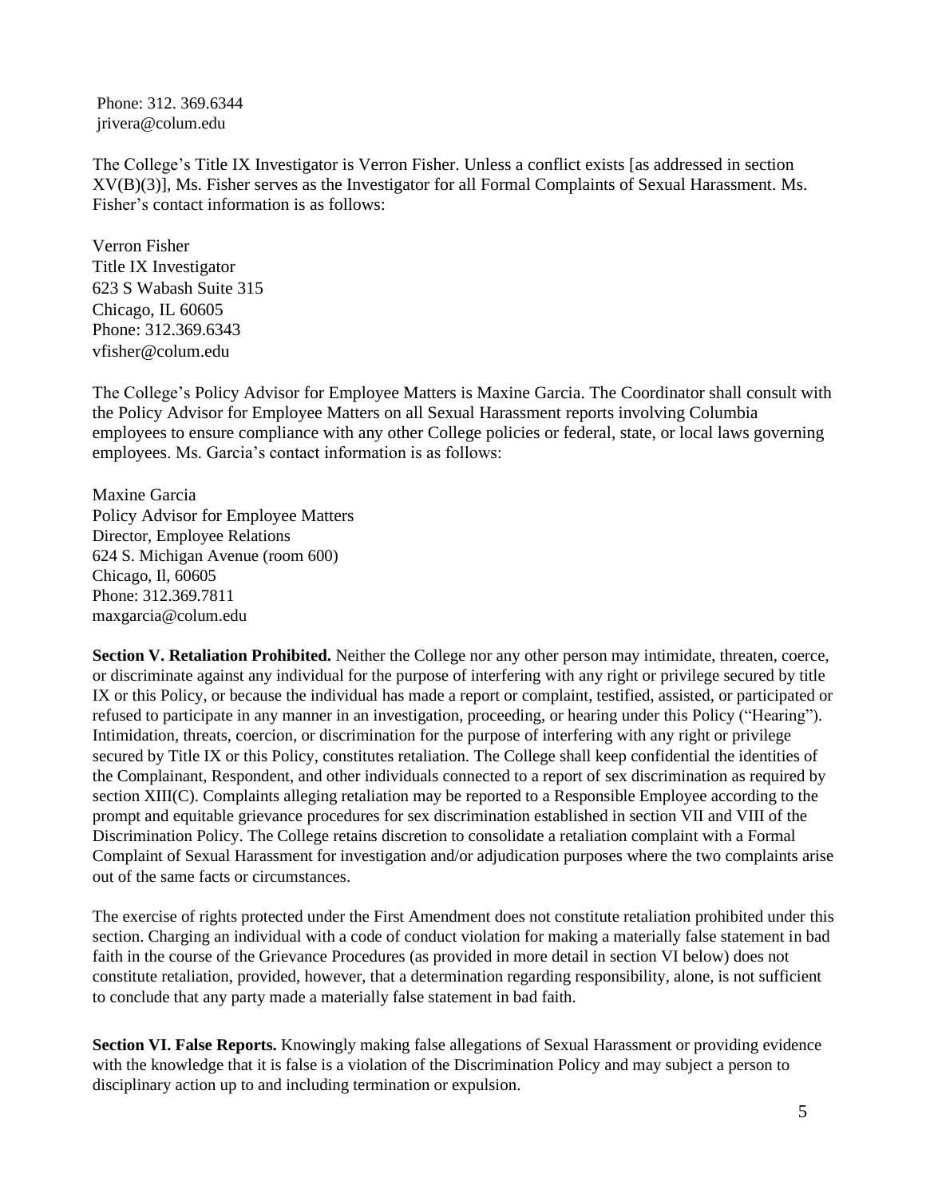Phone: 312. 369.6344
jrivera@colum.edu

The College's Title IX Investigator is Verron Fisher. Unless a conflict exists [as addressed in section XV(B)(3)], Ms. Fisher serves as the Investigator for all Formal Complaints of Sexual Harassment. Ms. Fisher's contact information is as follows:

Verron Fisher
Title IX Investigator
623 S Wabash Suite 315
Chicago, IL 60605
Phone: 312.369.6343
vfisher@colum.edu

The College's Policy Advisor for Employee Matters is Maxine Garcia. The Coordinator shall consult with the Policy Advisor for Employee Matters on all Sexual Harassment reports involving Columbia employees to ensure compliance with any other College policies or federal, state, or local laws governing employees. Ms. Garcia's contact information is as follows:

Maxine Garcia
Policy Advisor for Employee Matters
Director, Employee Relations
624 S. Michigan Avenue (room 600)
Chicago, Il, 60605
Phone: 312.369.7811
maxgarcia@colum.edu

**Section V. Retaliation Prohibited.** Neither the College nor any other person may intimidate, threaten, coerce, or discriminate against any individual for the purpose of interfering with any right or privilege secured by title IX or this Policy, or because the individual has made a report or complaint, testified, assisted, or participated or refused to participate in any manner in an investigation, proceeding, or hearing under this Policy ("Hearing"). Intimidation, threats, coercion, or discrimination for the purpose of interfering with any right or privilege secured by Title IX or this Policy, constitutes retaliation. The College shall keep confidential the identities of the Complainant, Respondent, and other individuals connected to a report of sex discrimination as required by section XIII(C). Complaints alleging retaliation may be reported to a Responsible Employee according to the prompt and equitable grievance procedures for sex discrimination established in section VII and VIII of the Discrimination Policy. The College retains discretion to consolidate a retaliation complaint with a Formal Complaint of Sexual Harassment for investigation and/or adjudication purposes where the two complaints arise out of the same facts or circumstances.

The exercise of rights protected under the First Amendment does not constitute retaliation prohibited under this section. Charging an individual with a code of conduct violation for making a materially false statement in bad faith in the course of the Grievance Procedures (as provided in more detail in section VI below) does not constitute retaliation, provided, however, that a determination regarding responsibility, alone, is not sufficient to conclude that any party made a materially false statement in bad faith.

**Section VI. False Reports.** Knowingly making false allegations of Sexual Harassment or providing evidence with the knowledge that it is false is a violation of the Discrimination Policy and may subject a person to disciplinary action up to and including termination or expulsion.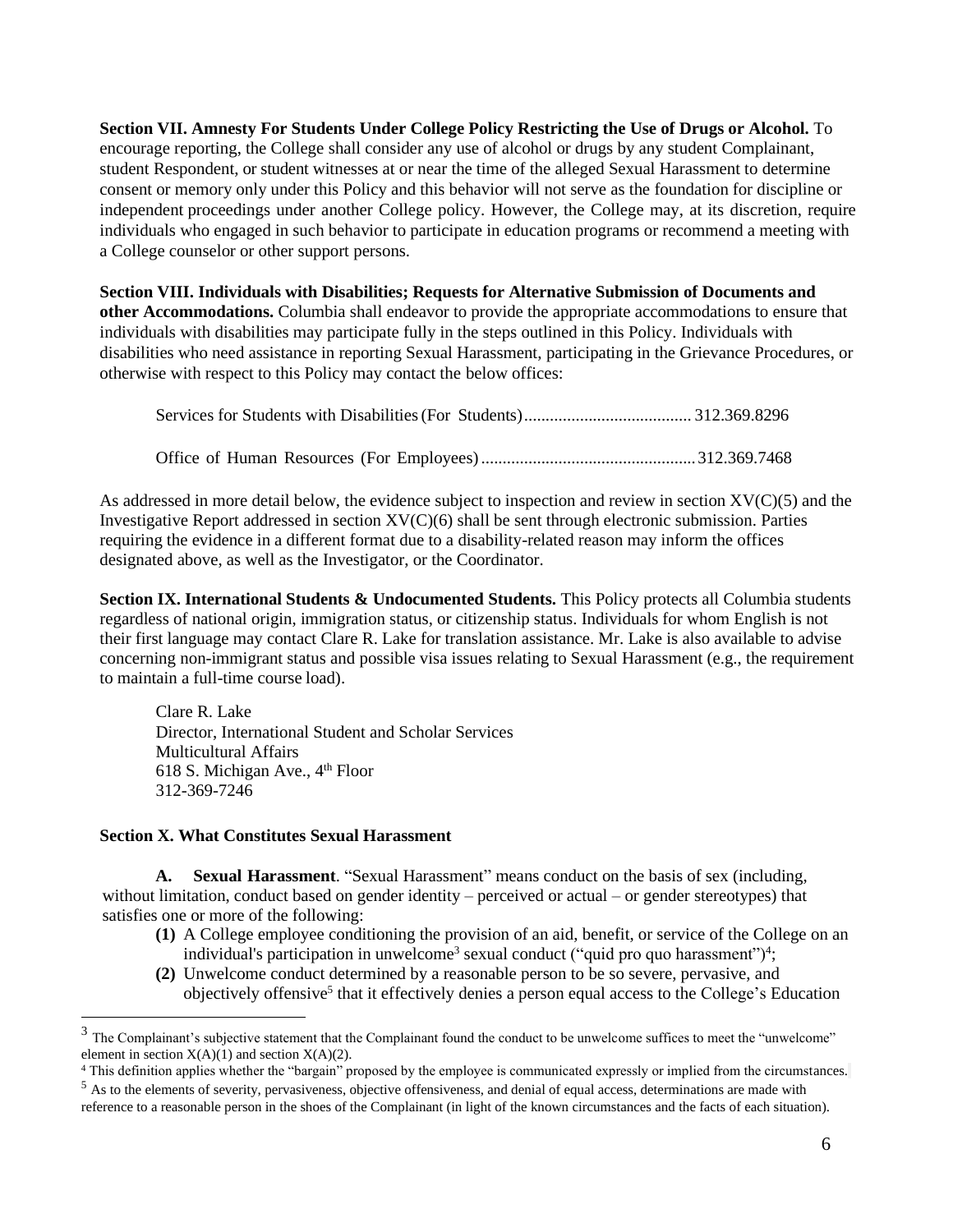**Section VII. Amnesty For Students Under College Policy Restricting the Use of Drugs or Alcohol.** To encourage reporting, the College shall consider any use of alcohol or drugs by any student Complainant, student Respondent, or student witnesses at or near the time of the alleged Sexual Harassment to determine consent or memory only under this Policy and this behavior will not serve as the foundation for discipline or independent proceedings under another College policy. However, the College may, at its discretion, require individuals who engaged in such behavior to participate in education programs or recommend a meeting with a College counselor or other support persons.

**Section VIII. Individuals with Disabilities; Requests for Alternative Submission of Documents and other Accommodations.** Columbia shall endeavor to provide the appropriate accommodations to ensure that individuals with disabilities may participate fully in the steps outlined in this Policy. Individuals with disabilities who need assistance in reporting Sexual Harassment, participating in the Grievance Procedures, or otherwise with respect to this Policy may contact the below offices:

Services for Students with Disabilities (For Students)...................................... 312.369.8296

Office of Human Resources (For Employees)................................................. 312.369.7468

As addressed in more detail below, the evidence subject to inspection and review in section XV(C)(5) and the Investigative Report addressed in section XV(C)(6) shall be sent through electronic submission. Parties requiring the evidence in a different format due to a disability-related reason may inform the offices designated above, as well as the Investigator, or the Coordinator.

**Section IX. International Students & Undocumented Students.** This Policy protects all Columbia students regardless of national origin, immigration status, or citizenship status. Individuals for whom English is not their first language may contact Clare R. Lake for translation assistance. Mr. Lake is also available to advise concerning non-immigrant status and possible visa issues relating to Sexual Harassment (e.g., the requirement to maintain a full-time course load).

Clare R. Lake
Director, International Student and Scholar Services
Multicultural Affairs
618 S. Michigan Ave., 4th Floor
312-369-7246

**Section X. What Constitutes Sexual Harassment**

**A. Sexual Harassment**. "Sexual Harassment" means conduct on the basis of sex (including, without limitation, conduct based on gender identity – perceived or actual – or gender stereotypes) that satisfies one or more of the following:

**(1)** A College employee conditioning the provision of an aid, benefit, or service of the College on an individual's participation in unwelcome[3] sexual conduct ("quid pro quo harassment")[4];

**(2)** Unwelcome conduct determined by a reasonable person to be so severe, pervasive, and objectively offensive[5] that it effectively denies a person equal access to the College's Education

[3] The Complainant's subjective statement that the Complainant found the conduct to be unwelcome suffices to meet the "unwelcome" element in section X(A)(1) and section X(A)(2).

[4] This definition applies whether the "bargain" proposed by the employee is communicated expressly or implied from the circumstances.

[5] As to the elements of severity, pervasiveness, objective offensiveness, and denial of equal access, determinations are made with reference to a reasonable person in the shoes of the Complainant (in light of the known circumstances and the facts of each situation).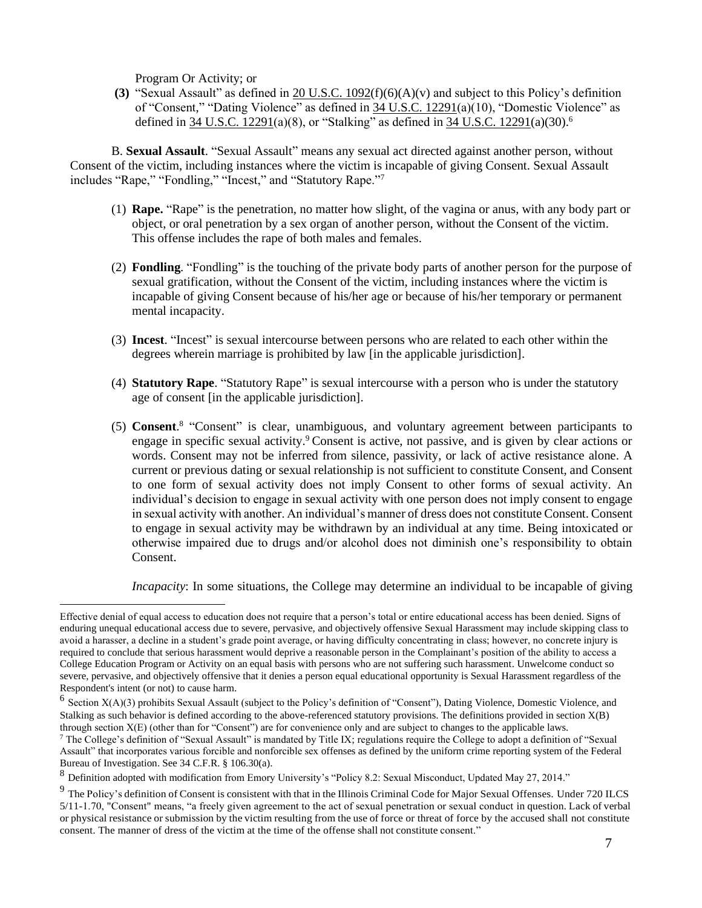Program Or Activity; or

**(3)** "Sexual Assault" as defined in 20 U.S.C. 1092(f)(6)(A)(v) and subject to this Policy's definition of "Consent," "Dating Violence" as defined in 34 U.S.C. 12291(a)(10), "Domestic Violence" as defined in 34 U.S.C. 12291(a)(8), or "Stalking" as defined in 34 U.S.C. 12291(a)(30).[6]

B. **Sexual Assault**. "Sexual Assault" means any sexual act directed against another person, without Consent of the victim, including instances where the victim is incapable of giving Consent. Sexual Assault includes "Rape," "Fondling," "Incest," and "Statutory Rape."[7]

(1) **Rape.** "Rape" is the penetration, no matter how slight, of the vagina or anus, with any body part or object, or oral penetration by a sex organ of another person, without the Consent of the victim. This offense includes the rape of both males and females.

(2) **Fondling**. "Fondling" is the touching of the private body parts of another person for the purpose of sexual gratification, without the Consent of the victim, including instances where the victim is incapable of giving Consent because of his/her age or because of his/her temporary or permanent mental incapacity.

(3) **Incest**. "Incest" is sexual intercourse between persons who are related to each other within the degrees wherein marriage is prohibited by law [in the applicable jurisdiction].

(4) **Statutory Rape**. "Statutory Rape" is sexual intercourse with a person who is under the statutory age of consent [in the applicable jurisdiction].

(5) **Consent**.[8] "Consent" is clear, unambiguous, and voluntary agreement between participants to engage in specific sexual activity.[9] Consent is active, not passive, and is given by clear actions or words. Consent may not be inferred from silence, passivity, or lack of active resistance alone. A current or previous dating or sexual relationship is not sufficient to constitute Consent, and Consent to one form of sexual activity does not imply Consent to other forms of sexual activity. An individual's decision to engage in sexual activity with one person does not imply consent to engage in sexual activity with another. An individual's manner of dress does not constitute Consent. Consent to engage in sexual activity may be withdrawn by an individual at any time. Being intoxicated or otherwise impaired due to drugs and/or alcohol does not diminish one's responsibility to obtain Consent.

*Incapacity*: In some situations, the College may determine an individual to be incapable of giving

---

Effective denial of equal access to education does not require that a person's total or entire educational access has been denied. Signs of enduring unequal educational access due to severe, pervasive, and objectively offensive Sexual Harassment may include skipping class to avoid a harasser, a decline in a student's grade point average, or having difficulty concentrating in class; however, no concrete injury is required to conclude that serious harassment would deprive a reasonable person in the Complainant's position of the ability to access a College Education Program or Activity on an equal basis with persons who are not suffering such harassment. Unwelcome conduct so severe, pervasive, and objectively offensive that it denies a person equal educational opportunity is Sexual Harassment regardless of the Respondent's intent (or not) to cause harm.

[6] Section X(A)(3) prohibits Sexual Assault (subject to the Policy's definition of "Consent"), Dating Violence, Domestic Violence, and Stalking as such behavior is defined according to the above-referenced statutory provisions. The definitions provided in section X(B) through section X(E) (other than for "Consent") are for convenience only and are subject to changes to the applicable laws.

[7] The College's definition of "Sexual Assault" is mandated by Title IX; regulations require the College to adopt a definition of "Sexual Assault" that incorporates various forcible and nonforcible sex offenses as defined by the uniform crime reporting system of the Federal Bureau of Investigation. See 34 C.F.R. § 106.30(a).

[8] Definition adopted with modification from Emory University's "Policy 8.2: Sexual Misconduct, Updated May 27, 2014."

[9] The Policy's definition of Consent is consistent with that in the Illinois Criminal Code for Major Sexual Offenses. Under 720 ILCS 5/11-1.70, "Consent" means, "a freely given agreement to the act of sexual penetration or sexual conduct in question. Lack of verbal or physical resistance or submission by the victim resulting from the use of force or threat of force by the accused shall not constitute consent. The manner of dress of the victim at the time of the offense shall not constitute consent."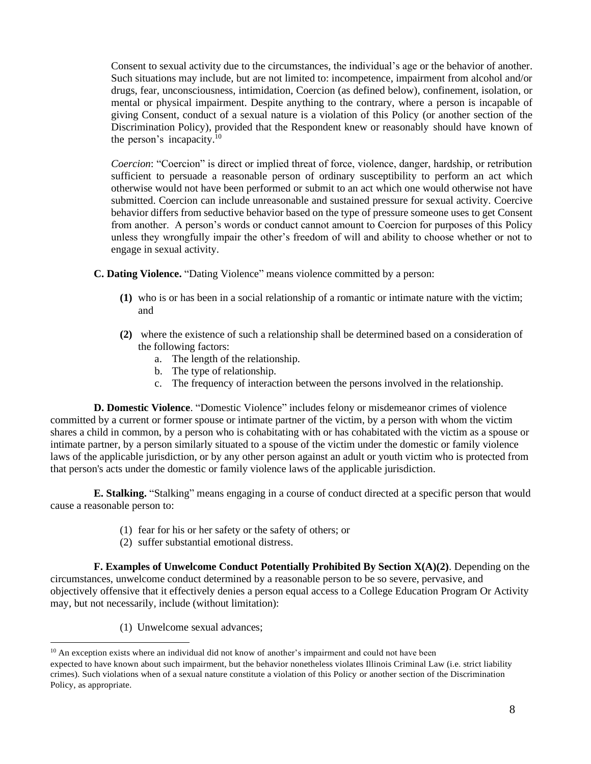Consent to sexual activity due to the circumstances, the individual's age or the behavior of another. Such situations may include, but are not limited to: incompetence, impairment from alcohol and/or drugs, fear, unconsciousness, intimidation, Coercion (as defined below), confinement, isolation, or mental or physical impairment. Despite anything to the contrary, where a person is incapable of giving Consent, conduct of a sexual nature is a violation of this Policy (or another section of the Discrimination Policy), provided that the Respondent knew or reasonably should have known of the person's incapacity.[10]

*Coercion*: "Coercion" is direct or implied threat of force, violence, danger, hardship, or retribution sufficient to persuade a reasonable person of ordinary susceptibility to perform an act which otherwise would not have been performed or submit to an act which one would otherwise not have submitted. Coercion can include unreasonable and sustained pressure for sexual activity. Coercive behavior differs from seductive behavior based on the type of pressure someone uses to get Consent from another. A person's words or conduct cannot amount to Coercion for purposes of this Policy unless they wrongfully impair the other's freedom of will and ability to choose whether or not to engage in sexual activity.

**C. Dating Violence.** "Dating Violence" means violence committed by a person:

**(1)** who is or has been in a social relationship of a romantic or intimate nature with the victim; and

**(2)** where the existence of such a relationship shall be determined based on a consideration of the following factors:

a. The length of the relationship.
b. The type of relationship.
c. The frequency of interaction between the persons involved in the relationship.

**D. Domestic Violence**. "Domestic Violence" includes felony or misdemeanor crimes of violence committed by a current or former spouse or intimate partner of the victim, by a person with whom the victim shares a child in common, by a person who is cohabitating with or has cohabitated with the victim as a spouse or intimate partner, by a person similarly situated to a spouse of the victim under the domestic or family violence laws of the applicable jurisdiction, or by any other person against an adult or youth victim who is protected from that person's acts under the domestic or family violence laws of the applicable jurisdiction.

**E. Stalking.** "Stalking" means engaging in a course of conduct directed at a specific person that would cause a reasonable person to:

(1) fear for his or her safety or the safety of others; or
(2) suffer substantial emotional distress.

**F. Examples of Unwelcome Conduct Potentially Prohibited By Section X(A)(2)**. Depending on the circumstances, unwelcome conduct determined by a reasonable person to be so severe, pervasive, and objectively offensive that it effectively denies a person equal access to a College Education Program Or Activity may, but not necessarily, include (without limitation):

(1) Unwelcome sexual advances;

[10] An exception exists where an individual did not know of another's impairment and could not have been expected to have known about such impairment, but the behavior nonetheless violates Illinois Criminal Law (i.e. strict liability crimes). Such violations when of a sexual nature constitute a violation of this Policy or another section of the Discrimination Policy, as appropriate.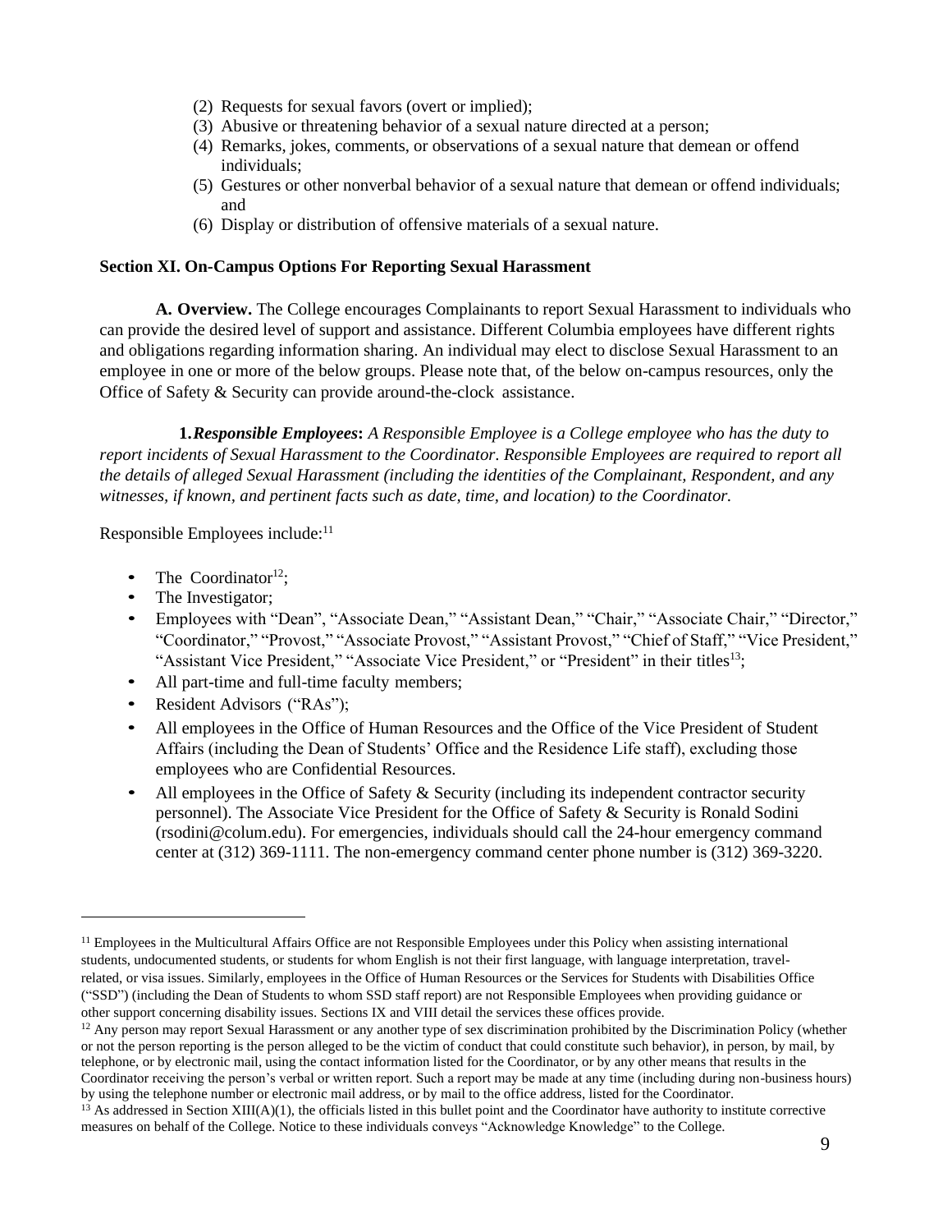(2) Requests for sexual favors (overt or implied);
(3) Abusive or threatening behavior of a sexual nature directed at a person;
(4) Remarks, jokes, comments, or observations of a sexual nature that demean or offend individuals;
(5) Gestures or other nonverbal behavior of a sexual nature that demean or offend individuals; and
(6) Display or distribution of offensive materials of a sexual nature.

### Section XI. On-Campus Options For Reporting Sexual Harassment

**A. Overview.** The College encourages Complainants to report Sexual Harassment to individuals who can provide the desired level of support and assistance. Different Columbia employees have different rights and obligations regarding information sharing. An individual may elect to disclose Sexual Harassment to an employee in one or more of the below groups. Please note that, of the below on-campus resources, only the Office of Safety & Security can provide around-the-clock assistance.

**1.** ***Responsible Employees*****:** *A Responsible Employee is a College employee who has the duty to report incidents of Sexual Harassment to the Coordinator. Responsible Employees are required to report all the details of alleged Sexual Harassment (including the identities of the Complainant, Respondent, and any witnesses, if known, and pertinent facts such as date, time, and location) to the Coordinator.*

Responsible Employees include:[11]

- The Coordinator[12];
- The Investigator;
- Employees with "Dean", "Associate Dean," "Assistant Dean," "Chair," "Associate Chair," "Director," "Coordinator," "Provost," "Associate Provost," "Assistant Provost," "Chief of Staff," "Vice President," "Assistant Vice President," "Associate Vice President," or "President" in their titles[13];
- All part-time and full-time faculty members;
- Resident Advisors ("RAs");
- All employees in the Office of Human Resources and the Office of the Vice President of Student Affairs (including the Dean of Students' Office and the Residence Life staff), excluding those employees who are Confidential Resources.
- All employees in the Office of Safety & Security (including its independent contractor security personnel). The Associate Vice President for the Office of Safety & Security is Ronald Sodini (rsodini@colum.edu). For emergencies, individuals should call the 24-hour emergency command center at (312) 369-1111. The non-emergency command center phone number is (312) 369-3220.

---

[11] Employees in the Multicultural Affairs Office are not Responsible Employees under this Policy when assisting international students, undocumented students, or students for whom English is not their first language, with language interpretation, travel-related, or visa issues. Similarly, employees in the Office of Human Resources or the Services for Students with Disabilities Office ("SSD") (including the Dean of Students to whom SSD staff report) are not Responsible Employees when providing guidance or other support concerning disability issues. Sections IX and VIII detail the services these offices provide.

[12] Any person may report Sexual Harassment or any another type of sex discrimination prohibited by the Discrimination Policy (whether or not the person reporting is the person alleged to be the victim of conduct that could constitute such behavior), in person, by mail, by telephone, or by electronic mail, using the contact information listed for the Coordinator, or by any other means that results in the Coordinator receiving the person's verbal or written report. Such a report may be made at any time (including during non-business hours) by using the telephone number or electronic mail address, or by mail to the office address, listed for the Coordinator.

[13] As addressed in Section XIII(A)(1), the officials listed in this bullet point and the Coordinator have authority to institute corrective measures on behalf of the College. Notice to these individuals conveys "Acknowledge Knowledge" to the College.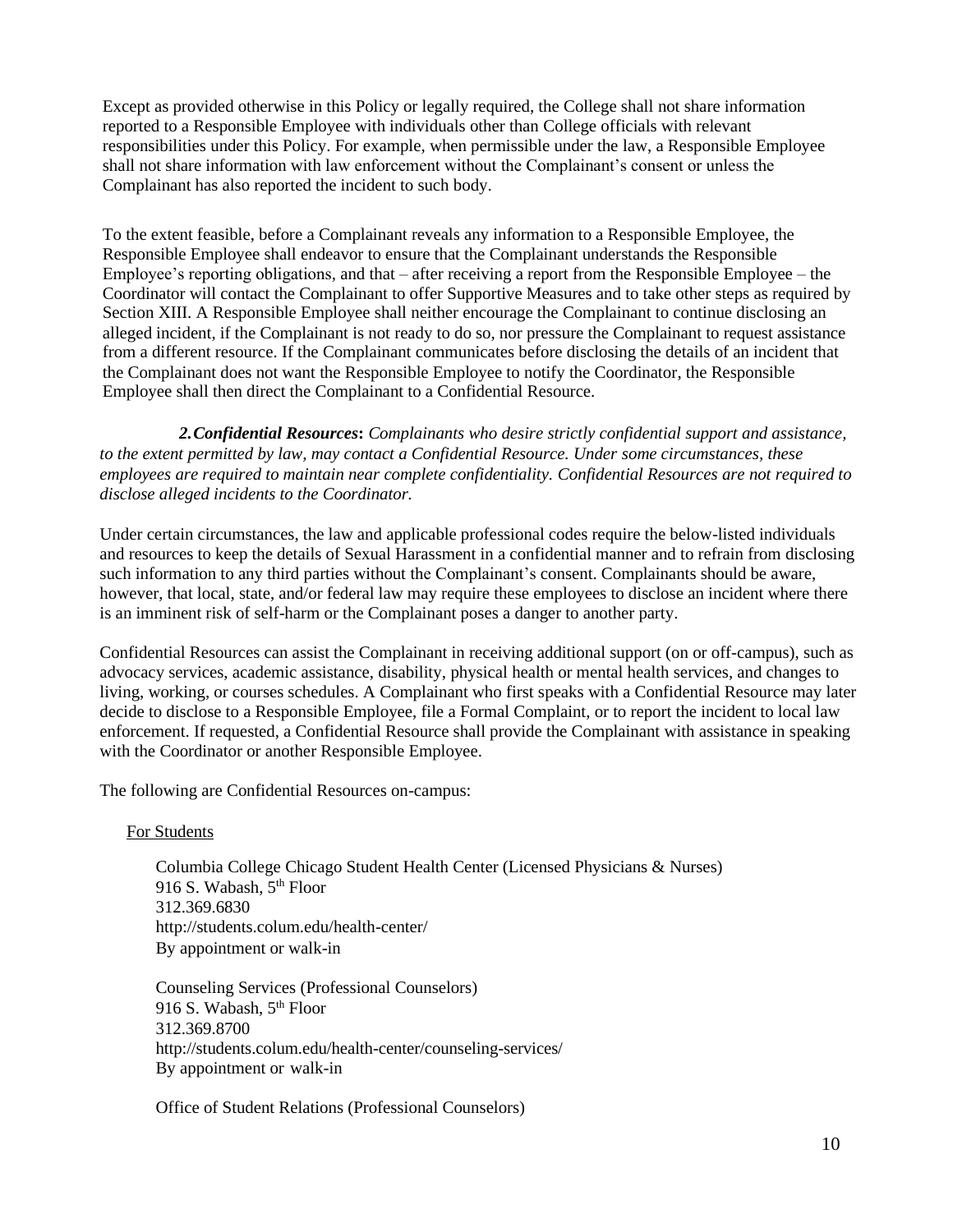Except as provided otherwise in this Policy or legally required, the College shall not share information reported to a Responsible Employee with individuals other than College officials with relevant responsibilities under this Policy. For example, when permissible under the law, a Responsible Employee shall not share information with law enforcement without the Complainant's consent or unless the Complainant has also reported the incident to such body.

To the extent feasible, before a Complainant reveals any information to a Responsible Employee, the Responsible Employee shall endeavor to ensure that the Complainant understands the Responsible Employee's reporting obligations, and that – after receiving a report from the Responsible Employee – the Coordinator will contact the Complainant to offer Supportive Measures and to take other steps as required by Section XIII. A Responsible Employee shall neither encourage the Complainant to continue disclosing an alleged incident, if the Complainant is not ready to do so, nor pressure the Complainant to request assistance from a different resource. If the Complainant communicates before disclosing the details of an incident that the Complainant does not want the Responsible Employee to notify the Coordinator, the Responsible Employee shall then direct the Complainant to a Confidential Resource.

***2. Confidential Resources:*** *Complainants who desire strictly confidential support and assistance, to the extent permitted by law, may contact a Confidential Resource. Under some circumstances, these employees are required to maintain near complete confidentiality. Confidential Resources are not required to disclose alleged incidents to the Coordinator.*

Under certain circumstances, the law and applicable professional codes require the below-listed individuals and resources to keep the details of Sexual Harassment in a confidential manner and to refrain from disclosing such information to any third parties without the Complainant's consent. Complainants should be aware, however, that local, state, and/or federal law may require these employees to disclose an incident where there is an imminent risk of self-harm or the Complainant poses a danger to another party.

Confidential Resources can assist the Complainant in receiving additional support (on or off-campus), such as advocacy services, academic assistance, disability, physical health or mental health services, and changes to living, working, or courses schedules. A Complainant who first speaks with a Confidential Resource may later decide to disclose to a Responsible Employee, file a Formal Complaint, or to report the incident to local law enforcement. If requested, a Confidential Resource shall provide the Complainant with assistance in speaking with the Coordinator or another Responsible Employee.

The following are Confidential Resources on-campus:

For Students

Columbia College Chicago Student Health Center (Licensed Physicians & Nurses)
916 S. Wabash, 5th Floor
312.369.6830
http://students.colum.edu/health-center/
By appointment or walk-in

Counseling Services (Professional Counselors)
916 S. Wabash, 5th Floor
312.369.8700
http://students.colum.edu/health-center/counseling-services/
By appointment or walk-in

Office of Student Relations (Professional Counselors)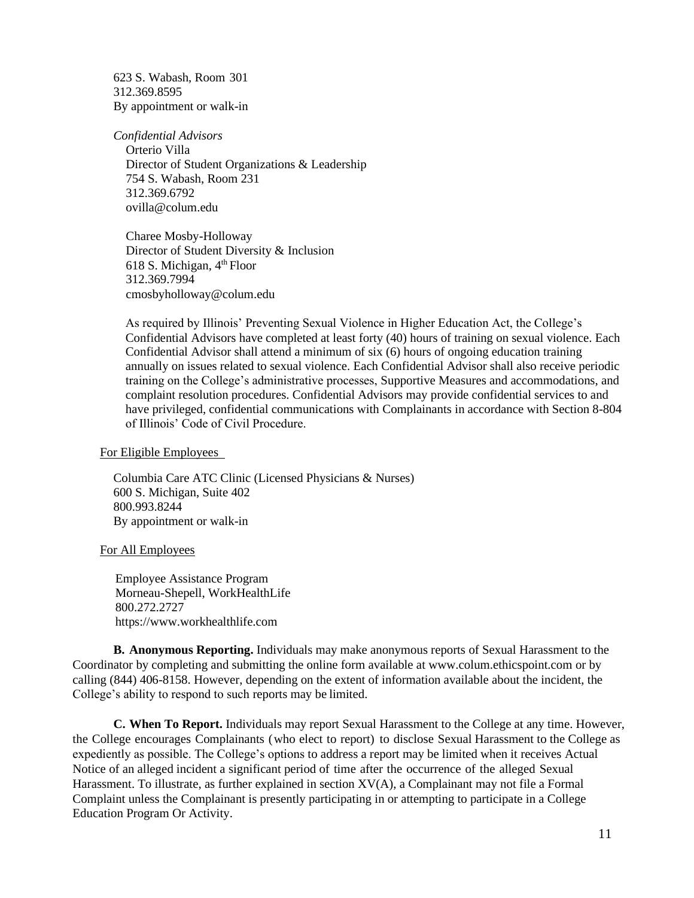623 S. Wabash, Room 301
312.369.8595
By appointment or walk-in

*Confidential Advisors*

Orterio Villa
Director of Student Organizations & Leadership
754 S. Wabash, Room 231
312.369.6792
ovilla@colum.edu

Charee Mosby-Holloway
Director of Student Diversity & Inclusion
618 S. Michigan, 4th Floor
312.369.7994
cmosbyholloway@colum.edu

As required by Illinois' Preventing Sexual Violence in Higher Education Act, the College's Confidential Advisors have completed at least forty (40) hours of training on sexual violence. Each Confidential Advisor shall attend a minimum of six (6) hours of ongoing education training annually on issues related to sexual violence. Each Confidential Advisor shall also receive periodic training on the College's administrative processes, Supportive Measures and accommodations, and complaint resolution procedures. Confidential Advisors may provide confidential services to and have privileged, confidential communications with Complainants in accordance with Section 8-804 of Illinois' Code of Civil Procedure.

<u>For Eligible Employees</u>

Columbia Care ATC Clinic (Licensed Physicians & Nurses)
600 S. Michigan, Suite 402
800.993.8244
By appointment or walk-in

<u>For All Employees</u>

Employee Assistance Program
Morneau-Shepell, WorkHealthLife
800.272.2727
https://www.workhealthlife.com

**B. Anonymous Reporting.** Individuals may make anonymous reports of Sexual Harassment to the Coordinator by completing and submitting the online form available at www.colum.ethicspoint.com or by calling (844) 406-8158. However, depending on the extent of information available about the incident, the College's ability to respond to such reports may be limited.

**C. When To Report.** Individuals may report Sexual Harassment to the College at any time. However, the College encourages Complainants (who elect to report) to disclose Sexual Harassment to the College as expediently as possible. The College's options to address a report may be limited when it receives Actual Notice of an alleged incident a significant period of time after the occurrence of the alleged Sexual Harassment. To illustrate, as further explained in section XV(A), a Complainant may not file a Formal Complaint unless the Complainant is presently participating in or attempting to participate in a College Education Program Or Activity.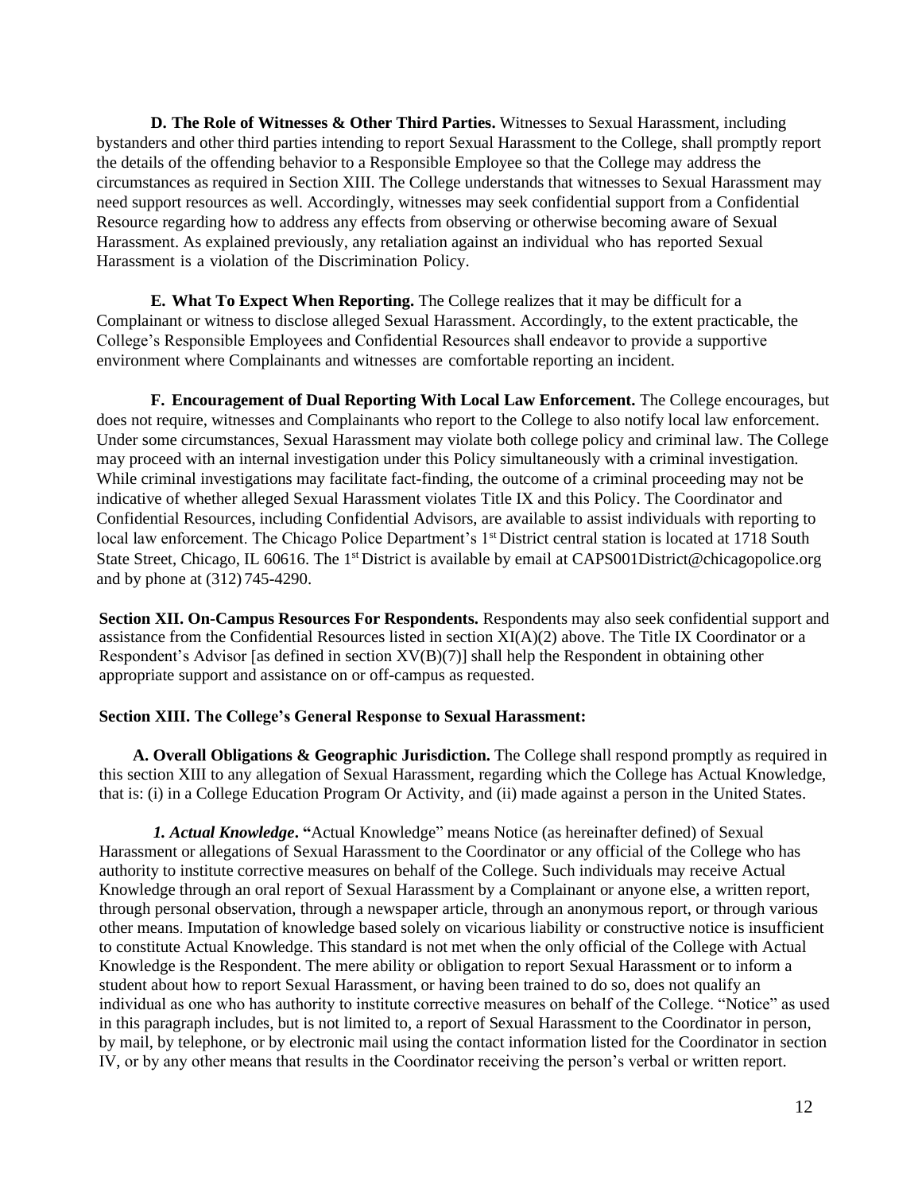**D. The Role of Witnesses & Other Third Parties.** Witnesses to Sexual Harassment, including bystanders and other third parties intending to report Sexual Harassment to the College, shall promptly report the details of the offending behavior to a Responsible Employee so that the College may address the circumstances as required in Section XIII. The College understands that witnesses to Sexual Harassment may need support resources as well. Accordingly, witnesses may seek confidential support from a Confidential Resource regarding how to address any effects from observing or otherwise becoming aware of Sexual Harassment. As explained previously, any retaliation against an individual who has reported Sexual Harassment is a violation of the Discrimination Policy.

**E. What To Expect When Reporting.** The College realizes that it may be difficult for a Complainant or witness to disclose alleged Sexual Harassment. Accordingly, to the extent practicable, the College's Responsible Employees and Confidential Resources shall endeavor to provide a supportive environment where Complainants and witnesses are comfortable reporting an incident.

**F. Encouragement of Dual Reporting With Local Law Enforcement.** The College encourages, but does not require, witnesses and Complainants who report to the College to also notify local law enforcement. Under some circumstances, Sexual Harassment may violate both college policy and criminal law. The College may proceed with an internal investigation under this Policy simultaneously with a criminal investigation. While criminal investigations may facilitate fact-finding, the outcome of a criminal proceeding may not be indicative of whether alleged Sexual Harassment violates Title IX and this Policy. The Coordinator and Confidential Resources, including Confidential Advisors, are available to assist individuals with reporting to local law enforcement. The Chicago Police Department's 1st District central station is located at 1718 South State Street, Chicago, IL 60616. The 1st District is available by email at CAPS001District@chicagopolice.org and by phone at (312) 745-4290.

**Section XII. On-Campus Resources For Respondents.** Respondents may also seek confidential support and assistance from the Confidential Resources listed in section XI(A)(2) above. The Title IX Coordinator or a Respondent's Advisor [as defined in section XV(B)(7)] shall help the Respondent in obtaining other appropriate support and assistance on or off-campus as requested.

**Section XIII. The College's General Response to Sexual Harassment:**

**A. Overall Obligations & Geographic Jurisdiction.** The College shall respond promptly as required in this section XIII to any allegation of Sexual Harassment, regarding which the College has Actual Knowledge, that is: (i) in a College Education Program Or Activity, and (ii) made against a person in the United States.

***1. Actual Knowledge*. "**Actual Knowledge" means Notice (as hereinafter defined) of Sexual Harassment or allegations of Sexual Harassment to the Coordinator or any official of the College who has authority to institute corrective measures on behalf of the College. Such individuals may receive Actual Knowledge through an oral report of Sexual Harassment by a Complainant or anyone else, a written report, through personal observation, through a newspaper article, through an anonymous report, or through various other means. Imputation of knowledge based solely on vicarious liability or constructive notice is insufficient to constitute Actual Knowledge. This standard is not met when the only official of the College with Actual Knowledge is the Respondent. The mere ability or obligation to report Sexual Harassment or to inform a student about how to report Sexual Harassment, or having been trained to do so, does not qualify an individual as one who has authority to institute corrective measures on behalf of the College. "Notice" as used in this paragraph includes, but is not limited to, a report of Sexual Harassment to the Coordinator in person, by mail, by telephone, or by electronic mail using the contact information listed for the Coordinator in section IV, or by any other means that results in the Coordinator receiving the person's verbal or written report.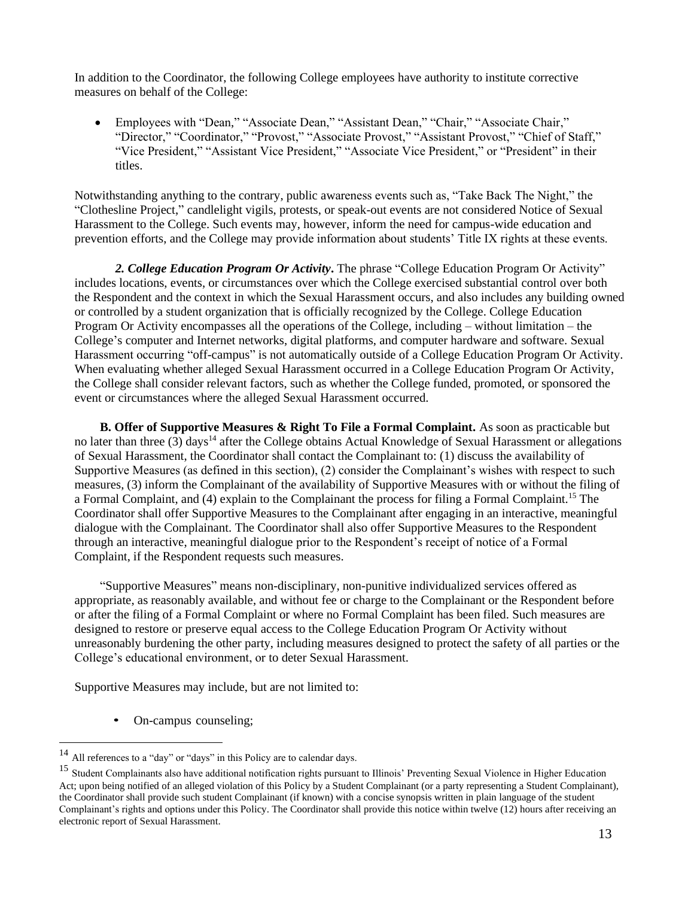In addition to the Coordinator, the following College employees have authority to institute corrective measures on behalf of the College:

- Employees with "Dean," "Associate Dean," "Assistant Dean," "Chair," "Associate Chair," "Director," "Coordinator," "Provost," "Associate Provost," "Assistant Provost," "Chief of Staff," "Vice President," "Assistant Vice President," "Associate Vice President," or "President" in their titles.

Notwithstanding anything to the contrary, public awareness events such as, "Take Back The Night," the "Clothesline Project," candlelight vigils, protests, or speak-out events are not considered Notice of Sexual Harassment to the College. Such events may, however, inform the need for campus-wide education and prevention efforts, and the College may provide information about students' Title IX rights at these events.

***2. College Education Program Or Activity***. The phrase "College Education Program Or Activity" includes locations, events, or circumstances over which the College exercised substantial control over both the Respondent and the context in which the Sexual Harassment occurs, and also includes any building owned or controlled by a student organization that is officially recognized by the College. College Education Program Or Activity encompasses all the operations of the College, including – without limitation – the College's computer and Internet networks, digital platforms, and computer hardware and software. Sexual Harassment occurring "off-campus" is not automatically outside of a College Education Program Or Activity. When evaluating whether alleged Sexual Harassment occurred in a College Education Program Or Activity, the College shall consider relevant factors, such as whether the College funded, promoted, or sponsored the event or circumstances where the alleged Sexual Harassment occurred.

**B. Offer of Supportive Measures & Right To File a Formal Complaint.** As soon as practicable but no later than three (3) days[14] after the College obtains Actual Knowledge of Sexual Harassment or allegations of Sexual Harassment, the Coordinator shall contact the Complainant to: (1) discuss the availability of Supportive Measures (as defined in this section), (2) consider the Complainant's wishes with respect to such measures, (3) inform the Complainant of the availability of Supportive Measures with or without the filing of a Formal Complaint, and (4) explain to the Complainant the process for filing a Formal Complaint.[15] The Coordinator shall offer Supportive Measures to the Complainant after engaging in an interactive, meaningful dialogue with the Complainant. The Coordinator shall also offer Supportive Measures to the Respondent through an interactive, meaningful dialogue prior to the Respondent's receipt of notice of a Formal Complaint, if the Respondent requests such measures.

"Supportive Measures" means non-disciplinary, non-punitive individualized services offered as appropriate, as reasonably available, and without fee or charge to the Complainant or the Respondent before or after the filing of a Formal Complaint or where no Formal Complaint has been filed. Such measures are designed to restore or preserve equal access to the College Education Program Or Activity without unreasonably burdening the other party, including measures designed to protect the safety of all parties or the College's educational environment, or to deter Sexual Harassment.

Supportive Measures may include, but are not limited to:

- On-campus counseling;

---

[14] All references to a "day" or "days" in this Policy are to calendar days.

[15] Student Complainants also have additional notification rights pursuant to Illinois' Preventing Sexual Violence in Higher Education Act; upon being notified of an alleged violation of this Policy by a Student Complainant (or a party representing a Student Complainant), the Coordinator shall provide such student Complainant (if known) with a concise synopsis written in plain language of the student Complainant's rights and options under this Policy. The Coordinator shall provide this notice within twelve (12) hours after receiving an electronic report of Sexual Harassment.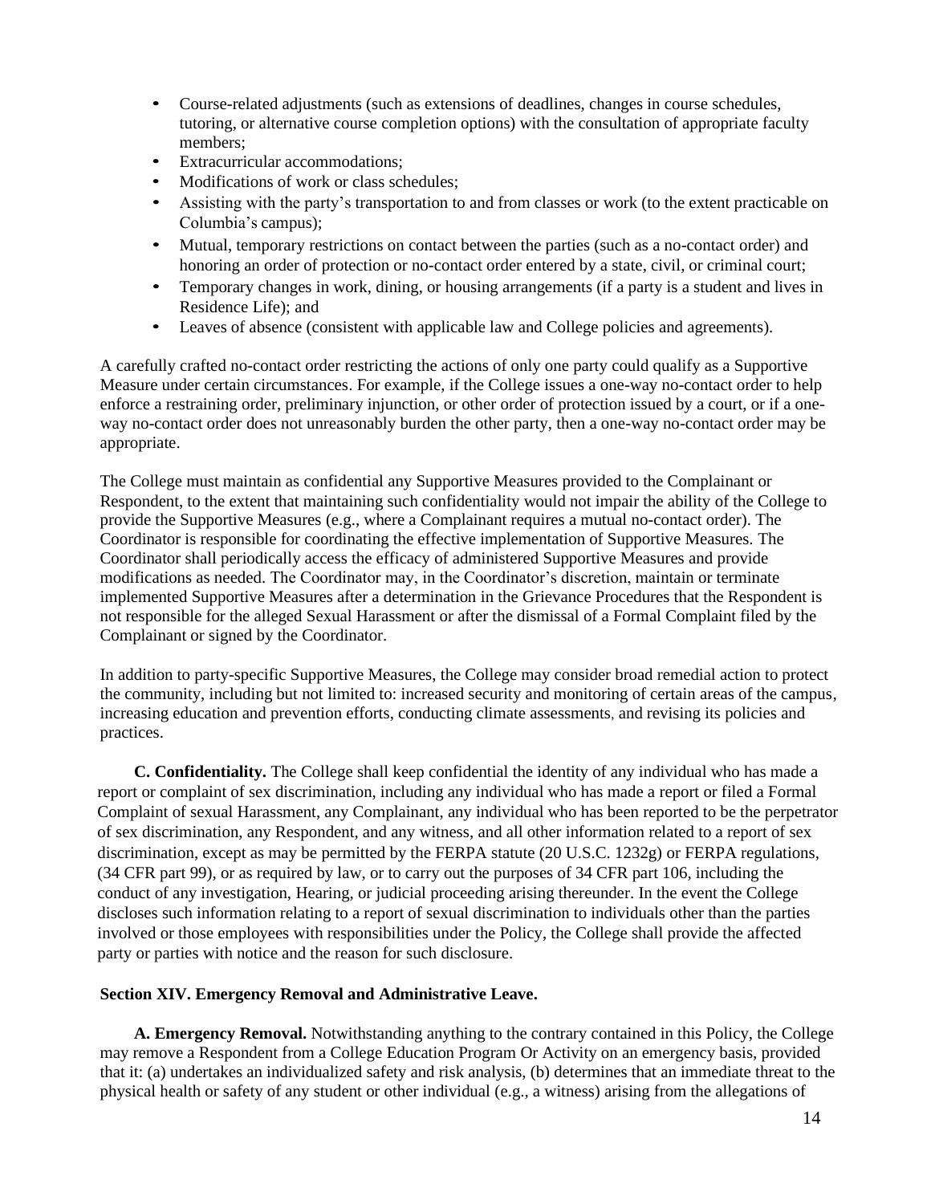- Course-related adjustments (such as extensions of deadlines, changes in course schedules, tutoring, or alternative course completion options) with the consultation of appropriate faculty members;
- Extracurricular accommodations;
- Modifications of work or class schedules;
- Assisting with the party's transportation to and from classes or work (to the extent practicable on Columbia's campus);
- Mutual, temporary restrictions on contact between the parties (such as a no-contact order) and honoring an order of protection or no-contact order entered by a state, civil, or criminal court;
- Temporary changes in work, dining, or housing arrangements (if a party is a student and lives in Residence Life); and
- Leaves of absence (consistent with applicable law and College policies and agreements).

A carefully crafted no-contact order restricting the actions of only one party could qualify as a Supportive Measure under certain circumstances. For example, if the College issues a one-way no-contact order to help enforce a restraining order, preliminary injunction, or other order of protection issued by a court, or if a one-way no-contact order does not unreasonably burden the other party, then a one-way no-contact order may be appropriate.

The College must maintain as confidential any Supportive Measures provided to the Complainant or Respondent, to the extent that maintaining such confidentiality would not impair the ability of the College to provide the Supportive Measures (e.g., where a Complainant requires a mutual no-contact order). The Coordinator is responsible for coordinating the effective implementation of Supportive Measures. The Coordinator shall periodically access the efficacy of administered Supportive Measures and provide modifications as needed. The Coordinator may, in the Coordinator's discretion, maintain or terminate implemented Supportive Measures after a determination in the Grievance Procedures that the Respondent is not responsible for the alleged Sexual Harassment or after the dismissal of a Formal Complaint filed by the Complainant or signed by the Coordinator.

In addition to party-specific Supportive Measures, the College may consider broad remedial action to protect the community, including but not limited to: increased security and monitoring of certain areas of the campus, increasing education and prevention efforts, conducting climate assessments, and revising its policies and practices.

**C. Confidentiality.** The College shall keep confidential the identity of any individual who has made a report or complaint of sex discrimination, including any individual who has made a report or filed a Formal Complaint of sexual Harassment, any Complainant, any individual who has been reported to be the perpetrator of sex discrimination, any Respondent, and any witness, and all other information related to a report of sex discrimination, except as may be permitted by the FERPA statute (20 U.S.C. 1232g) or FERPA regulations, (34 CFR part 99), or as required by law, or to carry out the purposes of 34 CFR part 106, including the conduct of any investigation, Hearing, or judicial proceeding arising thereunder. In the event the College discloses such information relating to a report of sexual discrimination to individuals other than the parties involved or those employees with responsibilities under the Policy, the College shall provide the affected party or parties with notice and the reason for such disclosure.

### Section XIV. Emergency Removal and Administrative Leave.

**A. Emergency Removal.** Notwithstanding anything to the contrary contained in this Policy, the College may remove a Respondent from a College Education Program Or Activity on an emergency basis, provided that it: (a) undertakes an individualized safety and risk analysis, (b) determines that an immediate threat to the physical health or safety of any student or other individual (e.g., a witness) arising from the allegations of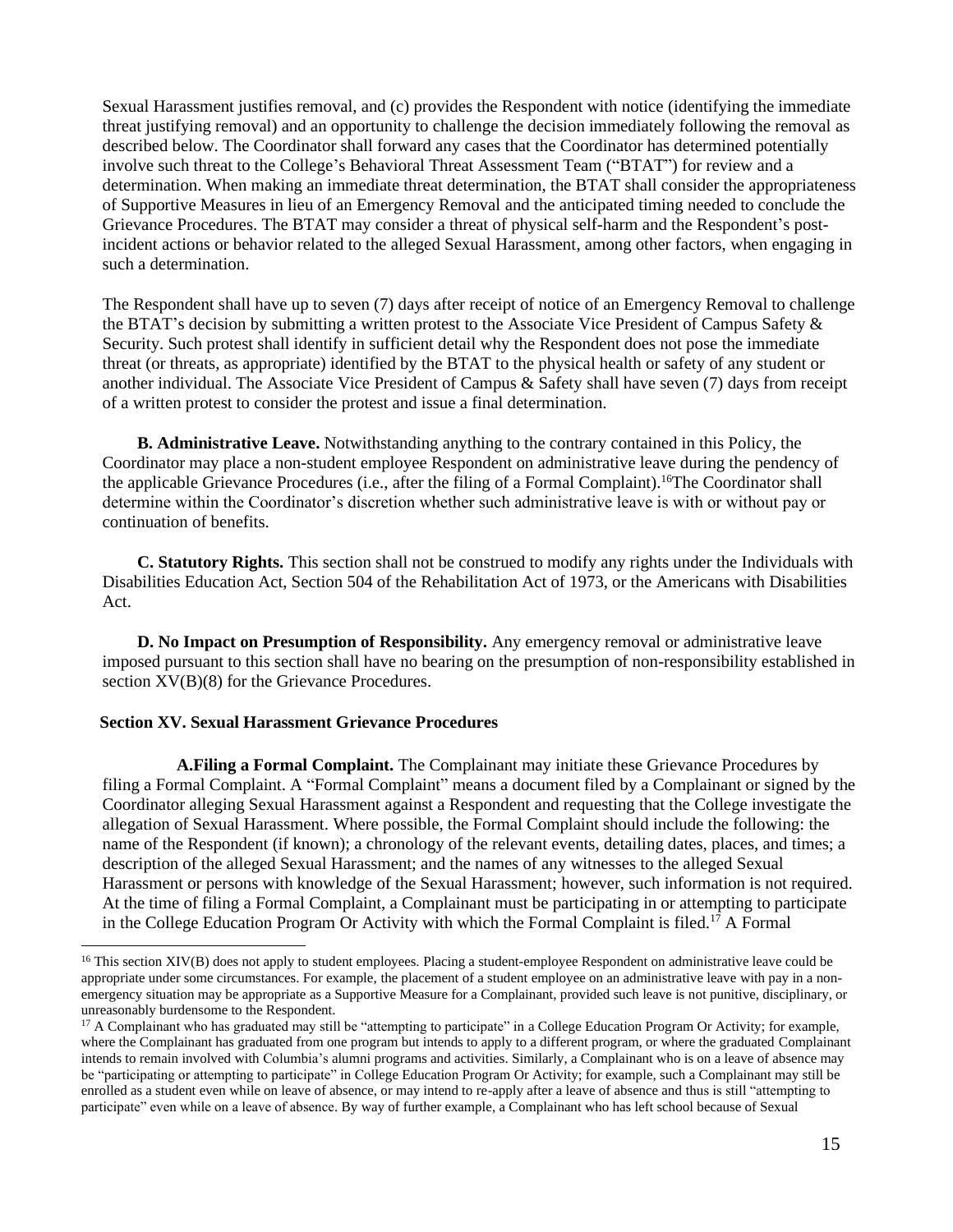Sexual Harassment justifies removal, and (c) provides the Respondent with notice (identifying the immediate threat justifying removal) and an opportunity to challenge the decision immediately following the removal as described below. The Coordinator shall forward any cases that the Coordinator has determined potentially involve such threat to the College's Behavioral Threat Assessment Team ("BTAT") for review and a determination. When making an immediate threat determination, the BTAT shall consider the appropriateness of Supportive Measures in lieu of an Emergency Removal and the anticipated timing needed to conclude the Grievance Procedures. The BTAT may consider a threat of physical self-harm and the Respondent's post-incident actions or behavior related to the alleged Sexual Harassment, among other factors, when engaging in such a determination.

The Respondent shall have up to seven (7) days after receipt of notice of an Emergency Removal to challenge the BTAT's decision by submitting a written protest to the Associate Vice President of Campus Safety & Security. Such protest shall identify in sufficient detail why the Respondent does not pose the immediate threat (or threats, as appropriate) identified by the BTAT to the physical health or safety of any student or another individual. The Associate Vice President of Campus & Safety shall have seven (7) days from receipt of a written protest to consider the protest and issue a final determination.

**B. Administrative Leave.** Notwithstanding anything to the contrary contained in this Policy, the Coordinator may place a non-student employee Respondent on administrative leave during the pendency of the applicable Grievance Procedures (i.e., after the filing of a Formal Complaint).[16] The Coordinator shall determine within the Coordinator's discretion whether such administrative leave is with or without pay or continuation of benefits.

**C. Statutory Rights.** This section shall not be construed to modify any rights under the Individuals with Disabilities Education Act, Section 504 of the Rehabilitation Act of 1973, or the Americans with Disabilities Act.

**D. No Impact on Presumption of Responsibility.** Any emergency removal or administrative leave imposed pursuant to this section shall have no bearing on the presumption of non-responsibility established in section XV(B)(8) for the Grievance Procedures.

## Section XV. Sexual Harassment Grievance Procedures

**A. Filing a Formal Complaint.** The Complainant may initiate these Grievance Procedures by filing a Formal Complaint. A "Formal Complaint" means a document filed by a Complainant or signed by the Coordinator alleging Sexual Harassment against a Respondent and requesting that the College investigate the allegation of Sexual Harassment. Where possible, the Formal Complaint should include the following: the name of the Respondent (if known); a chronology of the relevant events, detailing dates, places, and times; a description of the alleged Sexual Harassment; and the names of any witnesses to the alleged Sexual Harassment or persons with knowledge of the Sexual Harassment; however, such information is not required. At the time of filing a Formal Complaint, a Complainant must be participating in or attempting to participate in the College Education Program Or Activity with which the Formal Complaint is filed.[17] A Formal

---

[16] This section XIV(B) does not apply to student employees. Placing a student-employee Respondent on administrative leave could be appropriate under some circumstances. For example, the placement of a student employee on an administrative leave with pay in a non-emergency situation may be appropriate as a Supportive Measure for a Complainant, provided such leave is not punitive, disciplinary, or unreasonably burdensome to the Respondent.

[17] A Complainant who has graduated may still be "attempting to participate" in a College Education Program Or Activity; for example, where the Complainant has graduated from one program but intends to apply to a different program, or where the graduated Complainant intends to remain involved with Columbia's alumni programs and activities. Similarly, a Complainant who is on a leave of absence may be "participating or attempting to participate" in College Education Program Or Activity; for example, such a Complainant may still be enrolled as a student even while on leave of absence, or may intend to re-apply after a leave of absence and thus is still "attempting to participate" even while on a leave of absence. By way of further example, a Complainant who has left school because of Sexual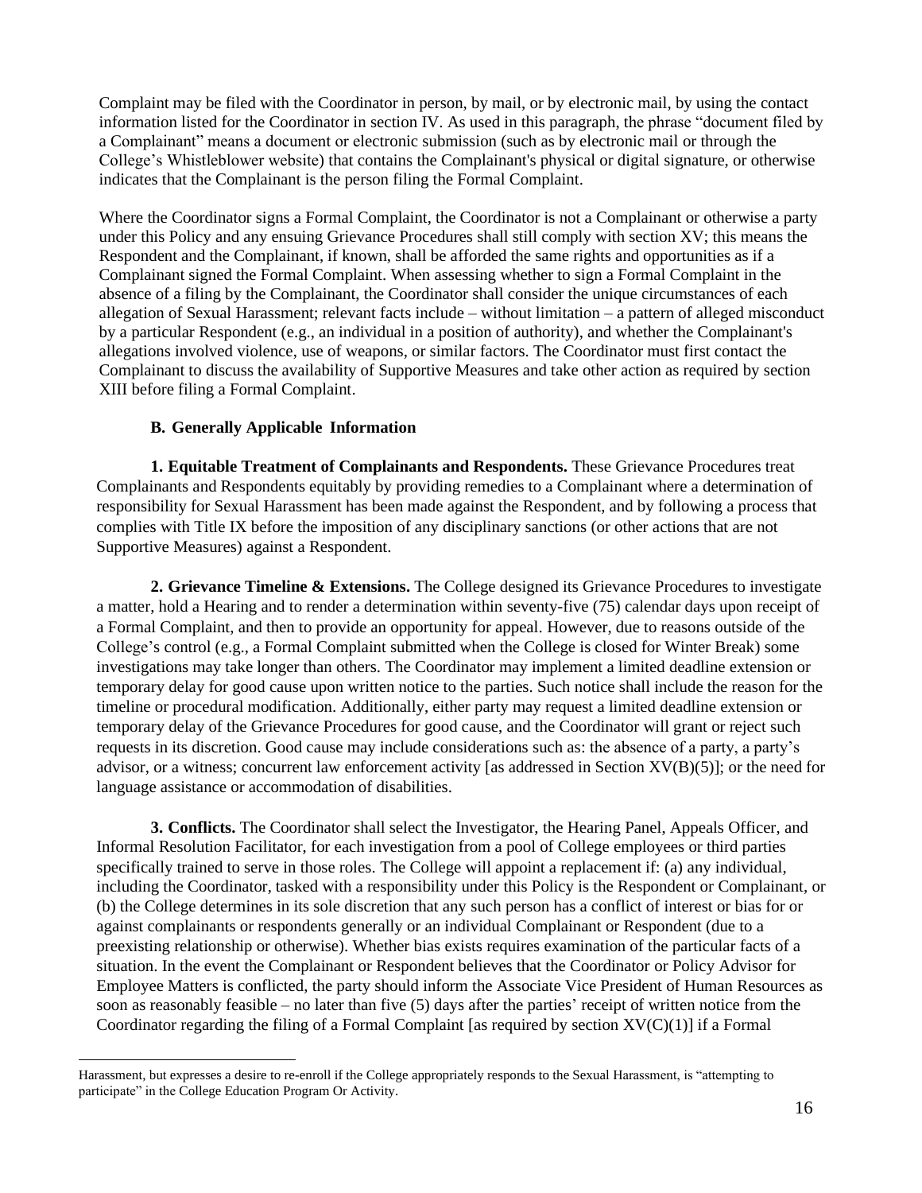Complaint may be filed with the Coordinator in person, by mail, or by electronic mail, by using the contact information listed for the Coordinator in section IV. As used in this paragraph, the phrase "document filed by a Complainant" means a document or electronic submission (such as by electronic mail or through the College's Whistleblower website) that contains the Complainant's physical or digital signature, or otherwise indicates that the Complainant is the person filing the Formal Complaint.

Where the Coordinator signs a Formal Complaint, the Coordinator is not a Complainant or otherwise a party under this Policy and any ensuing Grievance Procedures shall still comply with section XV; this means the Respondent and the Complainant, if known, shall be afforded the same rights and opportunities as if a Complainant signed the Formal Complaint. When assessing whether to sign a Formal Complaint in the absence of a filing by the Complainant, the Coordinator shall consider the unique circumstances of each allegation of Sexual Harassment; relevant facts include – without limitation – a pattern of alleged misconduct by a particular Respondent (e.g., an individual in a position of authority), and whether the Complainant's allegations involved violence, use of weapons, or similar factors. The Coordinator must first contact the Complainant to discuss the availability of Supportive Measures and take other action as required by section XIII before filing a Formal Complaint.

### B. Generally Applicable Information

**1. Equitable Treatment of Complainants and Respondents.** These Grievance Procedures treat Complainants and Respondents equitably by providing remedies to a Complainant where a determination of responsibility for Sexual Harassment has been made against the Respondent, and by following a process that complies with Title IX before the imposition of any disciplinary sanctions (or other actions that are not Supportive Measures) against a Respondent.

**2. Grievance Timeline & Extensions.** The College designed its Grievance Procedures to investigate a matter, hold a Hearing and to render a determination within seventy-five (75) calendar days upon receipt of a Formal Complaint, and then to provide an opportunity for appeal. However, due to reasons outside of the College's control (e.g., a Formal Complaint submitted when the College is closed for Winter Break) some investigations may take longer than others. The Coordinator may implement a limited deadline extension or temporary delay for good cause upon written notice to the parties. Such notice shall include the reason for the timeline or procedural modification. Additionally, either party may request a limited deadline extension or temporary delay of the Grievance Procedures for good cause, and the Coordinator will grant or reject such requests in its discretion. Good cause may include considerations such as: the absence of a party, a party's advisor, or a witness; concurrent law enforcement activity [as addressed in Section XV(B)(5)]; or the need for language assistance or accommodation of disabilities.

**3. Conflicts.** The Coordinator shall select the Investigator, the Hearing Panel, Appeals Officer, and Informal Resolution Facilitator, for each investigation from a pool of College employees or third parties specifically trained to serve in those roles. The College will appoint a replacement if: (a) any individual, including the Coordinator, tasked with a responsibility under this Policy is the Respondent or Complainant, or (b) the College determines in its sole discretion that any such person has a conflict of interest or bias for or against complainants or respondents generally or an individual Complainant or Respondent (due to a preexisting relationship or otherwise). Whether bias exists requires examination of the particular facts of a situation. In the event the Complainant or Respondent believes that the Coordinator or Policy Advisor for Employee Matters is conflicted, the party should inform the Associate Vice President of Human Resources as soon as reasonably feasible – no later than five (5) days after the parties' receipt of written notice from the Coordinator regarding the filing of a Formal Complaint [as required by section XV(C)(1)] if a Formal

Harassment, but expresses a desire to re-enroll if the College appropriately responds to the Sexual Harassment, is "attempting to participate" in the College Education Program Or Activity.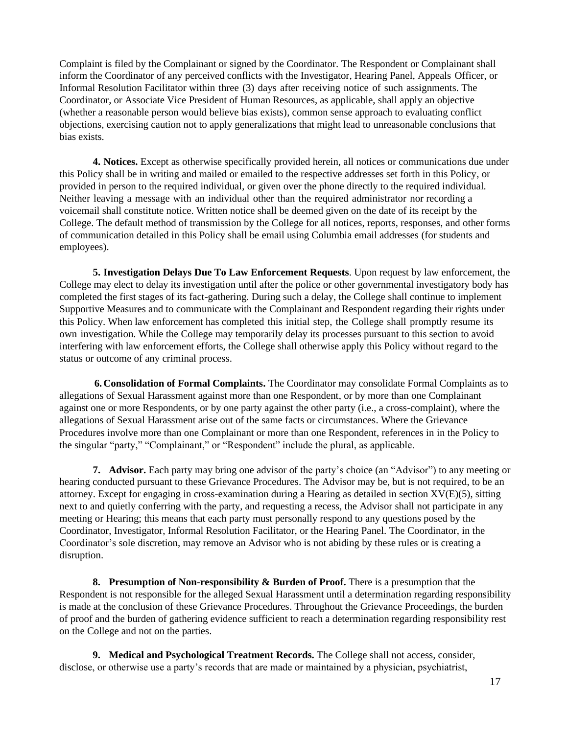Complaint is filed by the Complainant or signed by the Coordinator. The Respondent or Complainant shall inform the Coordinator of any perceived conflicts with the Investigator, Hearing Panel, Appeals Officer, or Informal Resolution Facilitator within three (3) days after receiving notice of such assignments. The Coordinator, or Associate Vice President of Human Resources, as applicable, shall apply an objective (whether a reasonable person would believe bias exists), common sense approach to evaluating conflict objections, exercising caution not to apply generalizations that might lead to unreasonable conclusions that bias exists.

**4. Notices.** Except as otherwise specifically provided herein, all notices or communications due under this Policy shall be in writing and mailed or emailed to the respective addresses set forth in this Policy, or provided in person to the required individual, or given over the phone directly to the required individual. Neither leaving a message with an individual other than the required administrator nor recording a voicemail shall constitute notice. Written notice shall be deemed given on the date of its receipt by the College. The default method of transmission by the College for all notices, reports, responses, and other forms of communication detailed in this Policy shall be email using Columbia email addresses (for students and employees).

**5. Investigation Delays Due To Law Enforcement Requests**. Upon request by law enforcement, the College may elect to delay its investigation until after the police or other governmental investigatory body has completed the first stages of its fact-gathering. During such a delay, the College shall continue to implement Supportive Measures and to communicate with the Complainant and Respondent regarding their rights under this Policy. When law enforcement has completed this initial step, the College shall promptly resume its own investigation. While the College may temporarily delay its processes pursuant to this section to avoid interfering with law enforcement efforts, the College shall otherwise apply this Policy without regard to the status or outcome of any criminal process.

**6. Consolidation of Formal Complaints.** The Coordinator may consolidate Formal Complaints as to allegations of Sexual Harassment against more than one Respondent, or by more than one Complainant against one or more Respondents, or by one party against the other party (i.e., a cross-complaint), where the allegations of Sexual Harassment arise out of the same facts or circumstances. Where the Grievance Procedures involve more than one Complainant or more than one Respondent, references in in the Policy to the singular "party," "Complainant," or "Respondent" include the plural, as applicable.

**7. Advisor.** Each party may bring one advisor of the party's choice (an "Advisor") to any meeting or hearing conducted pursuant to these Grievance Procedures. The Advisor may be, but is not required, to be an attorney. Except for engaging in cross-examination during a Hearing as detailed in section XV(E)(5), sitting next to and quietly conferring with the party, and requesting a recess, the Advisor shall not participate in any meeting or Hearing; this means that each party must personally respond to any questions posed by the Coordinator, Investigator, Informal Resolution Facilitator, or the Hearing Panel. The Coordinator, in the Coordinator's sole discretion, may remove an Advisor who is not abiding by these rules or is creating a disruption.

**8. Presumption of Non-responsibility & Burden of Proof.** There is a presumption that the Respondent is not responsible for the alleged Sexual Harassment until a determination regarding responsibility is made at the conclusion of these Grievance Procedures. Throughout the Grievance Proceedings, the burden of proof and the burden of gathering evidence sufficient to reach a determination regarding responsibility rest on the College and not on the parties.

**9. Medical and Psychological Treatment Records.** The College shall not access, consider, disclose, or otherwise use a party's records that are made or maintained by a physician, psychiatrist,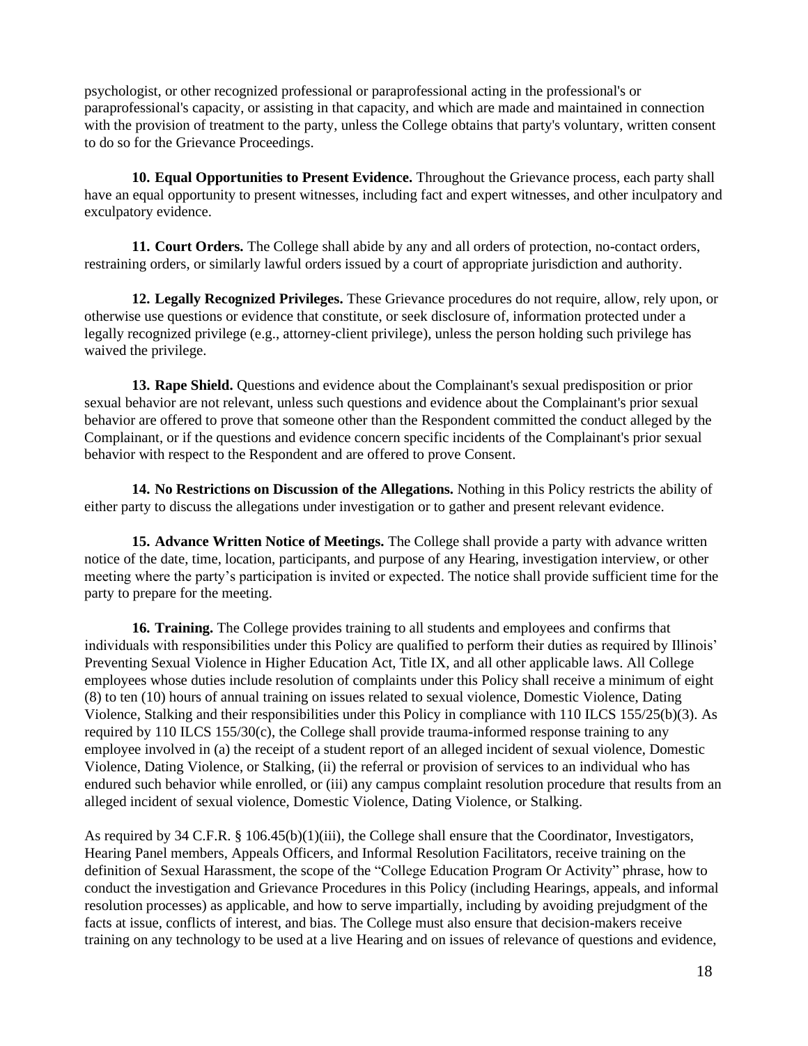psychologist, or other recognized professional or paraprofessional acting in the professional's or paraprofessional's capacity, or assisting in that capacity, and which are made and maintained in connection with the provision of treatment to the party, unless the College obtains that party's voluntary, written consent to do so for the Grievance Proceedings.

**10. Equal Opportunities to Present Evidence.** Throughout the Grievance process, each party shall have an equal opportunity to present witnesses, including fact and expert witnesses, and other inculpatory and exculpatory evidence.

**11. Court Orders.** The College shall abide by any and all orders of protection, no-contact orders, restraining orders, or similarly lawful orders issued by a court of appropriate jurisdiction and authority.

**12. Legally Recognized Privileges.** These Grievance procedures do not require, allow, rely upon, or otherwise use questions or evidence that constitute, or seek disclosure of, information protected under a legally recognized privilege (e.g., attorney-client privilege), unless the person holding such privilege has waived the privilege.

**13. Rape Shield.** Questions and evidence about the Complainant's sexual predisposition or prior sexual behavior are not relevant, unless such questions and evidence about the Complainant's prior sexual behavior are offered to prove that someone other than the Respondent committed the conduct alleged by the Complainant, or if the questions and evidence concern specific incidents of the Complainant's prior sexual behavior with respect to the Respondent and are offered to prove Consent.

**14. No Restrictions on Discussion of the Allegations.** Nothing in this Policy restricts the ability of either party to discuss the allegations under investigation or to gather and present relevant evidence.

**15. Advance Written Notice of Meetings.** The College shall provide a party with advance written notice of the date, time, location, participants, and purpose of any Hearing, investigation interview, or other meeting where the party's participation is invited or expected. The notice shall provide sufficient time for the party to prepare for the meeting.

**16. Training.** The College provides training to all students and employees and confirms that individuals with responsibilities under this Policy are qualified to perform their duties as required by Illinois' Preventing Sexual Violence in Higher Education Act, Title IX, and all other applicable laws. All College employees whose duties include resolution of complaints under this Policy shall receive a minimum of eight (8) to ten (10) hours of annual training on issues related to sexual violence, Domestic Violence, Dating Violence, Stalking and their responsibilities under this Policy in compliance with 110 ILCS 155/25(b)(3). As required by 110 ILCS 155/30(c), the College shall provide trauma-informed response training to any employee involved in (a) the receipt of a student report of an alleged incident of sexual violence, Domestic Violence, Dating Violence, or Stalking, (ii) the referral or provision of services to an individual who has endured such behavior while enrolled, or (iii) any campus complaint resolution procedure that results from an alleged incident of sexual violence, Domestic Violence, Dating Violence, or Stalking.

As required by 34 C.F.R. § 106.45(b)(1)(iii), the College shall ensure that the Coordinator, Investigators, Hearing Panel members, Appeals Officers, and Informal Resolution Facilitators, receive training on the definition of Sexual Harassment, the scope of the "College Education Program Or Activity" phrase, how to conduct the investigation and Grievance Procedures in this Policy (including Hearings, appeals, and informal resolution processes) as applicable, and how to serve impartially, including by avoiding prejudgment of the facts at issue, conflicts of interest, and bias. The College must also ensure that decision-makers receive training on any technology to be used at a live Hearing and on issues of relevance of questions and evidence,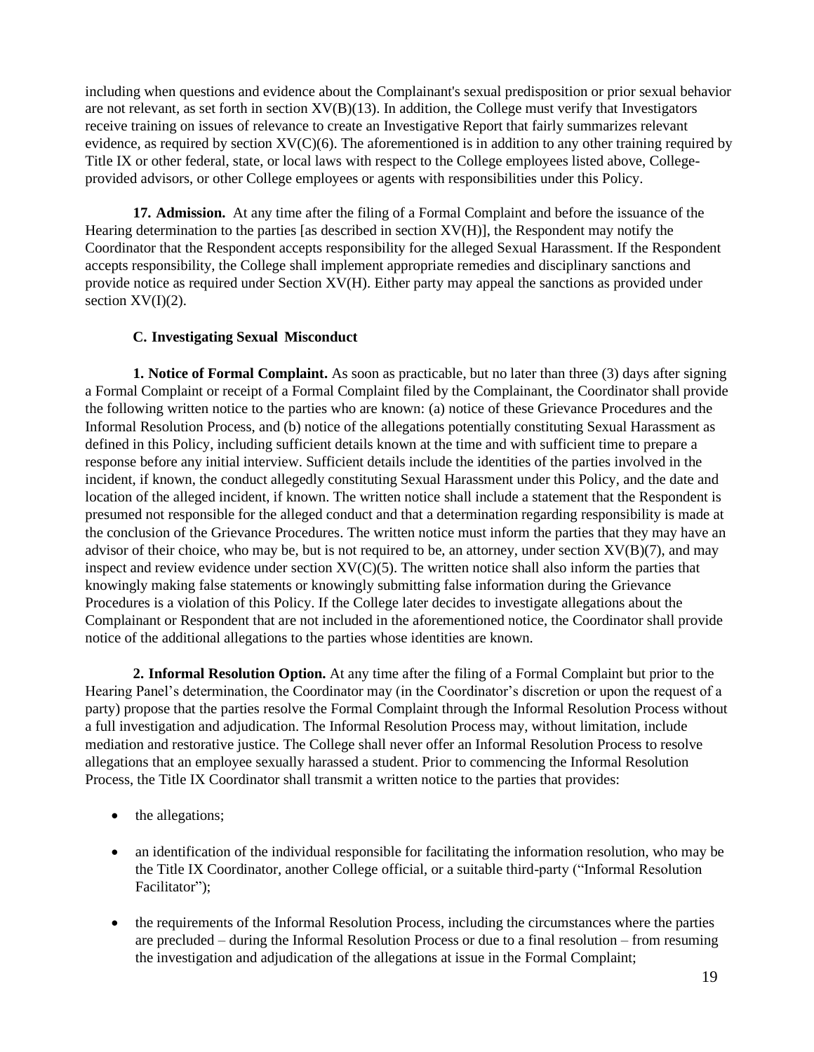including when questions and evidence about the Complainant's sexual predisposition or prior sexual behavior are not relevant, as set forth in section XV(B)(13). In addition, the College must verify that Investigators receive training on issues of relevance to create an Investigative Report that fairly summarizes relevant evidence, as required by section XV(C)(6). The aforementioned is in addition to any other training required by Title IX or other federal, state, or local laws with respect to the College employees listed above, College-provided advisors, or other College employees or agents with responsibilities under this Policy.

**17. Admission.** At any time after the filing of a Formal Complaint and before the issuance of the Hearing determination to the parties [as described in section XV(H)], the Respondent may notify the Coordinator that the Respondent accepts responsibility for the alleged Sexual Harassment. If the Respondent accepts responsibility, the College shall implement appropriate remedies and disciplinary sanctions and provide notice as required under Section XV(H). Either party may appeal the sanctions as provided under section XV(I)(2).

### C. Investigating Sexual Misconduct

**1. Notice of Formal Complaint.** As soon as practicable, but no later than three (3) days after signing a Formal Complaint or receipt of a Formal Complaint filed by the Complainant, the Coordinator shall provide the following written notice to the parties who are known: (a) notice of these Grievance Procedures and the Informal Resolution Process, and (b) notice of the allegations potentially constituting Sexual Harassment as defined in this Policy, including sufficient details known at the time and with sufficient time to prepare a response before any initial interview. Sufficient details include the identities of the parties involved in the incident, if known, the conduct allegedly constituting Sexual Harassment under this Policy, and the date and location of the alleged incident, if known. The written notice shall include a statement that the Respondent is presumed not responsible for the alleged conduct and that a determination regarding responsibility is made at the conclusion of the Grievance Procedures. The written notice must inform the parties that they may have an advisor of their choice, who may be, but is not required to be, an attorney, under section XV(B)(7), and may inspect and review evidence under section XV(C)(5). The written notice shall also inform the parties that knowingly making false statements or knowingly submitting false information during the Grievance Procedures is a violation of this Policy. If the College later decides to investigate allegations about the Complainant or Respondent that are not included in the aforementioned notice, the Coordinator shall provide notice of the additional allegations to the parties whose identities are known.

**2. Informal Resolution Option.** At any time after the filing of a Formal Complaint but prior to the Hearing Panel's determination, the Coordinator may (in the Coordinator's discretion or upon the request of a party) propose that the parties resolve the Formal Complaint through the Informal Resolution Process without a full investigation and adjudication. The Informal Resolution Process may, without limitation, include mediation and restorative justice. The College shall never offer an Informal Resolution Process to resolve allegations that an employee sexually harassed a student. Prior to commencing the Informal Resolution Process, the Title IX Coordinator shall transmit a written notice to the parties that provides:

- the allegations;
- an identification of the individual responsible for facilitating the information resolution, who may be the Title IX Coordinator, another College official, or a suitable third-party ("Informal Resolution Facilitator");
- the requirements of the Informal Resolution Process, including the circumstances where the parties are precluded – during the Informal Resolution Process or due to a final resolution – from resuming the investigation and adjudication of the allegations at issue in the Formal Complaint;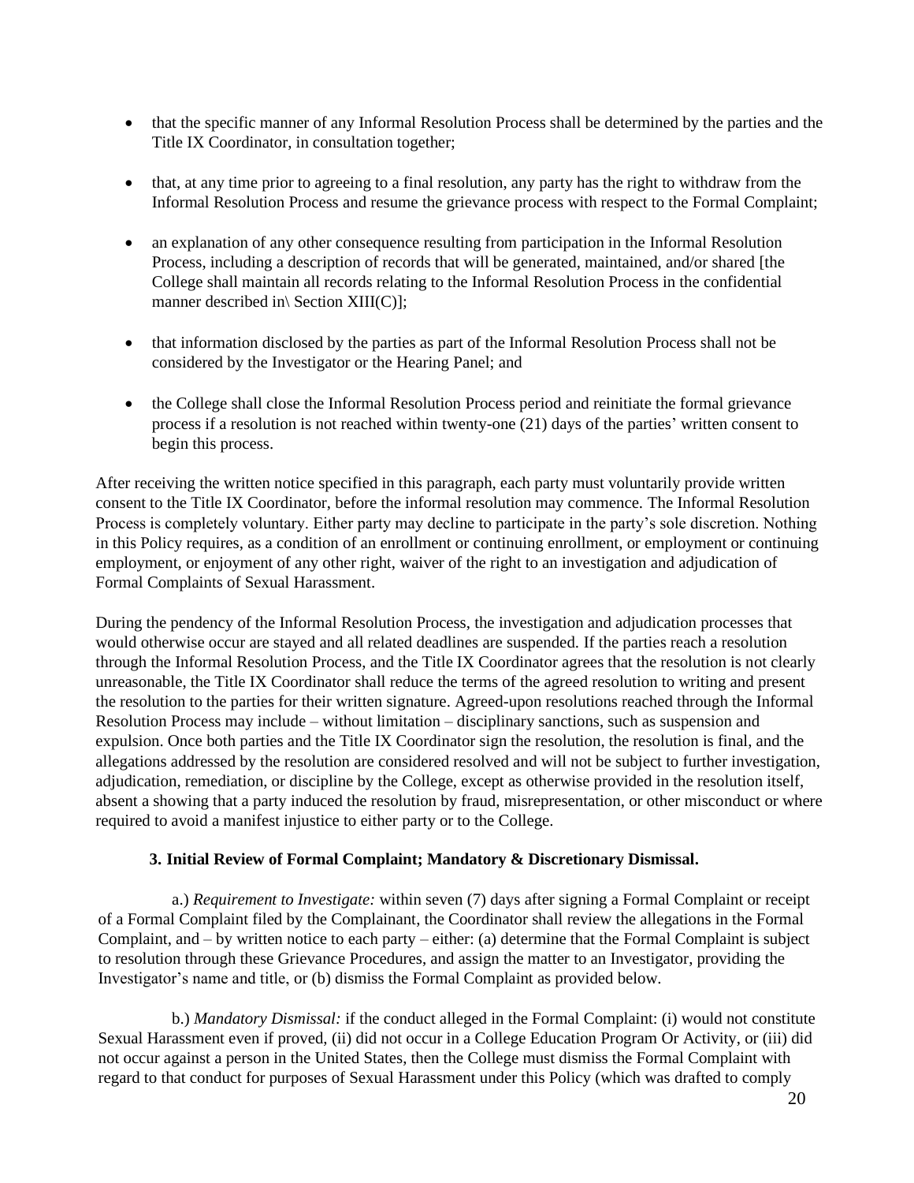- that the specific manner of any Informal Resolution Process shall be determined by the parties and the Title IX Coordinator, in consultation together;

- that, at any time prior to agreeing to a final resolution, any party has the right to withdraw from the Informal Resolution Process and resume the grievance process with respect to the Formal Complaint;

- an explanation of any other consequence resulting from participation in the Informal Resolution Process, including a description of records that will be generated, maintained, and/or shared [the College shall maintain all records relating to the Informal Resolution Process in the confidential manner described in\ Section XIII(C)];

- that information disclosed by the parties as part of the Informal Resolution Process shall not be considered by the Investigator or the Hearing Panel; and

- the College shall close the Informal Resolution Process period and reinitiate the formal grievance process if a resolution is not reached within twenty-one (21) days of the parties' written consent to begin this process.

After receiving the written notice specified in this paragraph, each party must voluntarily provide written consent to the Title IX Coordinator, before the informal resolution may commence. The Informal Resolution Process is completely voluntary. Either party may decline to participate in the party's sole discretion. Nothing in this Policy requires, as a condition of an enrollment or continuing enrollment, or employment or continuing employment, or enjoyment of any other right, waiver of the right to an investigation and adjudication of Formal Complaints of Sexual Harassment.

During the pendency of the Informal Resolution Process, the investigation and adjudication processes that would otherwise occur are stayed and all related deadlines are suspended. If the parties reach a resolution through the Informal Resolution Process, and the Title IX Coordinator agrees that the resolution is not clearly unreasonable, the Title IX Coordinator shall reduce the terms of the agreed resolution to writing and present the resolution to the parties for their written signature. Agreed-upon resolutions reached through the Informal Resolution Process may include – without limitation – disciplinary sanctions, such as suspension and expulsion. Once both parties and the Title IX Coordinator sign the resolution, the resolution is final, and the allegations addressed by the resolution are considered resolved and will not be subject to further investigation, adjudication, remediation, or discipline by the College, except as otherwise provided in the resolution itself, absent a showing that a party induced the resolution by fraud, misrepresentation, or other misconduct or where required to avoid a manifest injustice to either party or to the College.

**3. Initial Review of Formal Complaint; Mandatory & Discretionary Dismissal.**

a.) *Requirement to Investigate:* within seven (7) days after signing a Formal Complaint or receipt of a Formal Complaint filed by the Complainant, the Coordinator shall review the allegations in the Formal Complaint, and – by written notice to each party – either: (a) determine that the Formal Complaint is subject to resolution through these Grievance Procedures, and assign the matter to an Investigator, providing the Investigator's name and title, or (b) dismiss the Formal Complaint as provided below.

b.) *Mandatory Dismissal:* if the conduct alleged in the Formal Complaint: (i) would not constitute Sexual Harassment even if proved, (ii) did not occur in a College Education Program Or Activity, or (iii) did not occur against a person in the United States, then the College must dismiss the Formal Complaint with regard to that conduct for purposes of Sexual Harassment under this Policy (which was drafted to comply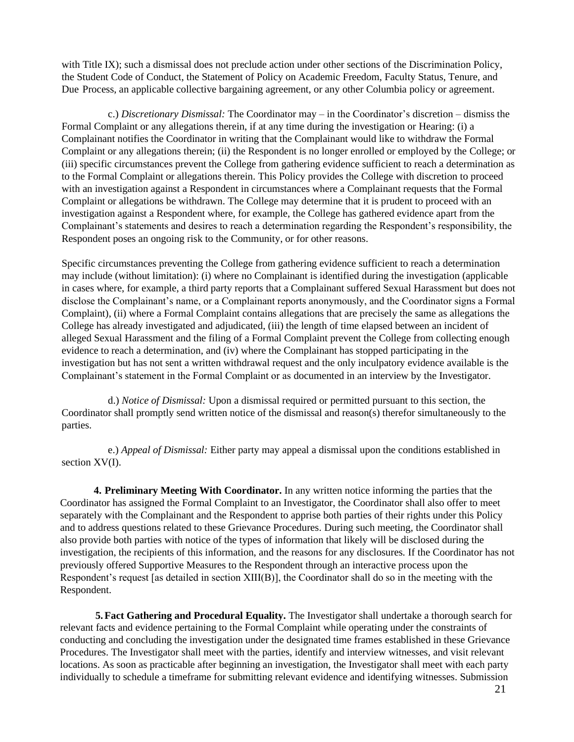with Title IX); such a dismissal does not preclude action under other sections of the Discrimination Policy, the Student Code of Conduct, the Statement of Policy on Academic Freedom, Faculty Status, Tenure, and Due Process, an applicable collective bargaining agreement, or any other Columbia policy or agreement.

c.) *Discretionary Dismissal:* The Coordinator may – in the Coordinator's discretion – dismiss the Formal Complaint or any allegations therein, if at any time during the investigation or Hearing: (i) a Complainant notifies the Coordinator in writing that the Complainant would like to withdraw the Formal Complaint or any allegations therein; (ii) the Respondent is no longer enrolled or employed by the College; or (iii) specific circumstances prevent the College from gathering evidence sufficient to reach a determination as to the Formal Complaint or allegations therein. This Policy provides the College with discretion to proceed with an investigation against a Respondent in circumstances where a Complainant requests that the Formal Complaint or allegations be withdrawn. The College may determine that it is prudent to proceed with an investigation against a Respondent where, for example, the College has gathered evidence apart from the Complainant's statements and desires to reach a determination regarding the Respondent's responsibility, the Respondent poses an ongoing risk to the Community, or for other reasons.

Specific circumstances preventing the College from gathering evidence sufficient to reach a determination may include (without limitation): (i) where no Complainant is identified during the investigation (applicable in cases where, for example, a third party reports that a Complainant suffered Sexual Harassment but does not disclose the Complainant's name, or a Complainant reports anonymously, and the Coordinator signs a Formal Complaint), (ii) where a Formal Complaint contains allegations that are precisely the same as allegations the College has already investigated and adjudicated, (iii) the length of time elapsed between an incident of alleged Sexual Harassment and the filing of a Formal Complaint prevent the College from collecting enough evidence to reach a determination, and (iv) where the Complainant has stopped participating in the investigation but has not sent a written withdrawal request and the only inculpatory evidence available is the Complainant's statement in the Formal Complaint or as documented in an interview by the Investigator.

d.) *Notice of Dismissal:* Upon a dismissal required or permitted pursuant to this section, the Coordinator shall promptly send written notice of the dismissal and reason(s) therefor simultaneously to the parties.

e.) *Appeal of Dismissal:* Either party may appeal a dismissal upon the conditions established in section XV(I).

**4. Preliminary Meeting With Coordinator.** In any written notice informing the parties that the Coordinator has assigned the Formal Complaint to an Investigator, the Coordinator shall also offer to meet separately with the Complainant and the Respondent to apprise both parties of their rights under this Policy and to address questions related to these Grievance Procedures. During such meeting, the Coordinator shall also provide both parties with notice of the types of information that likely will be disclosed during the investigation, the recipients of this information, and the reasons for any disclosures. If the Coordinator has not previously offered Supportive Measures to the Respondent through an interactive process upon the Respondent's request [as detailed in section XIII(B)], the Coordinator shall do so in the meeting with the Respondent.

**5. Fact Gathering and Procedural Equality.** The Investigator shall undertake a thorough search for relevant facts and evidence pertaining to the Formal Complaint while operating under the constraints of conducting and concluding the investigation under the designated time frames established in these Grievance Procedures. The Investigator shall meet with the parties, identify and interview witnesses, and visit relevant locations. As soon as practicable after beginning an investigation, the Investigator shall meet with each party individually to schedule a timeframe for submitting relevant evidence and identifying witnesses. Submission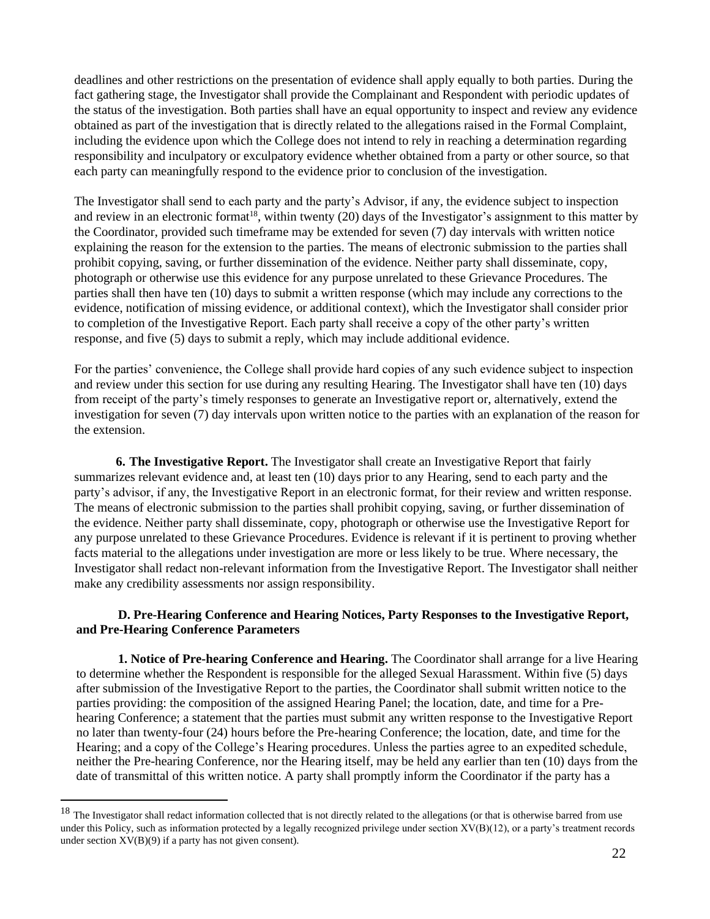deadlines and other restrictions on the presentation of evidence shall apply equally to both parties. During the fact gathering stage, the Investigator shall provide the Complainant and Respondent with periodic updates of the status of the investigation. Both parties shall have an equal opportunity to inspect and review any evidence obtained as part of the investigation that is directly related to the allegations raised in the Formal Complaint, including the evidence upon which the College does not intend to rely in reaching a determination regarding responsibility and inculpatory or exculpatory evidence whether obtained from a party or other source, so that each party can meaningfully respond to the evidence prior to conclusion of the investigation.

The Investigator shall send to each party and the party's Advisor, if any, the evidence subject to inspection and review in an electronic format[18], within twenty (20) days of the Investigator's assignment to this matter by the Coordinator, provided such timeframe may be extended for seven (7) day intervals with written notice explaining the reason for the extension to the parties. The means of electronic submission to the parties shall prohibit copying, saving, or further dissemination of the evidence. Neither party shall disseminate, copy, photograph or otherwise use this evidence for any purpose unrelated to these Grievance Procedures. The parties shall then have ten (10) days to submit a written response (which may include any corrections to the evidence, notification of missing evidence, or additional context), which the Investigator shall consider prior to completion of the Investigative Report. Each party shall receive a copy of the other party's written response, and five (5) days to submit a reply, which may include additional evidence.

For the parties' convenience, the College shall provide hard copies of any such evidence subject to inspection and review under this section for use during any resulting Hearing. The Investigator shall have ten (10) days from receipt of the party's timely responses to generate an Investigative report or, alternatively, extend the investigation for seven (7) day intervals upon written notice to the parties with an explanation of the reason for the extension.

**6. The Investigative Report.** The Investigator shall create an Investigative Report that fairly summarizes relevant evidence and, at least ten (10) days prior to any Hearing, send to each party and the party's advisor, if any, the Investigative Report in an electronic format, for their review and written response. The means of electronic submission to the parties shall prohibit copying, saving, or further dissemination of the evidence. Neither party shall disseminate, copy, photograph or otherwise use the Investigative Report for any purpose unrelated to these Grievance Procedures. Evidence is relevant if it is pertinent to proving whether facts material to the allegations under investigation are more or less likely to be true. Where necessary, the Investigator shall redact non-relevant information from the Investigative Report. The Investigator shall neither make any credibility assessments nor assign responsibility.

**D. Pre-Hearing Conference and Hearing Notices, Party Responses to the Investigative Report, and Pre-Hearing Conference Parameters**

**1. Notice of Pre-hearing Conference and Hearing.** The Coordinator shall arrange for a live Hearing to determine whether the Respondent is responsible for the alleged Sexual Harassment. Within five (5) days after submission of the Investigative Report to the parties, the Coordinator shall submit written notice to the parties providing: the composition of the assigned Hearing Panel; the location, date, and time for a Pre-hearing Conference; a statement that the parties must submit any written response to the Investigative Report no later than twenty-four (24) hours before the Pre-hearing Conference; the location, date, and time for the Hearing; and a copy of the College's Hearing procedures. Unless the parties agree to an expedited schedule, neither the Pre-hearing Conference, nor the Hearing itself, may be held any earlier than ten (10) days from the date of transmittal of this written notice. A party shall promptly inform the Coordinator if the party has a

[18] The Investigator shall redact information collected that is not directly related to the allegations (or that is otherwise barred from use under this Policy, such as information protected by a legally recognized privilege under section XV(B)(12), or a party's treatment records under section XV(B)(9) if a party has not given consent).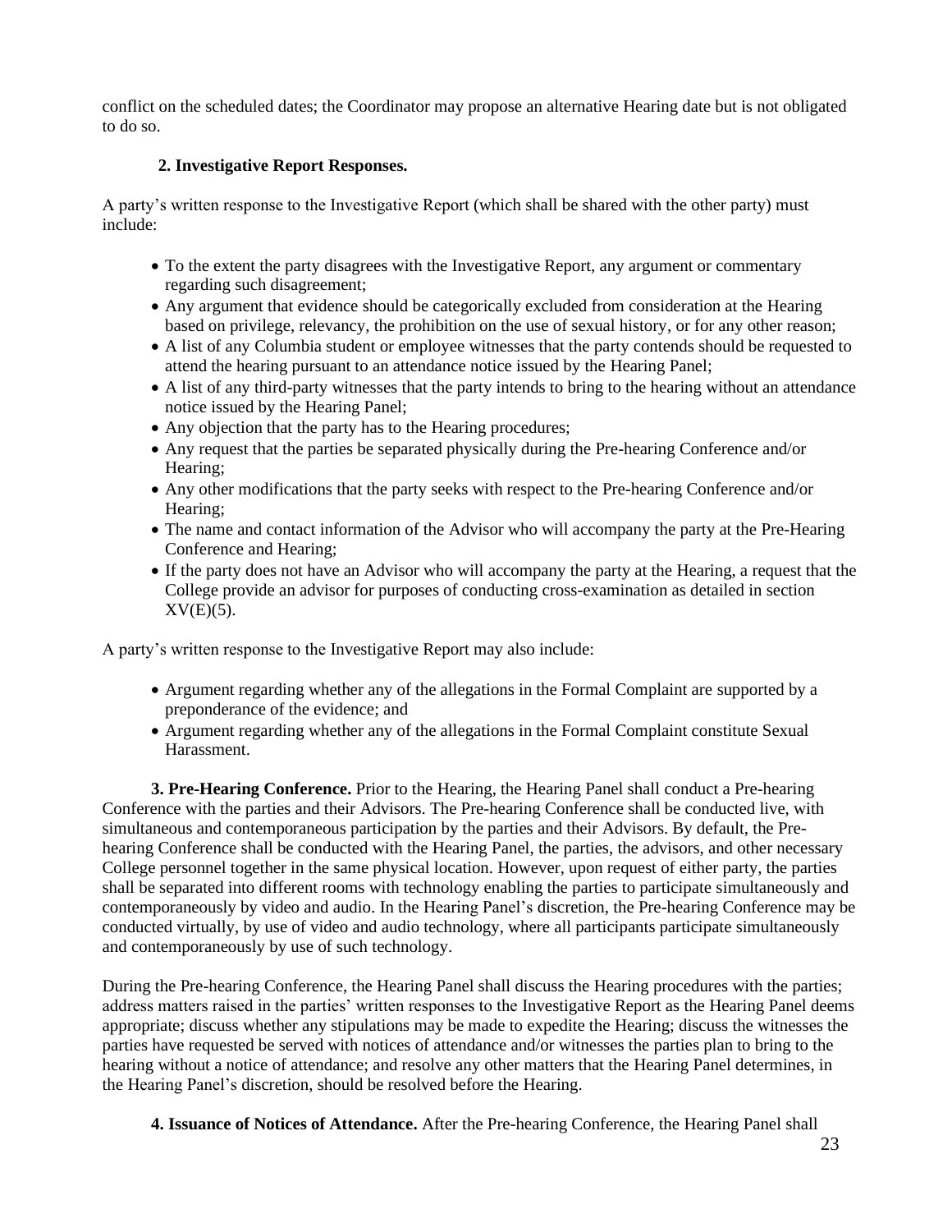conflict on the scheduled dates; the Coordinator may propose an alternative Hearing date but is not obligated to do so.

**2. Investigative Report Responses.**

A party's written response to the Investigative Report (which shall be shared with the other party) must include:

- To the extent the party disagrees with the Investigative Report, any argument or commentary regarding such disagreement;
- Any argument that evidence should be categorically excluded from consideration at the Hearing based on privilege, relevancy, the prohibition on the use of sexual history, or for any other reason;
- A list of any Columbia student or employee witnesses that the party contends should be requested to attend the hearing pursuant to an attendance notice issued by the Hearing Panel;
- A list of any third-party witnesses that the party intends to bring to the hearing without an attendance notice issued by the Hearing Panel;
- Any objection that the party has to the Hearing procedures;
- Any request that the parties be separated physically during the Pre-hearing Conference and/or Hearing;
- Any other modifications that the party seeks with respect to the Pre-hearing Conference and/or Hearing;
- The name and contact information of the Advisor who will accompany the party at the Pre-Hearing Conference and Hearing;
- If the party does not have an Advisor who will accompany the party at the Hearing, a request that the College provide an advisor for purposes of conducting cross-examination as detailed in section XV(E)(5).

A party's written response to the Investigative Report may also include:

- Argument regarding whether any of the allegations in the Formal Complaint are supported by a preponderance of the evidence; and
- Argument regarding whether any of the allegations in the Formal Complaint constitute Sexual Harassment.

**3. Pre-Hearing Conference.** Prior to the Hearing, the Hearing Panel shall conduct a Pre-hearing Conference with the parties and their Advisors. The Pre-hearing Conference shall be conducted live, with simultaneous and contemporaneous participation by the parties and their Advisors. By default, the Pre-hearing Conference shall be conducted with the Hearing Panel, the parties, the advisors, and other necessary College personnel together in the same physical location. However, upon request of either party, the parties shall be separated into different rooms with technology enabling the parties to participate simultaneously and contemporaneously by video and audio. In the Hearing Panel's discretion, the Pre-hearing Conference may be conducted virtually, by use of video and audio technology, where all participants participate simultaneously and contemporaneously by use of such technology.

During the Pre-hearing Conference, the Hearing Panel shall discuss the Hearing procedures with the parties; address matters raised in the parties' written responses to the Investigative Report as the Hearing Panel deems appropriate; discuss whether any stipulations may be made to expedite the Hearing; discuss the witnesses the parties have requested be served with notices of attendance and/or witnesses the parties plan to bring to the hearing without a notice of attendance; and resolve any other matters that the Hearing Panel determines, in the Hearing Panel's discretion, should be resolved before the Hearing.

**4. Issuance of Notices of Attendance.** After the Pre-hearing Conference, the Hearing Panel shall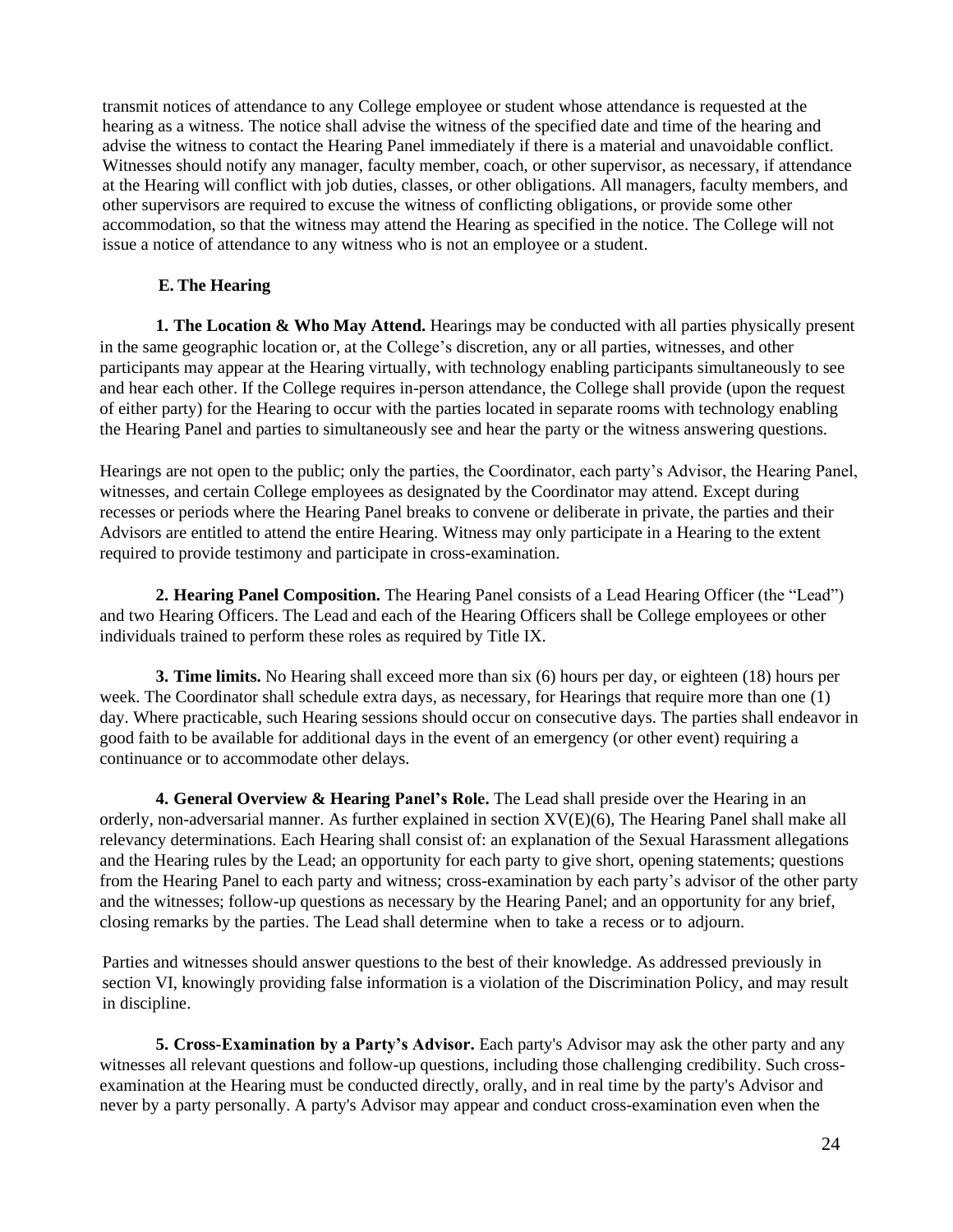transmit notices of attendance to any College employee or student whose attendance is requested at the hearing as a witness. The notice shall advise the witness of the specified date and time of the hearing and advise the witness to contact the Hearing Panel immediately if there is a material and unavoidable conflict. Witnesses should notify any manager, faculty member, coach, or other supervisor, as necessary, if attendance at the Hearing will conflict with job duties, classes, or other obligations. All managers, faculty members, and other supervisors are required to excuse the witness of conflicting obligations, or provide some other accommodation, so that the witness may attend the Hearing as specified in the notice. The College will not issue a notice of attendance to any witness who is not an employee or a student.

### E. The Hearing

**1. The Location & Who May Attend.** Hearings may be conducted with all parties physically present in the same geographic location or, at the College's discretion, any or all parties, witnesses, and other participants may appear at the Hearing virtually, with technology enabling participants simultaneously to see and hear each other. If the College requires in-person attendance, the College shall provide (upon the request of either party) for the Hearing to occur with the parties located in separate rooms with technology enabling the Hearing Panel and parties to simultaneously see and hear the party or the witness answering questions.

Hearings are not open to the public; only the parties, the Coordinator, each party's Advisor, the Hearing Panel, witnesses, and certain College employees as designated by the Coordinator may attend. Except during recesses or periods where the Hearing Panel breaks to convene or deliberate in private, the parties and their Advisors are entitled to attend the entire Hearing. Witness may only participate in a Hearing to the extent required to provide testimony and participate in cross-examination.

**2. Hearing Panel Composition.** The Hearing Panel consists of a Lead Hearing Officer (the "Lead") and two Hearing Officers. The Lead and each of the Hearing Officers shall be College employees or other individuals trained to perform these roles as required by Title IX.

**3. Time limits.** No Hearing shall exceed more than six (6) hours per day, or eighteen (18) hours per week. The Coordinator shall schedule extra days, as necessary, for Hearings that require more than one (1) day. Where practicable, such Hearing sessions should occur on consecutive days. The parties shall endeavor in good faith to be available for additional days in the event of an emergency (or other event) requiring a continuance or to accommodate other delays.

**4. General Overview & Hearing Panel's Role.** The Lead shall preside over the Hearing in an orderly, non-adversarial manner. As further explained in section XV(E)(6), The Hearing Panel shall make all relevancy determinations. Each Hearing shall consist of: an explanation of the Sexual Harassment allegations and the Hearing rules by the Lead; an opportunity for each party to give short, opening statements; questions from the Hearing Panel to each party and witness; cross-examination by each party's advisor of the other party and the witnesses; follow-up questions as necessary by the Hearing Panel; and an opportunity for any brief, closing remarks by the parties. The Lead shall determine when to take a recess or to adjourn.

Parties and witnesses should answer questions to the best of their knowledge. As addressed previously in section VI, knowingly providing false information is a violation of the Discrimination Policy, and may result in discipline.

**5. Cross-Examination by a Party's Advisor.** Each party's Advisor may ask the other party and any witnesses all relevant questions and follow-up questions, including those challenging credibility. Such cross-examination at the Hearing must be conducted directly, orally, and in real time by the party's Advisor and never by a party personally. A party's Advisor may appear and conduct cross-examination even when the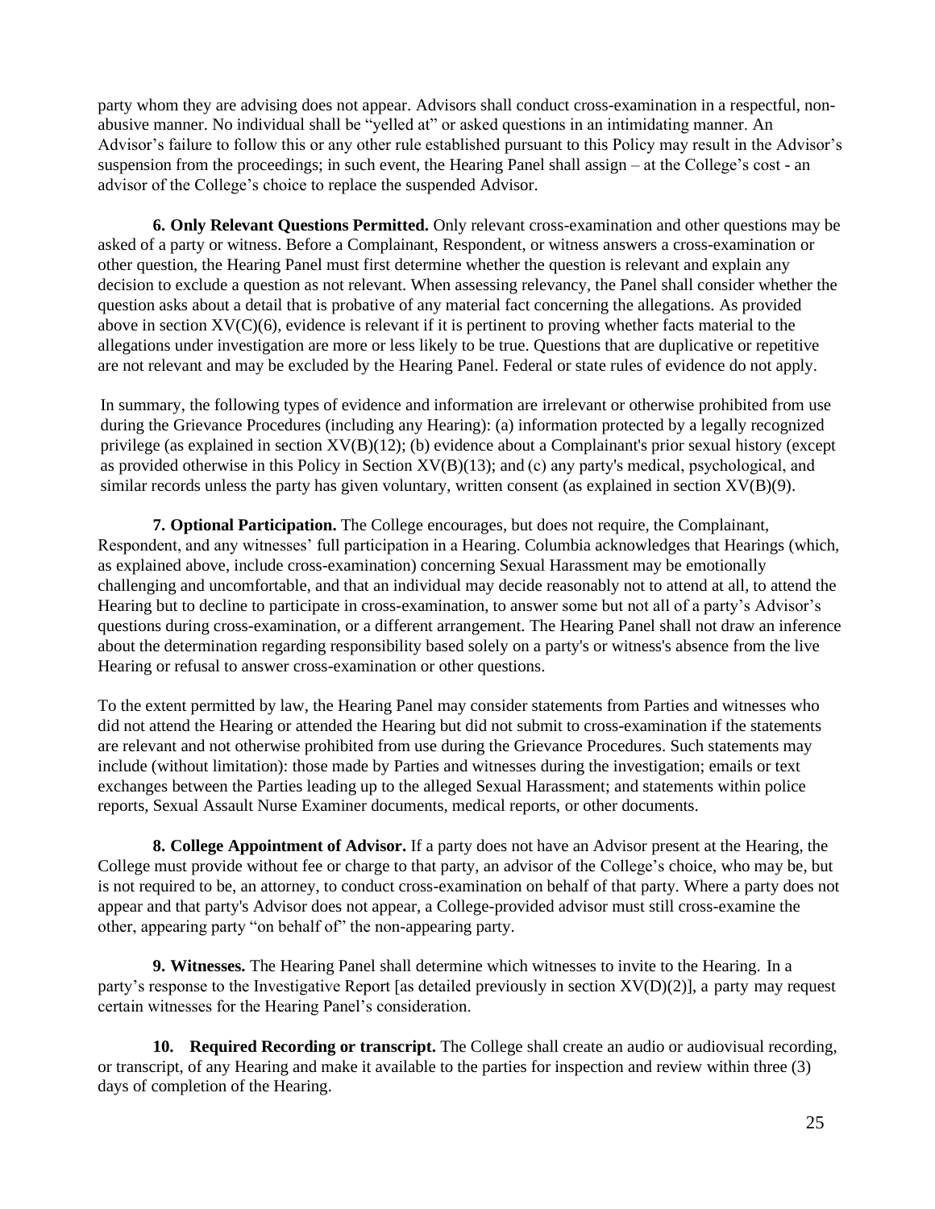party whom they are advising does not appear. Advisors shall conduct cross-examination in a respectful, non-abusive manner. No individual shall be "yelled at" or asked questions in an intimidating manner. An Advisor's failure to follow this or any other rule established pursuant to this Policy may result in the Advisor's suspension from the proceedings; in such event, the Hearing Panel shall assign – at the College's cost - an advisor of the College's choice to replace the suspended Advisor.

**6. Only Relevant Questions Permitted.** Only relevant cross-examination and other questions may be asked of a party or witness. Before a Complainant, Respondent, or witness answers a cross-examination or other question, the Hearing Panel must first determine whether the question is relevant and explain any decision to exclude a question as not relevant. When assessing relevancy, the Panel shall consider whether the question asks about a detail that is probative of any material fact concerning the allegations. As provided above in section XV(C)(6), evidence is relevant if it is pertinent to proving whether facts material to the allegations under investigation are more or less likely to be true. Questions that are duplicative or repetitive are not relevant and may be excluded by the Hearing Panel. Federal or state rules of evidence do not apply.

In summary, the following types of evidence and information are irrelevant or otherwise prohibited from use during the Grievance Procedures (including any Hearing): (a) information protected by a legally recognized privilege (as explained in section XV(B)(12); (b) evidence about a Complainant's prior sexual history (except as provided otherwise in this Policy in Section XV(B)(13); and (c) any party's medical, psychological, and similar records unless the party has given voluntary, written consent (as explained in section XV(B)(9).

**7. Optional Participation.** The College encourages, but does not require, the Complainant, Respondent, and any witnesses' full participation in a Hearing. Columbia acknowledges that Hearings (which, as explained above, include cross-examination) concerning Sexual Harassment may be emotionally challenging and uncomfortable, and that an individual may decide reasonably not to attend at all, to attend the Hearing but to decline to participate in cross-examination, to answer some but not all of a party's Advisor's questions during cross-examination, or a different arrangement. The Hearing Panel shall not draw an inference about the determination regarding responsibility based solely on a party's or witness's absence from the live Hearing or refusal to answer cross-examination or other questions.

To the extent permitted by law, the Hearing Panel may consider statements from Parties and witnesses who did not attend the Hearing or attended the Hearing but did not submit to cross-examination if the statements are relevant and not otherwise prohibited from use during the Grievance Procedures. Such statements may include (without limitation): those made by Parties and witnesses during the investigation; emails or text exchanges between the Parties leading up to the alleged Sexual Harassment; and statements within police reports, Sexual Assault Nurse Examiner documents, medical reports, or other documents.

**8. College Appointment of Advisor.** If a party does not have an Advisor present at the Hearing, the College must provide without fee or charge to that party, an advisor of the College's choice, who may be, but is not required to be, an attorney, to conduct cross-examination on behalf of that party. Where a party does not appear and that party's Advisor does not appear, a College-provided advisor must still cross-examine the other, appearing party "on behalf of" the non-appearing party.

**9. Witnesses.** The Hearing Panel shall determine which witnesses to invite to the Hearing. In a party's response to the Investigative Report [as detailed previously in section XV(D)(2)], a party may request certain witnesses for the Hearing Panel's consideration.

**10. Required Recording or transcript.** The College shall create an audio or audiovisual recording, or transcript, of any Hearing and make it available to the parties for inspection and review within three (3) days of completion of the Hearing.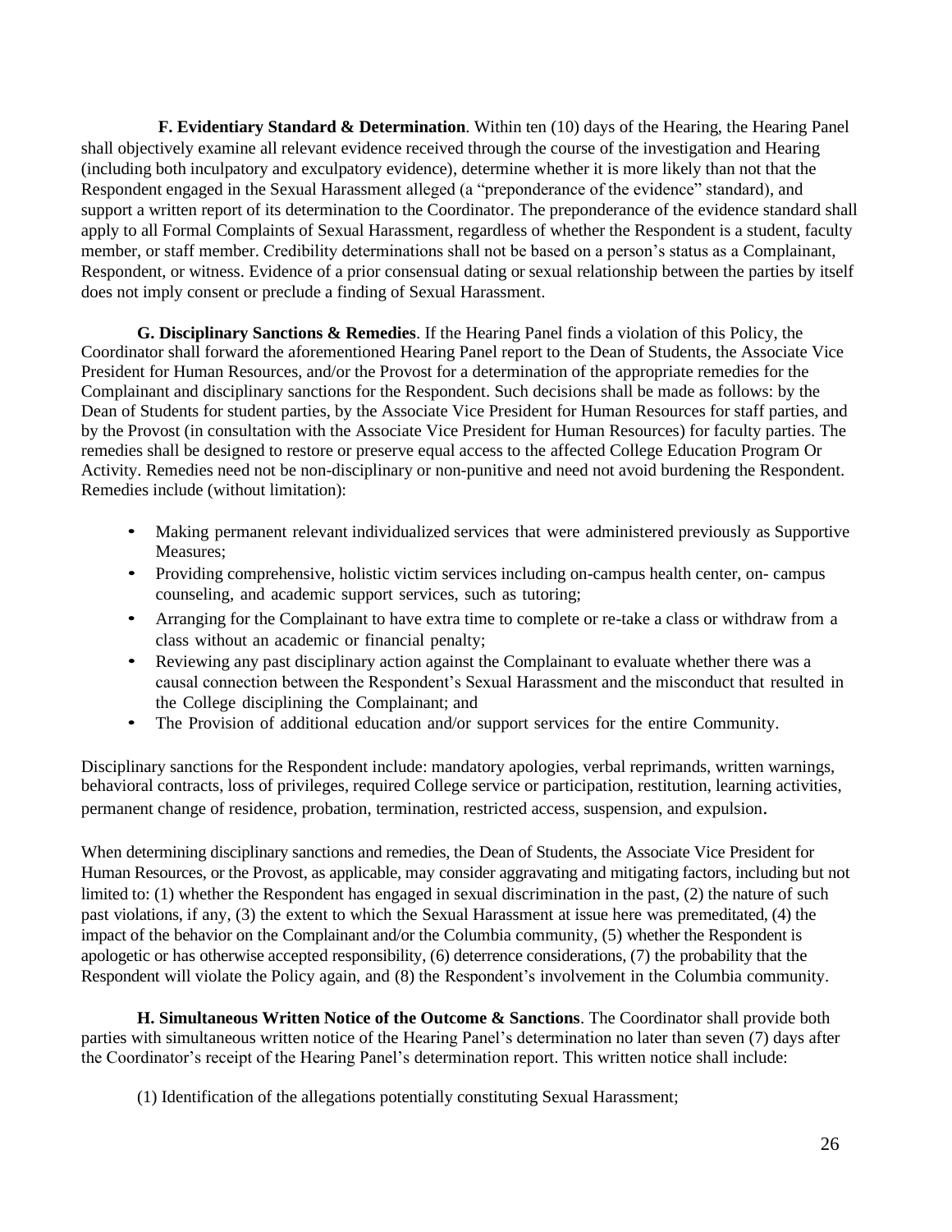**F. Evidentiary Standard & Determination**. Within ten (10) days of the Hearing, the Hearing Panel shall objectively examine all relevant evidence received through the course of the investigation and Hearing (including both inculpatory and exculpatory evidence), determine whether it is more likely than not that the Respondent engaged in the Sexual Harassment alleged (a "preponderance of the evidence" standard), and support a written report of its determination to the Coordinator. The preponderance of the evidence standard shall apply to all Formal Complaints of Sexual Harassment, regardless of whether the Respondent is a student, faculty member, or staff member. Credibility determinations shall not be based on a person's status as a Complainant, Respondent, or witness. Evidence of a prior consensual dating or sexual relationship between the parties by itself does not imply consent or preclude a finding of Sexual Harassment.

**G. Disciplinary Sanctions & Remedies**. If the Hearing Panel finds a violation of this Policy, the Coordinator shall forward the aforementioned Hearing Panel report to the Dean of Students, the Associate Vice President for Human Resources, and/or the Provost for a determination of the appropriate remedies for the Complainant and disciplinary sanctions for the Respondent. Such decisions shall be made as follows: by the Dean of Students for student parties, by the Associate Vice President for Human Resources for staff parties, and by the Provost (in consultation with the Associate Vice President for Human Resources) for faculty parties. The remedies shall be designed to restore or preserve equal access to the affected College Education Program Or Activity. Remedies need not be non-disciplinary or non-punitive and need not avoid burdening the Respondent. Remedies include (without limitation):

- Making permanent relevant individualized services that were administered previously as Supportive Measures;
- Providing comprehensive, holistic victim services including on-campus health center, on- campus counseling, and academic support services, such as tutoring;
- Arranging for the Complainant to have extra time to complete or re-take a class or withdraw from a class without an academic or financial penalty;
- Reviewing any past disciplinary action against the Complainant to evaluate whether there was a causal connection between the Respondent's Sexual Harassment and the misconduct that resulted in the College disciplining the Complainant; and
- The Provision of additional education and/or support services for the entire Community.

Disciplinary sanctions for the Respondent include: mandatory apologies, verbal reprimands, written warnings, behavioral contracts, loss of privileges, required College service or participation, restitution, learning activities, permanent change of residence, probation, termination, restricted access, suspension, and expulsion.

When determining disciplinary sanctions and remedies, the Dean of Students, the Associate Vice President for Human Resources, or the Provost, as applicable, may consider aggravating and mitigating factors, including but not limited to: (1) whether the Respondent has engaged in sexual discrimination in the past, (2) the nature of such past violations, if any, (3) the extent to which the Sexual Harassment at issue here was premeditated, (4) the impact of the behavior on the Complainant and/or the Columbia community, (5) whether the Respondent is apologetic or has otherwise accepted responsibility, (6) deterrence considerations, (7) the probability that the Respondent will violate the Policy again, and (8) the Respondent's involvement in the Columbia community.

**H. Simultaneous Written Notice of the Outcome & Sanctions**. The Coordinator shall provide both parties with simultaneous written notice of the Hearing Panel's determination no later than seven (7) days after the Coordinator's receipt of the Hearing Panel's determination report. This written notice shall include:

(1) Identification of the allegations potentially constituting Sexual Harassment;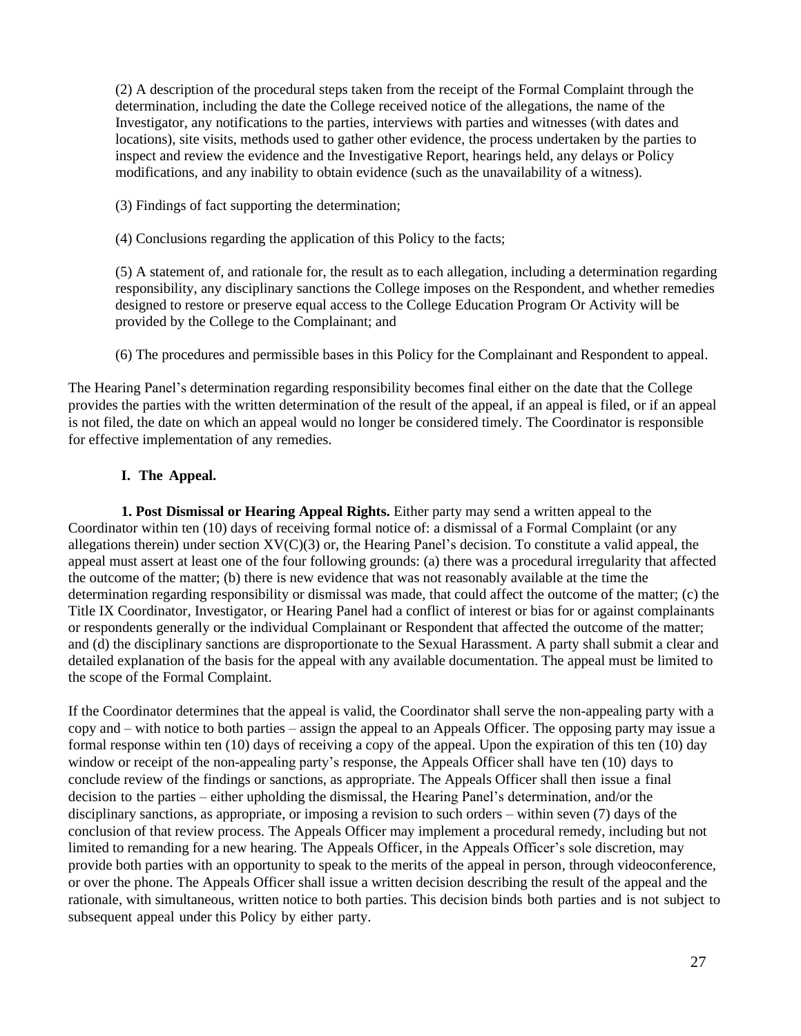(2) A description of the procedural steps taken from the receipt of the Formal Complaint through the determination, including the date the College received notice of the allegations, the name of the Investigator, any notifications to the parties, interviews with parties and witnesses (with dates and locations), site visits, methods used to gather other evidence, the process undertaken by the parties to inspect and review the evidence and the Investigative Report, hearings held, any delays or Policy modifications, and any inability to obtain evidence (such as the unavailability of a witness).

(3) Findings of fact supporting the determination;

(4) Conclusions regarding the application of this Policy to the facts;

(5) A statement of, and rationale for, the result as to each allegation, including a determination regarding responsibility, any disciplinary sanctions the College imposes on the Respondent, and whether remedies designed to restore or preserve equal access to the College Education Program Or Activity will be provided by the College to the Complainant; and

(6) The procedures and permissible bases in this Policy for the Complainant and Respondent to appeal.

The Hearing Panel's determination regarding responsibility becomes final either on the date that the College provides the parties with the written determination of the result of the appeal, if an appeal is filed, or if an appeal is not filed, the date on which an appeal would no longer be considered timely. The Coordinator is responsible for effective implementation of any remedies.

### I. The Appeal.

**1. Post Dismissal or Hearing Appeal Rights.** Either party may send a written appeal to the Coordinator within ten (10) days of receiving formal notice of: a dismissal of a Formal Complaint (or any allegations therein) under section XV(C)(3) or, the Hearing Panel's decision. To constitute a valid appeal, the appeal must assert at least one of the four following grounds: (a) there was a procedural irregularity that affected the outcome of the matter; (b) there is new evidence that was not reasonably available at the time the determination regarding responsibility or dismissal was made, that could affect the outcome of the matter; (c) the Title IX Coordinator, Investigator, or Hearing Panel had a conflict of interest or bias for or against complainants or respondents generally or the individual Complainant or Respondent that affected the outcome of the matter; and (d) the disciplinary sanctions are disproportionate to the Sexual Harassment. A party shall submit a clear and detailed explanation of the basis for the appeal with any available documentation. The appeal must be limited to the scope of the Formal Complaint.

If the Coordinator determines that the appeal is valid, the Coordinator shall serve the non-appealing party with a copy and – with notice to both parties – assign the appeal to an Appeals Officer. The opposing party may issue a formal response within ten (10) days of receiving a copy of the appeal. Upon the expiration of this ten (10) day window or receipt of the non-appealing party's response, the Appeals Officer shall have ten (10) days to conclude review of the findings or sanctions, as appropriate. The Appeals Officer shall then issue a final decision to the parties – either upholding the dismissal, the Hearing Panel's determination, and/or the disciplinary sanctions, as appropriate, or imposing a revision to such orders – within seven (7) days of the conclusion of that review process. The Appeals Officer may implement a procedural remedy, including but not limited to remanding for a new hearing. The Appeals Officer, in the Appeals Officer's sole discretion, may provide both parties with an opportunity to speak to the merits of the appeal in person, through videoconference, or over the phone. The Appeals Officer shall issue a written decision describing the result of the appeal and the rationale, with simultaneous, written notice to both parties. This decision binds both parties and is not subject to subsequent appeal under this Policy by either party.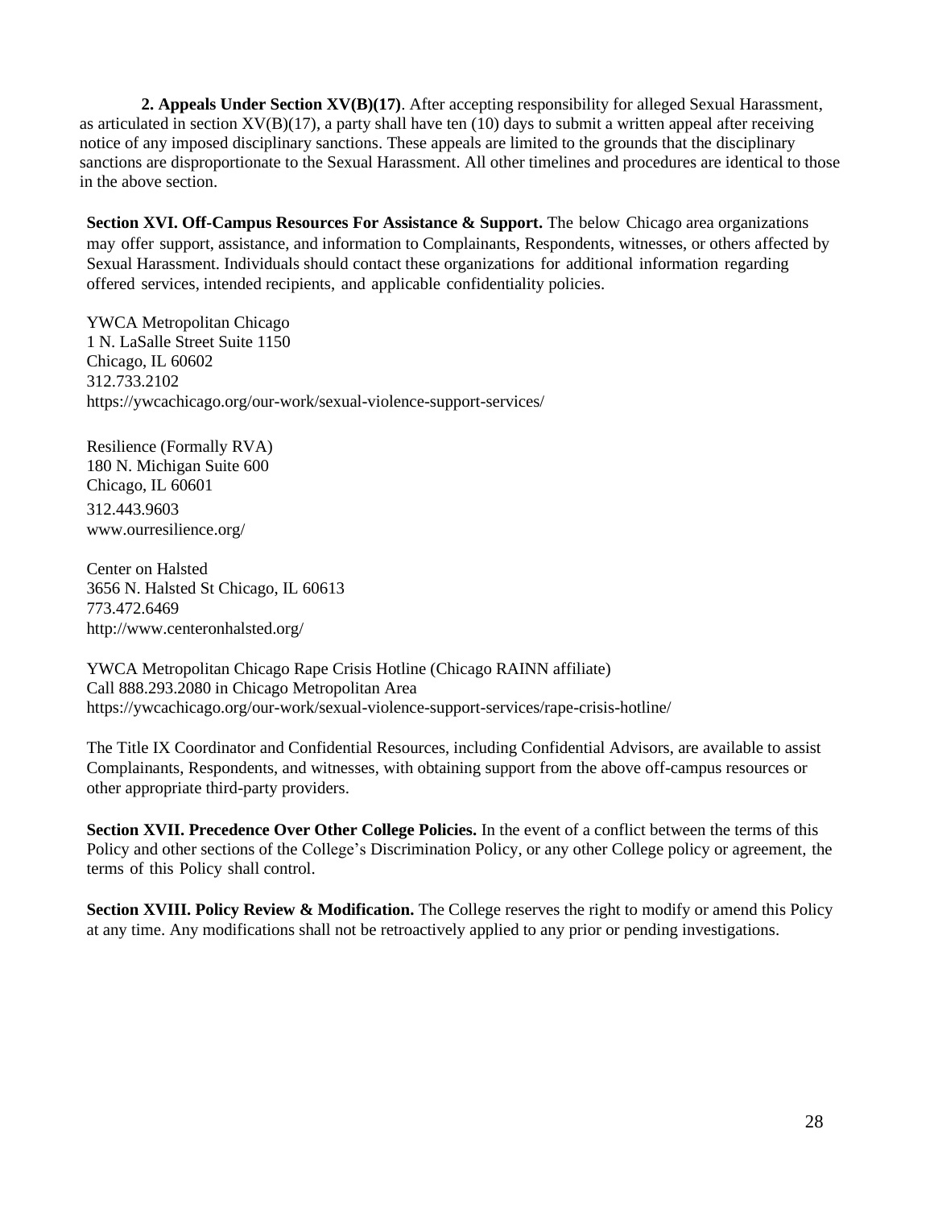**2. Appeals Under Section XV(B)(17)**. After accepting responsibility for alleged Sexual Harassment, as articulated in section XV(B)(17), a party shall have ten (10) days to submit a written appeal after receiving notice of any imposed disciplinary sanctions. These appeals are limited to the grounds that the disciplinary sanctions are disproportionate to the Sexual Harassment. All other timelines and procedures are identical to those in the above section.

**Section XVI. Off-Campus Resources For Assistance & Support.** The below Chicago area organizations may offer support, assistance, and information to Complainants, Respondents, witnesses, or others affected by Sexual Harassment. Individuals should contact these organizations for additional information regarding offered services, intended recipients, and applicable confidentiality policies.

YWCA Metropolitan Chicago  
1 N. LaSalle Street Suite 1150  
Chicago, IL 60602  
312.733.2102  
https://ywcachicago.org/our-work/sexual-violence-support-services/

Resilience (Formally RVA)  
180 N. Michigan Suite 600  
Chicago, IL 60601  
312.443.9603  
www.ourresilience.org/

Center on Halsted  
3656 N. Halsted St Chicago, IL 60613  
773.472.6469  
http://www.centeronhalsted.org/

YWCA Metropolitan Chicago Rape Crisis Hotline (Chicago RAINN affiliate)  
Call 888.293.2080 in Chicago Metropolitan Area  
https://ywcachicago.org/our-work/sexual-violence-support-services/rape-crisis-hotline/

The Title IX Coordinator and Confidential Resources, including Confidential Advisors, are available to assist Complainants, Respondents, and witnesses, with obtaining support from the above off-campus resources or other appropriate third-party providers.

**Section XVII. Precedence Over Other College Policies.** In the event of a conflict between the terms of this Policy and other sections of the College's Discrimination Policy, or any other College policy or agreement, the terms of this Policy shall control.

**Section XVIII. Policy Review & Modification.** The College reserves the right to modify or amend this Policy at any time. Any modifications shall not be retroactively applied to any prior or pending investigations.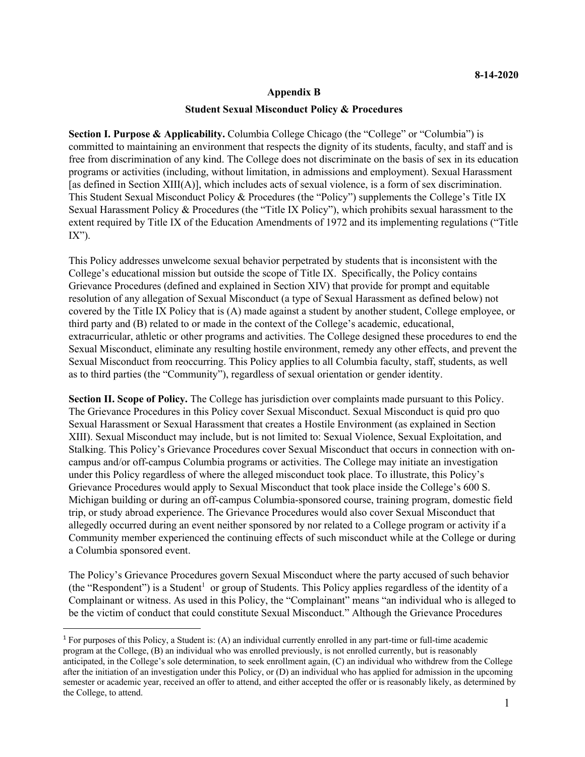**8-14-2020**

## Appendix B

## Student Sexual Misconduct Policy & Procedures

**Section I. Purpose & Applicability.** Columbia College Chicago (the "College" or "Columbia") is committed to maintaining an environment that respects the dignity of its students, faculty, and staff and is free from discrimination of any kind. The College does not discriminate on the basis of sex in its education programs or activities (including, without limitation, in admissions and employment). Sexual Harassment [as defined in Section XIII(A)], which includes acts of sexual violence, is a form of sex discrimination. This Student Sexual Misconduct Policy & Procedures (the "Policy") supplements the College's Title IX Sexual Harassment Policy & Procedures (the "Title IX Policy"), which prohibits sexual harassment to the extent required by Title IX of the Education Amendments of 1972 and its implementing regulations ("Title IX").

This Policy addresses unwelcome sexual behavior perpetrated by students that is inconsistent with the College's educational mission but outside the scope of Title IX. Specifically, the Policy contains Grievance Procedures (defined and explained in Section XIV) that provide for prompt and equitable resolution of any allegation of Sexual Misconduct (a type of Sexual Harassment as defined below) not covered by the Title IX Policy that is (A) made against a student by another student, College employee, or third party and (B) related to or made in the context of the College's academic, educational, extracurricular, athletic or other programs and activities. The College designed these procedures to end the Sexual Misconduct, eliminate any resulting hostile environment, remedy any other effects, and prevent the Sexual Misconduct from reoccurring. This Policy applies to all Columbia faculty, staff, students, as well as to third parties (the "Community"), regardless of sexual orientation or gender identity.

**Section II. Scope of Policy.** The College has jurisdiction over complaints made pursuant to this Policy. The Grievance Procedures in this Policy cover Sexual Misconduct. Sexual Misconduct is quid pro quo Sexual Harassment or Sexual Harassment that creates a Hostile Environment (as explained in Section XIII). Sexual Misconduct may include, but is not limited to: Sexual Violence, Sexual Exploitation, and Stalking. This Policy's Grievance Procedures cover Sexual Misconduct that occurs in connection with on-campus and/or off-campus Columbia programs or activities. The College may initiate an investigation under this Policy regardless of where the alleged misconduct took place. To illustrate, this Policy's Grievance Procedures would apply to Sexual Misconduct that took place inside the College's 600 S. Michigan building or during an off-campus Columbia-sponsored course, training program, domestic field trip, or study abroad experience. The Grievance Procedures would also cover Sexual Misconduct that allegedly occurred during an event neither sponsored by nor related to a College program or activity if a Community member experienced the continuing effects of such misconduct while at the College or during a Columbia sponsored event.

The Policy's Grievance Procedures govern Sexual Misconduct where the party accused of such behavior (the "Respondent") is a Student[1] or group of Students. This Policy applies regardless of the identity of a Complainant or witness. As used in this Policy, the "Complainant" means "an individual who is alleged to be the victim of conduct that could constitute Sexual Misconduct." Although the Grievance Procedures

[1] For purposes of this Policy, a Student is: (A) an individual currently enrolled in any part-time or full-time academic program at the College, (B) an individual who was enrolled previously, is not enrolled currently, but is reasonably anticipated, in the College's sole determination, to seek enrollment again, (C) an individual who withdrew from the College after the initiation of an investigation under this Policy, or (D) an individual who has applied for admission in the upcoming semester or academic year, received an offer to attend, and either accepted the offer or is reasonably likely, as determined by the College, to attend.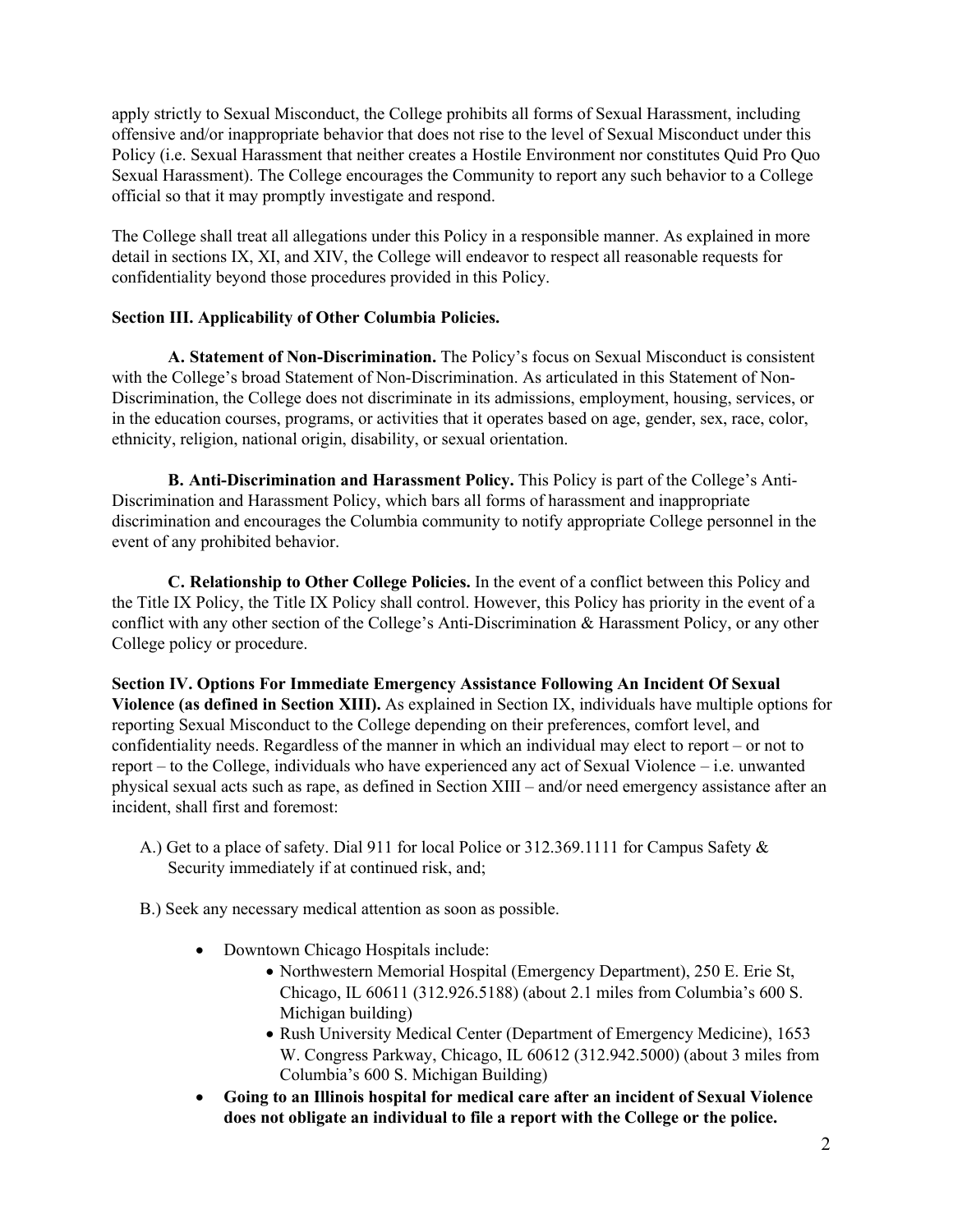apply strictly to Sexual Misconduct, the College prohibits all forms of Sexual Harassment, including offensive and/or inappropriate behavior that does not rise to the level of Sexual Misconduct under this Policy (i.e. Sexual Harassment that neither creates a Hostile Environment nor constitutes Quid Pro Quo Sexual Harassment). The College encourages the Community to report any such behavior to a College official so that it may promptly investigate and respond.

The College shall treat all allegations under this Policy in a responsible manner. As explained in more detail in sections IX, XI, and XIV, the College will endeavor to respect all reasonable requests for confidentiality beyond those procedures provided in this Policy.

**Section III. Applicability of Other Columbia Policies.**

**A. Statement of Non-Discrimination.** The Policy's focus on Sexual Misconduct is consistent with the College's broad Statement of Non-Discrimination. As articulated in this Statement of Non-Discrimination, the College does not discriminate in its admissions, employment, housing, services, or in the education courses, programs, or activities that it operates based on age, gender, sex, race, color, ethnicity, religion, national origin, disability, or sexual orientation.

**B. Anti-Discrimination and Harassment Policy.** This Policy is part of the College's Anti-Discrimination and Harassment Policy, which bars all forms of harassment and inappropriate discrimination and encourages the Columbia community to notify appropriate College personnel in the event of any prohibited behavior.

**C. Relationship to Other College Policies.** In the event of a conflict between this Policy and the Title IX Policy, the Title IX Policy shall control. However, this Policy has priority in the event of a conflict with any other section of the College's Anti-Discrimination & Harassment Policy, or any other College policy or procedure.

**Section IV. Options For Immediate Emergency Assistance Following An Incident Of Sexual Violence (as defined in Section XIII).** As explained in Section IX, individuals have multiple options for reporting Sexual Misconduct to the College depending on their preferences, comfort level, and confidentiality needs. Regardless of the manner in which an individual may elect to report – or not to report – to the College, individuals who have experienced any act of Sexual Violence – i.e. unwanted physical sexual acts such as rape, as defined in Section XIII – and/or need emergency assistance after an incident, shall first and foremost:

A.) Get to a place of safety. Dial 911 for local Police or 312.369.1111 for Campus Safety & Security immediately if at continued risk, and;

B.) Seek any necessary medical attention as soon as possible.

- Downtown Chicago Hospitals include:
  - Northwestern Memorial Hospital (Emergency Department), 250 E. Erie St, Chicago, IL 60611 (312.926.5188) (about 2.1 miles from Columbia's 600 S. Michigan building)
  - Rush University Medical Center (Department of Emergency Medicine), 1653 W. Congress Parkway, Chicago, IL 60612 (312.942.5000) (about 3 miles from Columbia's 600 S. Michigan Building)
- **Going to an Illinois hospital for medical care after an incident of Sexual Violence does not obligate an individual to file a report with the College or the police.**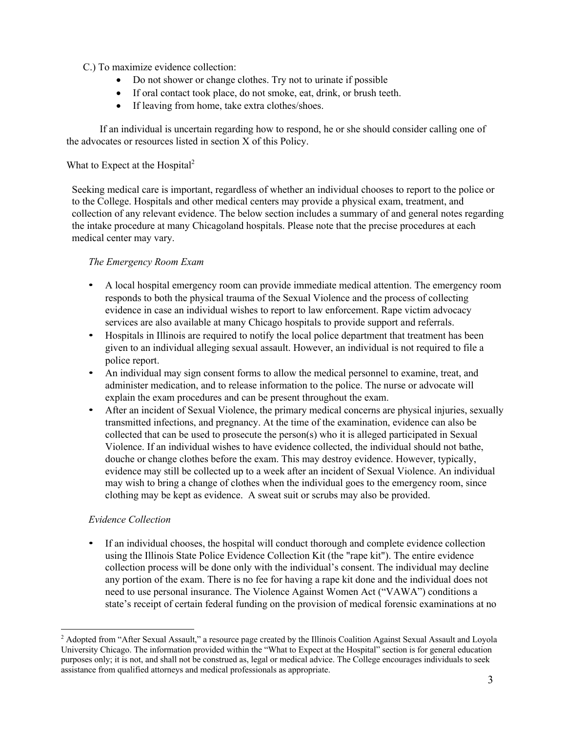C.) To maximize evidence collection:

- Do not shower or change clothes. Try not to urinate if possible
- If oral contact took place, do not smoke, eat, drink, or brush teeth.
- If leaving from home, take extra clothes/shoes.

If an individual is uncertain regarding how to respond, he or she should consider calling one of the advocates or resources listed in section X of this Policy.

What to Expect at the Hospital[2]

Seeking medical care is important, regardless of whether an individual chooses to report to the police or to the College. Hospitals and other medical centers may provide a physical exam, treatment, and collection of any relevant evidence. The below section includes a summary of and general notes regarding the intake procedure at many Chicagoland hospitals. Please note that the precise procedures at each medical center may vary.

*The Emergency Room Exam*

- A local hospital emergency room can provide immediate medical attention. The emergency room responds to both the physical trauma of the Sexual Violence and the process of collecting evidence in case an individual wishes to report to law enforcement. Rape victim advocacy services are also available at many Chicago hospitals to provide support and referrals.
- Hospitals in Illinois are required to notify the local police department that treatment has been given to an individual alleging sexual assault. However, an individual is not required to file a police report.
- An individual may sign consent forms to allow the medical personnel to examine, treat, and administer medication, and to release information to the police. The nurse or advocate will explain the exam procedures and can be present throughout the exam.
- After an incident of Sexual Violence, the primary medical concerns are physical injuries, sexually transmitted infections, and pregnancy. At the time of the examination, evidence can also be collected that can be used to prosecute the person(s) who it is alleged participated in Sexual Violence. If an individual wishes to have evidence collected, the individual should not bathe, douche or change clothes before the exam. This may destroy evidence. However, typically, evidence may still be collected up to a week after an incident of Sexual Violence. An individual may wish to bring a change of clothes when the individual goes to the emergency room, since clothing may be kept as evidence. A sweat suit or scrubs may also be provided.

*Evidence Collection*

- If an individual chooses, the hospital will conduct thorough and complete evidence collection using the Illinois State Police Evidence Collection Kit (the "rape kit"). The entire evidence collection process will be done only with the individual's consent. The individual may decline any portion of the exam. There is no fee for having a rape kit done and the individual does not need to use personal insurance. The Violence Against Women Act ("VAWA") conditions a state's receipt of certain federal funding on the provision of medical forensic examinations at no

[2] Adopted from "After Sexual Assault," a resource page created by the Illinois Coalition Against Sexual Assault and Loyola University Chicago. The information provided within the "What to Expect at the Hospital" section is for general education purposes only; it is not, and shall not be construed as, legal or medical advice. The College encourages individuals to seek assistance from qualified attorneys and medical professionals as appropriate.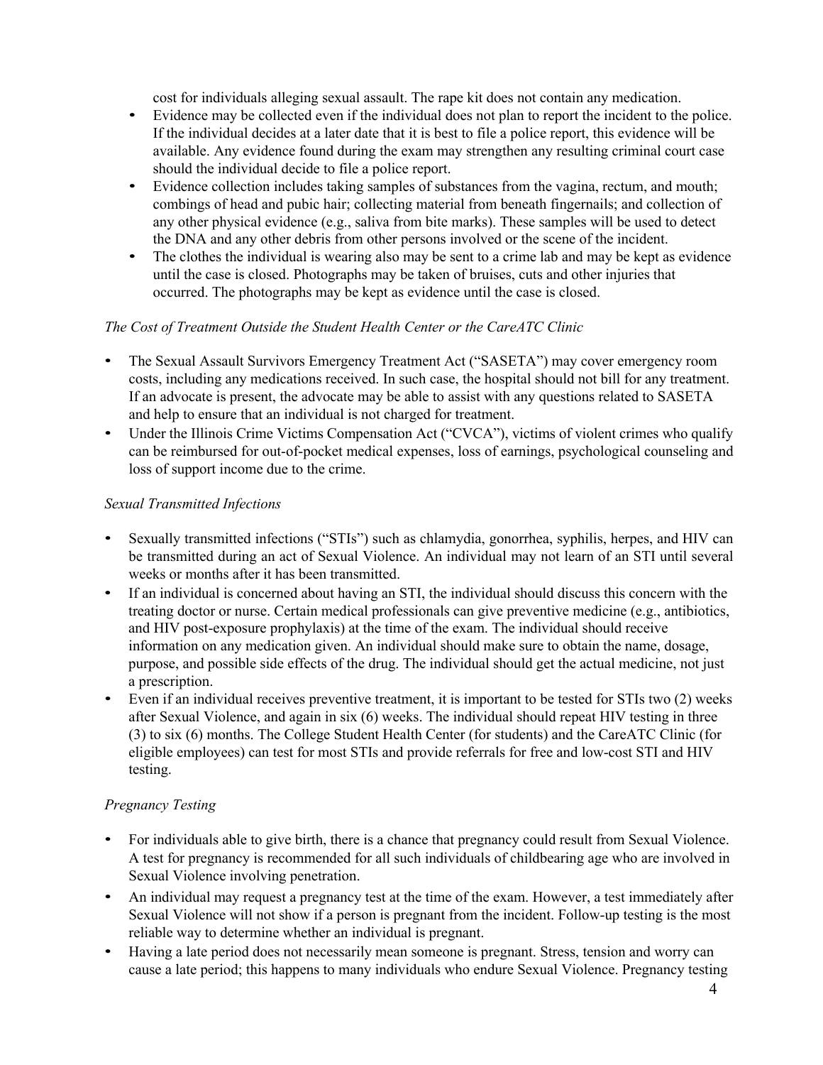cost for individuals alleging sexual assault. The rape kit does not contain any medication.

- Evidence may be collected even if the individual does not plan to report the incident to the police. If the individual decides at a later date that it is best to file a police report, this evidence will be available. Any evidence found during the exam may strengthen any resulting criminal court case should the individual decide to file a police report.
- Evidence collection includes taking samples of substances from the vagina, rectum, and mouth; combings of head and pubic hair; collecting material from beneath fingernails; and collection of any other physical evidence (e.g., saliva from bite marks). These samples will be used to detect the DNA and any other debris from other persons involved or the scene of the incident.
- The clothes the individual is wearing also may be sent to a crime lab and may be kept as evidence until the case is closed. Photographs may be taken of bruises, cuts and other injuries that occurred. The photographs may be kept as evidence until the case is closed.

*The Cost of Treatment Outside the Student Health Center or the CareATC Clinic*

- The Sexual Assault Survivors Emergency Treatment Act ("SASETA") may cover emergency room costs, including any medications received. In such case, the hospital should not bill for any treatment. If an advocate is present, the advocate may be able to assist with any questions related to SASETA and help to ensure that an individual is not charged for treatment.
- Under the Illinois Crime Victims Compensation Act ("CVCA"), victims of violent crimes who qualify can be reimbursed for out-of-pocket medical expenses, loss of earnings, psychological counseling and loss of support income due to the crime.

*Sexual Transmitted Infections*

- Sexually transmitted infections ("STIs") such as chlamydia, gonorrhea, syphilis, herpes, and HIV can be transmitted during an act of Sexual Violence. An individual may not learn of an STI until several weeks or months after it has been transmitted.
- If an individual is concerned about having an STI, the individual should discuss this concern with the treating doctor or nurse. Certain medical professionals can give preventive medicine (e.g., antibiotics, and HIV post-exposure prophylaxis) at the time of the exam. The individual should receive information on any medication given. An individual should make sure to obtain the name, dosage, purpose, and possible side effects of the drug. The individual should get the actual medicine, not just a prescription.
- Even if an individual receives preventive treatment, it is important to be tested for STIs two (2) weeks after Sexual Violence, and again in six (6) weeks. The individual should repeat HIV testing in three (3) to six (6) months. The College Student Health Center (for students) and the CareATC Clinic (for eligible employees) can test for most STIs and provide referrals for free and low-cost STI and HIV testing.

*Pregnancy Testing*

- For individuals able to give birth, there is a chance that pregnancy could result from Sexual Violence. A test for pregnancy is recommended for all such individuals of childbearing age who are involved in Sexual Violence involving penetration.
- An individual may request a pregnancy test at the time of the exam. However, a test immediately after Sexual Violence will not show if a person is pregnant from the incident. Follow-up testing is the most reliable way to determine whether an individual is pregnant.
- Having a late period does not necessarily mean someone is pregnant. Stress, tension and worry can cause a late period; this happens to many individuals who endure Sexual Violence. Pregnancy testing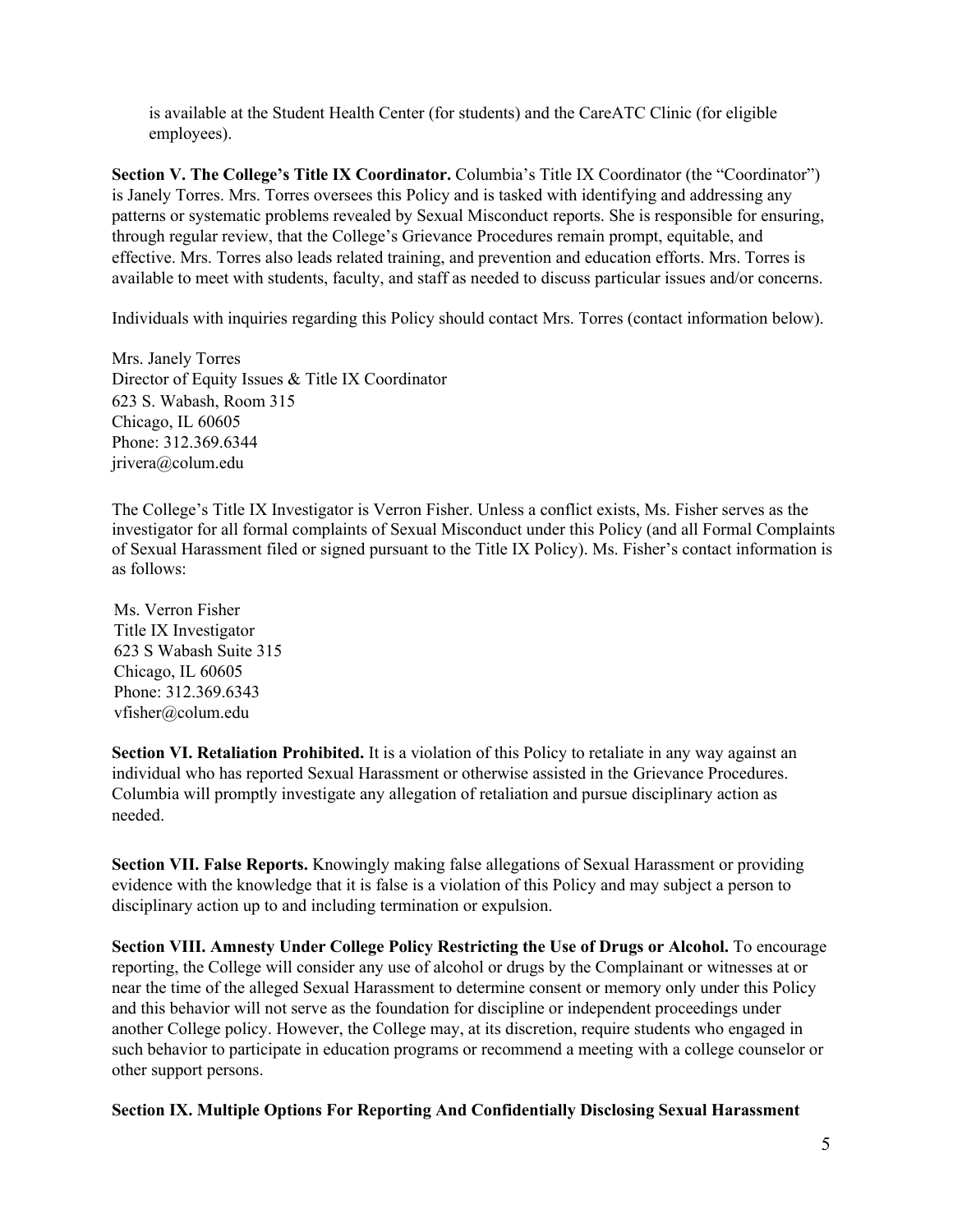is available at the Student Health Center (for students) and the CareATC Clinic (for eligible employees).

**Section V. The College's Title IX Coordinator.** Columbia's Title IX Coordinator (the "Coordinator") is Janely Torres. Mrs. Torres oversees this Policy and is tasked with identifying and addressing any patterns or systematic problems revealed by Sexual Misconduct reports. She is responsible for ensuring, through regular review, that the College's Grievance Procedures remain prompt, equitable, and effective. Mrs. Torres also leads related training, and prevention and education efforts. Mrs. Torres is available to meet with students, faculty, and staff as needed to discuss particular issues and/or concerns.

Individuals with inquiries regarding this Policy should contact Mrs. Torres (contact information below).

Mrs. Janely Torres
Director of Equity Issues & Title IX Coordinator
623 S. Wabash, Room 315
Chicago, IL 60605
Phone: 312.369.6344
jrivera@colum.edu

The College's Title IX Investigator is Verron Fisher. Unless a conflict exists, Ms. Fisher serves as the investigator for all formal complaints of Sexual Misconduct under this Policy (and all Formal Complaints of Sexual Harassment filed or signed pursuant to the Title IX Policy). Ms. Fisher's contact information is as follows:

Ms. Verron Fisher
Title IX Investigator
623 S Wabash Suite 315
Chicago, IL 60605
Phone: 312.369.6343
vfisher@colum.edu

**Section VI. Retaliation Prohibited.** It is a violation of this Policy to retaliate in any way against an individual who has reported Sexual Harassment or otherwise assisted in the Grievance Procedures. Columbia will promptly investigate any allegation of retaliation and pursue disciplinary action as needed.

**Section VII. False Reports.** Knowingly making false allegations of Sexual Harassment or providing evidence with the knowledge that it is false is a violation of this Policy and may subject a person to disciplinary action up to and including termination or expulsion.

**Section VIII. Amnesty Under College Policy Restricting the Use of Drugs or Alcohol.** To encourage reporting, the College will consider any use of alcohol or drugs by the Complainant or witnesses at or near the time of the alleged Sexual Harassment to determine consent or memory only under this Policy and this behavior will not serve as the foundation for discipline or independent proceedings under another College policy. However, the College may, at its discretion, require students who engaged in such behavior to participate in education programs or recommend a meeting with a college counselor or other support persons.

**Section IX. Multiple Options For Reporting And Confidentially Disclosing Sexual Harassment**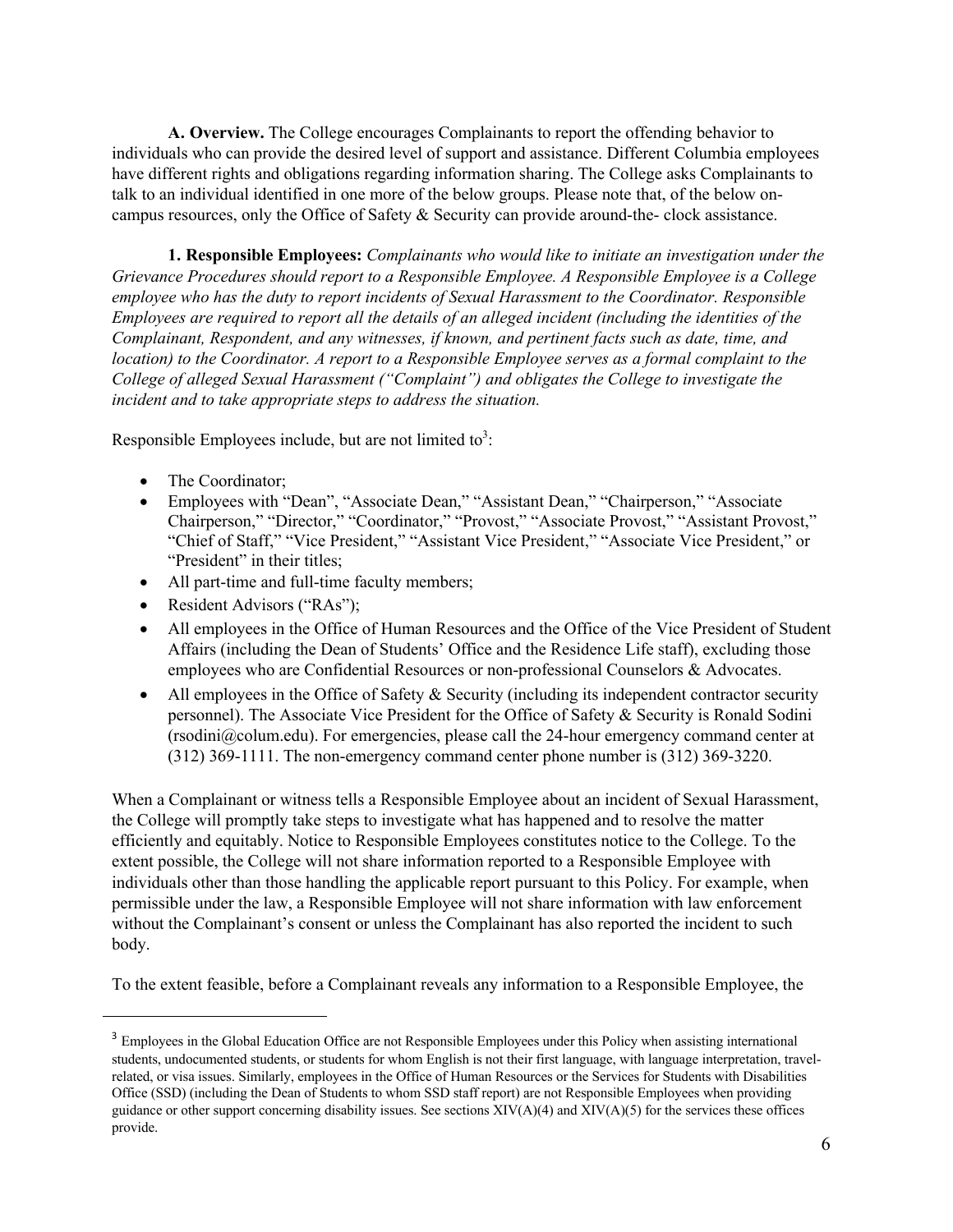**A. Overview.** The College encourages Complainants to report the offending behavior to individuals who can provide the desired level of support and assistance. Different Columbia employees have different rights and obligations regarding information sharing. The College asks Complainants to talk to an individual identified in one more of the below groups. Please note that, of the below on-campus resources, only the Office of Safety & Security can provide around-the- clock assistance.

**1. Responsible Employees:** *Complainants who would like to initiate an investigation under the Grievance Procedures should report to a Responsible Employee. A Responsible Employee is a College employee who has the duty to report incidents of Sexual Harassment to the Coordinator. Responsible Employees are required to report all the details of an alleged incident (including the identities of the Complainant, Respondent, and any witnesses, if known, and pertinent facts such as date, time, and location) to the Coordinator. A report to a Responsible Employee serves as a formal complaint to the College of alleged Sexual Harassment ("Complaint") and obligates the College to investigate the incident and to take appropriate steps to address the situation.*

Responsible Employees include, but are not limited to[3]:

- The Coordinator;
- Employees with "Dean", "Associate Dean," "Assistant Dean," "Chairperson," "Associate Chairperson," "Director," "Coordinator," "Provost," "Associate Provost," "Assistant Provost," "Chief of Staff," "Vice President," "Assistant Vice President," "Associate Vice President," or "President" in their titles;
- All part-time and full-time faculty members;
- Resident Advisors ("RAs");
- All employees in the Office of Human Resources and the Office of the Vice President of Student Affairs (including the Dean of Students' Office and the Residence Life staff), excluding those employees who are Confidential Resources or non-professional Counselors & Advocates.
- All employees in the Office of Safety & Security (including its independent contractor security personnel). The Associate Vice President for the Office of Safety & Security is Ronald Sodini (rsodini@colum.edu). For emergencies, please call the 24-hour emergency command center at (312) 369-1111. The non-emergency command center phone number is (312) 369-3220.

When a Complainant or witness tells a Responsible Employee about an incident of Sexual Harassment, the College will promptly take steps to investigate what has happened and to resolve the matter efficiently and equitably. Notice to Responsible Employees constitutes notice to the College. To the extent possible, the College will not share information reported to a Responsible Employee with individuals other than those handling the applicable report pursuant to this Policy. For example, when permissible under the law, a Responsible Employee will not share information with law enforcement without the Complainant's consent or unless the Complainant has also reported the incident to such body.

To the extent feasible, before a Complainant reveals any information to a Responsible Employee, the

[3] Employees in the Global Education Office are not Responsible Employees under this Policy when assisting international students, undocumented students, or students for whom English is not their first language, with language interpretation, travel-related, or visa issues. Similarly, employees in the Office of Human Resources or the Services for Students with Disabilities Office (SSD) (including the Dean of Students to whom SSD staff report) are not Responsible Employees when providing guidance or other support concerning disability issues. See sections XIV(A)(4) and XIV(A)(5) for the services these offices provide.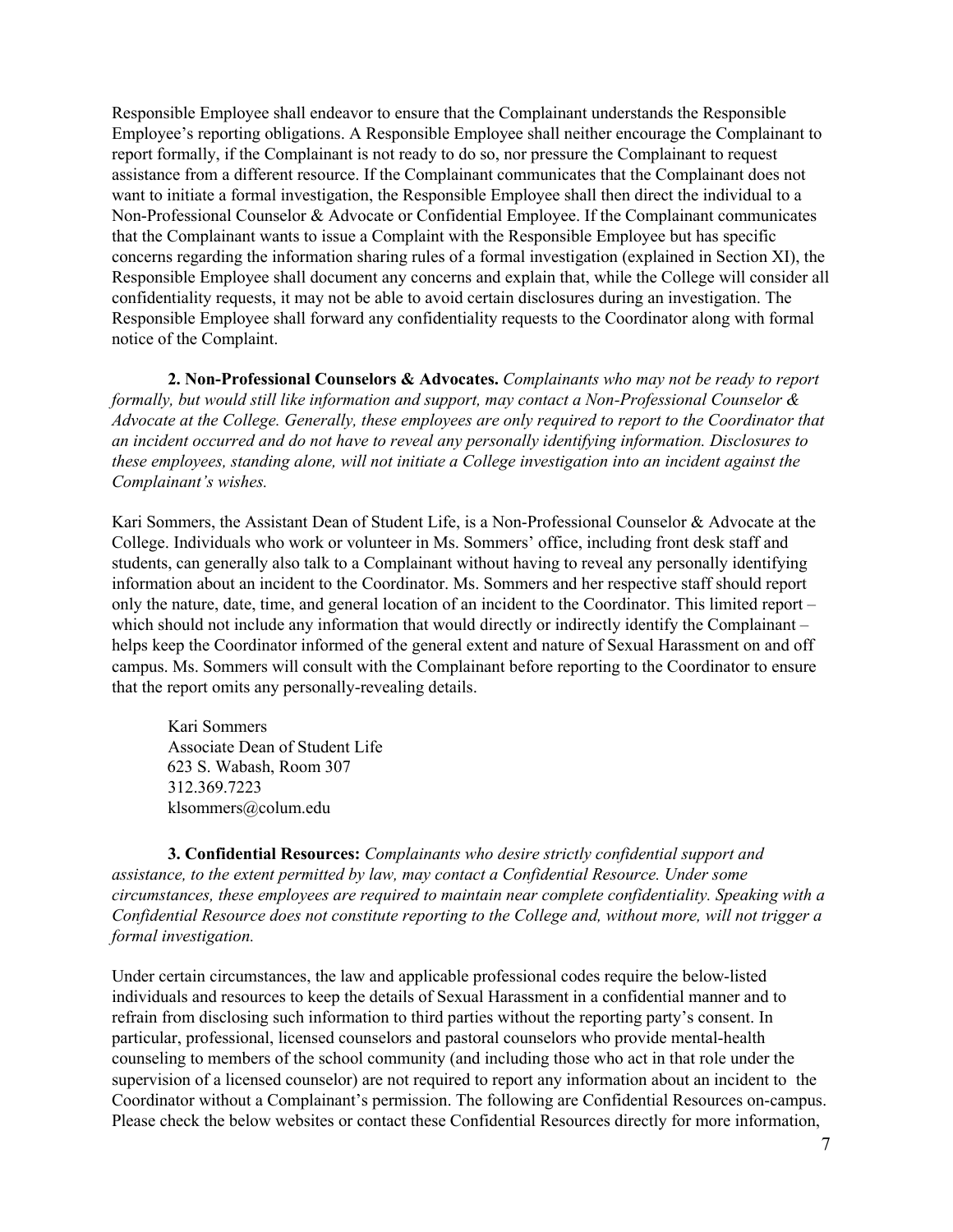Responsible Employee shall endeavor to ensure that the Complainant understands the Responsible Employee's reporting obligations. A Responsible Employee shall neither encourage the Complainant to report formally, if the Complainant is not ready to do so, nor pressure the Complainant to request assistance from a different resource. If the Complainant communicates that the Complainant does not want to initiate a formal investigation, the Responsible Employee shall then direct the individual to a Non-Professional Counselor & Advocate or Confidential Employee. If the Complainant communicates that the Complainant wants to issue a Complaint with the Responsible Employee but has specific concerns regarding the information sharing rules of a formal investigation (explained in Section XI), the Responsible Employee shall document any concerns and explain that, while the College will consider all confidentiality requests, it may not be able to avoid certain disclosures during an investigation. The Responsible Employee shall forward any confidentiality requests to the Coordinator along with formal notice of the Complaint.

**2. Non-Professional Counselors & Advocates.** *Complainants who may not be ready to report formally, but would still like information and support, may contact a Non-Professional Counselor & Advocate at the College. Generally, these employees are only required to report to the Coordinator that an incident occurred and do not have to reveal any personally identifying information. Disclosures to these employees, standing alone, will not initiate a College investigation into an incident against the Complainant's wishes.*

Kari Sommers, the Assistant Dean of Student Life, is a Non-Professional Counselor & Advocate at the College. Individuals who work or volunteer in Ms. Sommers' office, including front desk staff and students, can generally also talk to a Complainant without having to reveal any personally identifying information about an incident to the Coordinator. Ms. Sommers and her respective staff should report only the nature, date, time, and general location of an incident to the Coordinator. This limited report – which should not include any information that would directly or indirectly identify the Complainant – helps keep the Coordinator informed of the general extent and nature of Sexual Harassment on and off campus. Ms. Sommers will consult with the Complainant before reporting to the Coordinator to ensure that the report omits any personally-revealing details.

Kari Sommers
Associate Dean of Student Life
623 S. Wabash, Room 307
312.369.7223
klsommers@colum.edu

**3. Confidential Resources:** *Complainants who desire strictly confidential support and assistance, to the extent permitted by law, may contact a Confidential Resource. Under some circumstances, these employees are required to maintain near complete confidentiality. Speaking with a Confidential Resource does not constitute reporting to the College and, without more, will not trigger a formal investigation.*

Under certain circumstances, the law and applicable professional codes require the below-listed individuals and resources to keep the details of Sexual Harassment in a confidential manner and to refrain from disclosing such information to third parties without the reporting party's consent. In particular, professional, licensed counselors and pastoral counselors who provide mental-health counseling to members of the school community (and including those who act in that role under the supervision of a licensed counselor) are not required to report any information about an incident to the Coordinator without a Complainant's permission. The following are Confidential Resources on-campus. Please check the below websites or contact these Confidential Resources directly for more information,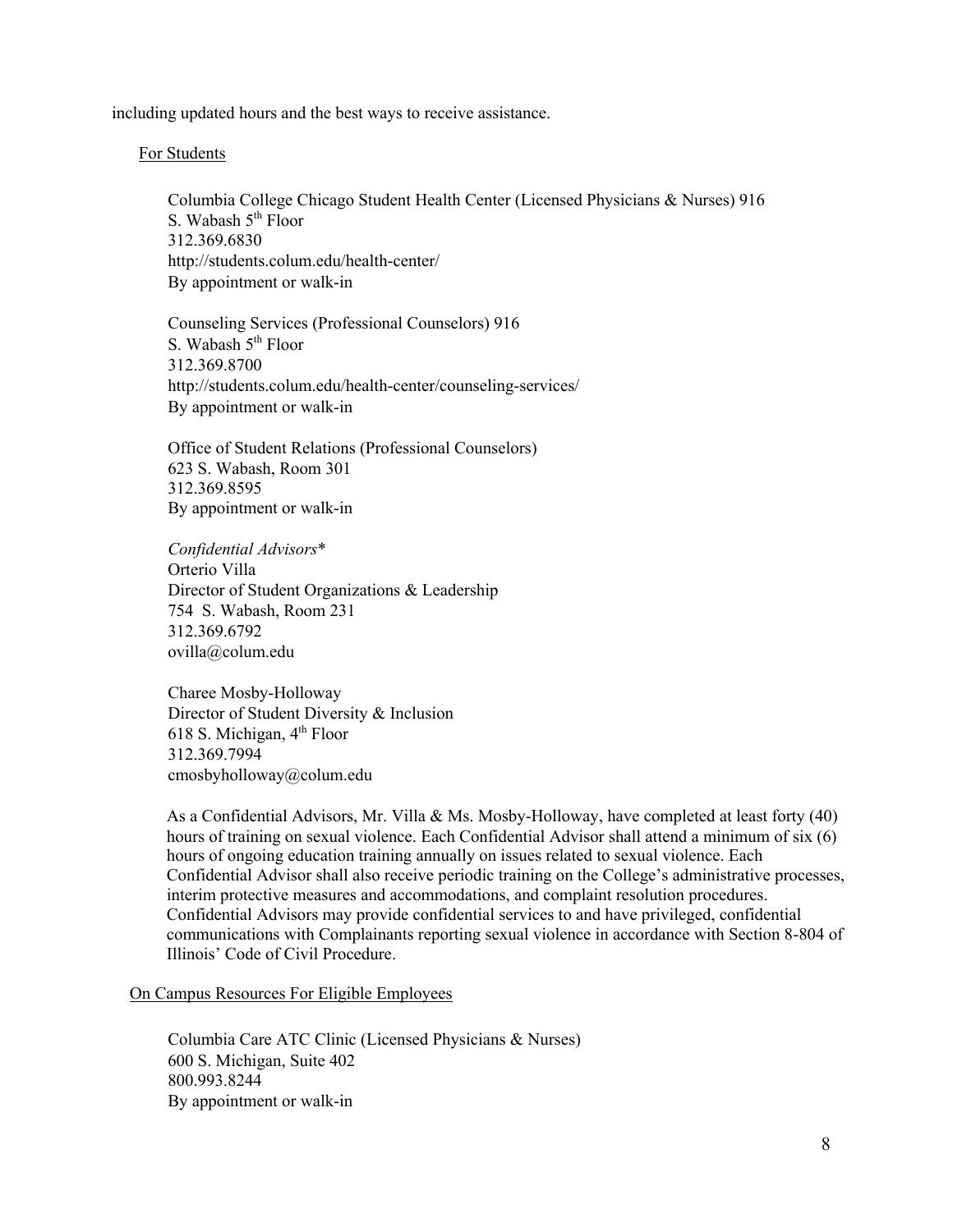including updated hours and the best ways to receive assistance.

For Students

Columbia College Chicago Student Health Center (Licensed Physicians & Nurses) 916 S. Wabash 5th Floor
312.369.6830
http://students.colum.edu/health-center/
By appointment or walk-in

Counseling Services (Professional Counselors) 916 S. Wabash 5th Floor
312.369.8700
http://students.colum.edu/health-center/counseling-services/
By appointment or walk-in

Office of Student Relations (Professional Counselors)
623 S. Wabash, Room 301
312.369.8595
By appointment or walk-in

*Confidential Advisors**
Orterio Villa
Director of Student Organizations & Leadership
754 S. Wabash, Room 231
312.369.6792
ovilla@colum.edu

Charee Mosby-Holloway
Director of Student Diversity & Inclusion
618 S. Michigan, 4th Floor
312.369.7994
cmosbyholloway@colum.edu

As a Confidential Advisors, Mr. Villa & Ms. Mosby-Holloway, have completed at least forty (40) hours of training on sexual violence. Each Confidential Advisor shall attend a minimum of six (6) hours of ongoing education training annually on issues related to sexual violence. Each Confidential Advisor shall also receive periodic training on the College's administrative processes, interim protective measures and accommodations, and complaint resolution procedures. Confidential Advisors may provide confidential services to and have privileged, confidential communications with Complainants reporting sexual violence in accordance with Section 8-804 of Illinois' Code of Civil Procedure.

On Campus Resources For Eligible Employees

Columbia Care ATC Clinic (Licensed Physicians & Nurses)
600 S. Michigan, Suite 402
800.993.8244
By appointment or walk-in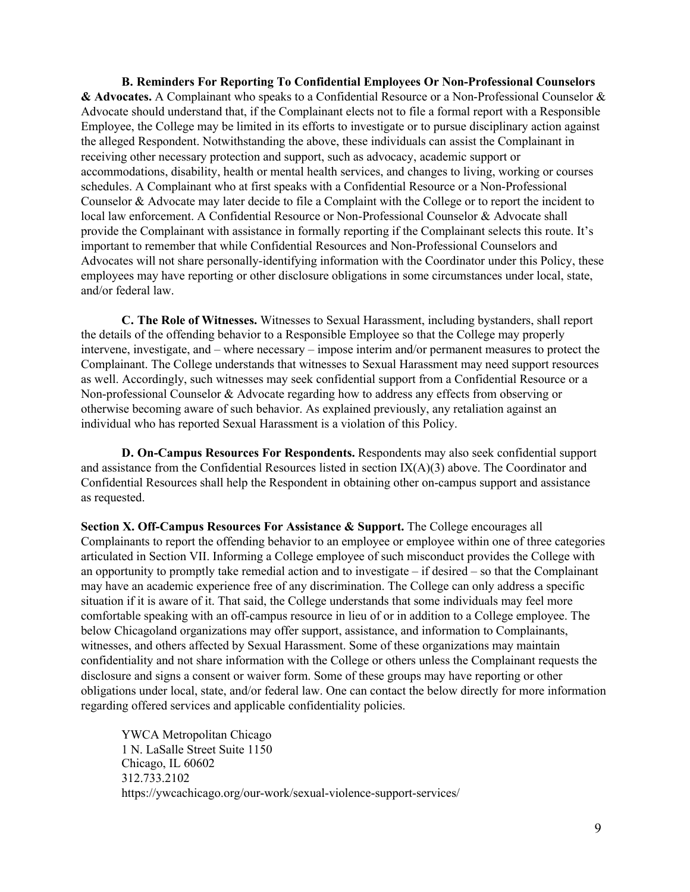**B. Reminders For Reporting To Confidential Employees Or Non-Professional Counselors & Advocates.** A Complainant who speaks to a Confidential Resource or a Non-Professional Counselor & Advocate should understand that, if the Complainant elects not to file a formal report with a Responsible Employee, the College may be limited in its efforts to investigate or to pursue disciplinary action against the alleged Respondent. Notwithstanding the above, these individuals can assist the Complainant in receiving other necessary protection and support, such as advocacy, academic support or accommodations, disability, health or mental health services, and changes to living, working or courses schedules. A Complainant who at first speaks with a Confidential Resource or a Non-Professional Counselor & Advocate may later decide to file a Complaint with the College or to report the incident to local law enforcement. A Confidential Resource or Non-Professional Counselor & Advocate shall provide the Complainant with assistance in formally reporting if the Complainant selects this route. It's important to remember that while Confidential Resources and Non-Professional Counselors and Advocates will not share personally-identifying information with the Coordinator under this Policy, these employees may have reporting or other disclosure obligations in some circumstances under local, state, and/or federal law.

**C. The Role of Witnesses.** Witnesses to Sexual Harassment, including bystanders, shall report the details of the offending behavior to a Responsible Employee so that the College may properly intervene, investigate, and – where necessary – impose interim and/or permanent measures to protect the Complainant. The College understands that witnesses to Sexual Harassment may need support resources as well. Accordingly, such witnesses may seek confidential support from a Confidential Resource or a Non-professional Counselor & Advocate regarding how to address any effects from observing or otherwise becoming aware of such behavior. As explained previously, any retaliation against an individual who has reported Sexual Harassment is a violation of this Policy.

**D. On-Campus Resources For Respondents.** Respondents may also seek confidential support and assistance from the Confidential Resources listed in section IX(A)(3) above. The Coordinator and Confidential Resources shall help the Respondent in obtaining other on-campus support and assistance as requested.

**Section X. Off-Campus Resources For Assistance & Support.** The College encourages all Complainants to report the offending behavior to an employee or employee within one of three categories articulated in Section VII. Informing a College employee of such misconduct provides the College with an opportunity to promptly take remedial action and to investigate – if desired – so that the Complainant may have an academic experience free of any discrimination. The College can only address a specific situation if it is aware of it. That said, the College understands that some individuals may feel more comfortable speaking with an off-campus resource in lieu of or in addition to a College employee. The below Chicagoland organizations may offer support, assistance, and information to Complainants, witnesses, and others affected by Sexual Harassment. Some of these organizations may maintain confidentiality and not share information with the College or others unless the Complainant requests the disclosure and signs a consent or waiver form. Some of these groups may have reporting or other obligations under local, state, and/or federal law. One can contact the below directly for more information regarding offered services and applicable confidentiality policies.

YWCA Metropolitan Chicago
1 N. LaSalle Street Suite 1150
Chicago, IL 60602
312.733.2102
https://ywcachicago.org/our-work/sexual-violence-support-services/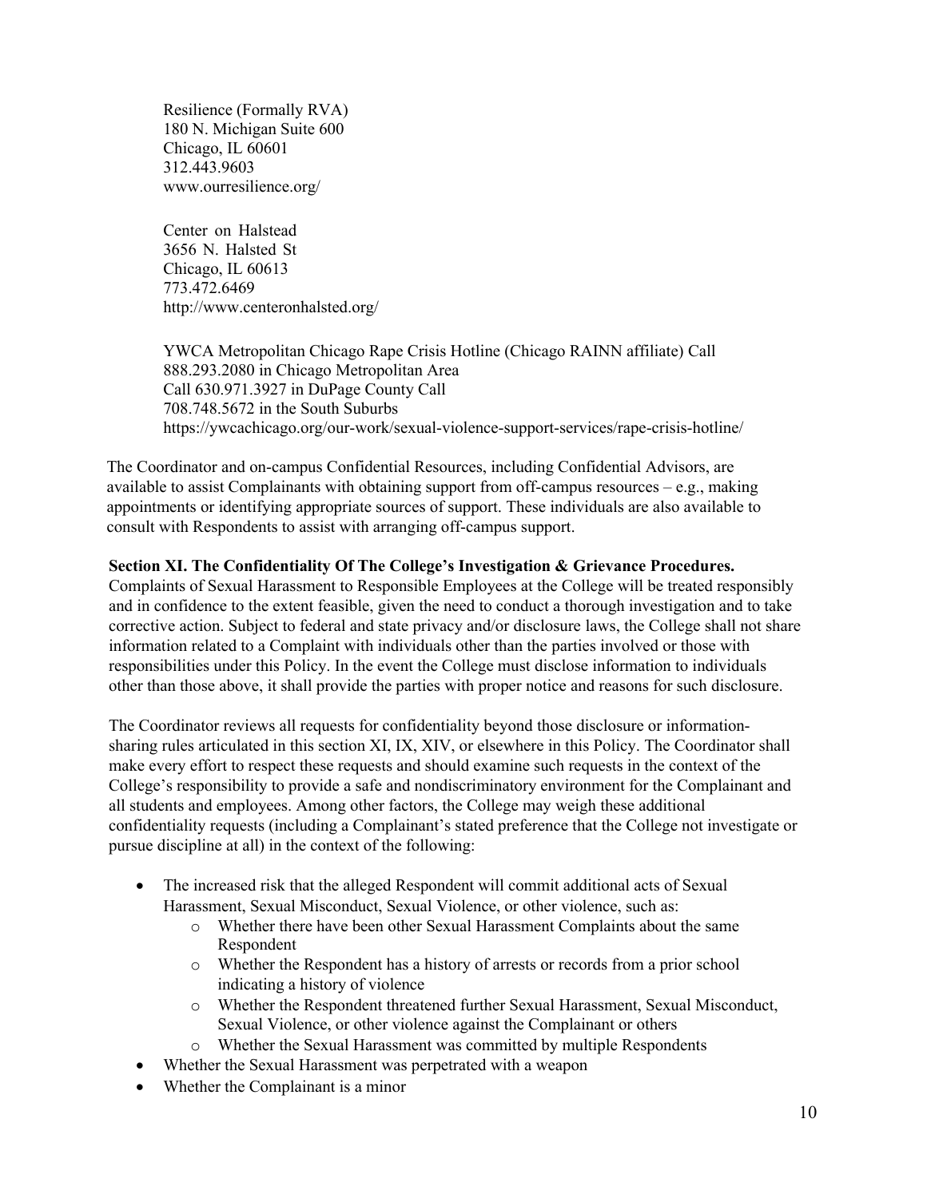Resilience (Formally RVA)
180 N. Michigan Suite 600
Chicago, IL 60601
312.443.9603
www.ourresilience.org/

Center on Halstead
3656 N. Halsted St
Chicago, IL 60613
773.472.6469
http://www.centeronhalsted.org/

YWCA Metropolitan Chicago Rape Crisis Hotline (Chicago RAINN affiliate) Call
888.293.2080 in Chicago Metropolitan Area
Call 630.971.3927 in DuPage County Call
708.748.5672 in the South Suburbs
https://ywcachicago.org/our-work/sexual-violence-support-services/rape-crisis-hotline/

The Coordinator and on-campus Confidential Resources, including Confidential Advisors, are available to assist Complainants with obtaining support from off-campus resources – e.g., making appointments or identifying appropriate sources of support. These individuals are also available to consult with Respondents to assist with arranging off-campus support.

**Section XI. The Confidentiality Of The College's Investigation & Grievance Procedures.**

Complaints of Sexual Harassment to Responsible Employees at the College will be treated responsibly and in confidence to the extent feasible, given the need to conduct a thorough investigation and to take corrective action. Subject to federal and state privacy and/or disclosure laws, the College shall not share information related to a Complaint with individuals other than the parties involved or those with responsibilities under this Policy. In the event the College must disclose information to individuals other than those above, it shall provide the parties with proper notice and reasons for such disclosure.

The Coordinator reviews all requests for confidentiality beyond those disclosure or information-sharing rules articulated in this section XI, IX, XIV, or elsewhere in this Policy. The Coordinator shall make every effort to respect these requests and should examine such requests in the context of the College's responsibility to provide a safe and nondiscriminatory environment for the Complainant and all students and employees. Among other factors, the College may weigh these additional confidentiality requests (including a Complainant's stated preference that the College not investigate or pursue discipline at all) in the context of the following:

- The increased risk that the alleged Respondent will commit additional acts of Sexual Harassment, Sexual Misconduct, Sexual Violence, or other violence, such as:
  - Whether there have been other Sexual Harassment Complaints about the same Respondent
  - Whether the Respondent has a history of arrests or records from a prior school indicating a history of violence
  - Whether the Respondent threatened further Sexual Harassment, Sexual Misconduct, Sexual Violence, or other violence against the Complainant or others
  - Whether the Sexual Harassment was committed by multiple Respondents
- Whether the Sexual Harassment was perpetrated with a weapon
- Whether the Complainant is a minor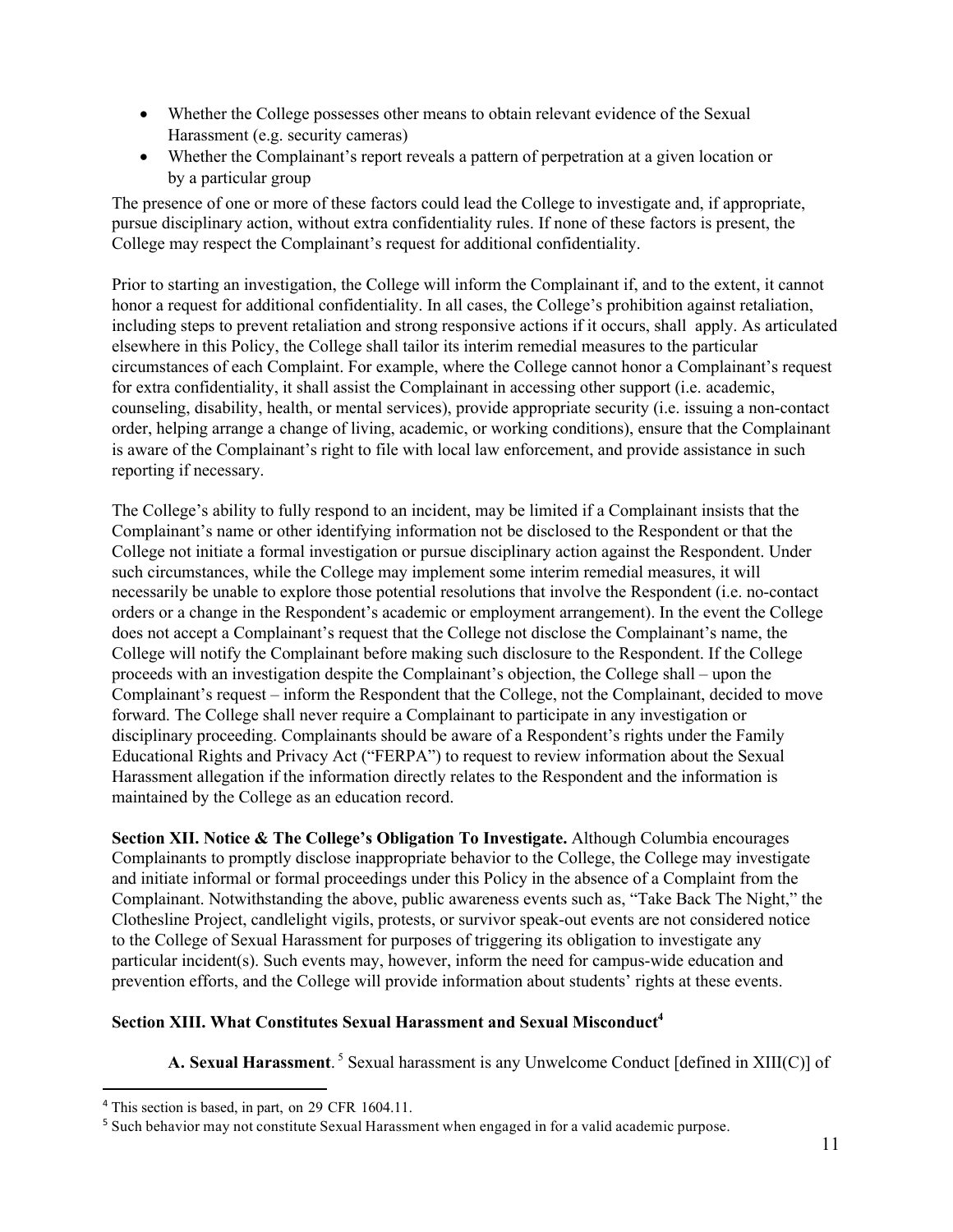- Whether the College possesses other means to obtain relevant evidence of the Sexual Harassment (e.g. security cameras)
- Whether the Complainant's report reveals a pattern of perpetration at a given location or by a particular group

The presence of one or more of these factors could lead the College to investigate and, if appropriate, pursue disciplinary action, without extra confidentiality rules. If none of these factors is present, the College may respect the Complainant's request for additional confidentiality.

Prior to starting an investigation, the College will inform the Complainant if, and to the extent, it cannot honor a request for additional confidentiality. In all cases, the College's prohibition against retaliation, including steps to prevent retaliation and strong responsive actions if it occurs, shall apply. As articulated elsewhere in this Policy, the College shall tailor its interim remedial measures to the particular circumstances of each Complaint. For example, where the College cannot honor a Complainant's request for extra confidentiality, it shall assist the Complainant in accessing other support (i.e. academic, counseling, disability, health, or mental services), provide appropriate security (i.e. issuing a non-contact order, helping arrange a change of living, academic, or working conditions), ensure that the Complainant is aware of the Complainant's right to file with local law enforcement, and provide assistance in such reporting if necessary.

The College's ability to fully respond to an incident, may be limited if a Complainant insists that the Complainant's name or other identifying information not be disclosed to the Respondent or that the College not initiate a formal investigation or pursue disciplinary action against the Respondent. Under such circumstances, while the College may implement some interim remedial measures, it will necessarily be unable to explore those potential resolutions that involve the Respondent (i.e. no-contact orders or a change in the Respondent's academic or employment arrangement). In the event the College does not accept a Complainant's request that the College not disclose the Complainant's name, the College will notify the Complainant before making such disclosure to the Respondent. If the College proceeds with an investigation despite the Complainant's objection, the College shall – upon the Complainant's request – inform the Respondent that the College, not the Complainant, decided to move forward. The College shall never require a Complainant to participate in any investigation or disciplinary proceeding. Complainants should be aware of a Respondent's rights under the Family Educational Rights and Privacy Act ("FERPA") to request to review information about the Sexual Harassment allegation if the information directly relates to the Respondent and the information is maintained by the College as an education record.

**Section XII. Notice & The College's Obligation To Investigate.** Although Columbia encourages Complainants to promptly disclose inappropriate behavior to the College, the College may investigate and initiate informal or formal proceedings under this Policy in the absence of a Complaint from the Complainant. Notwithstanding the above, public awareness events such as, "Take Back The Night," the Clothesline Project, candlelight vigils, protests, or survivor speak-out events are not considered notice to the College of Sexual Harassment for purposes of triggering its obligation to investigate any particular incident(s). Such events may, however, inform the need for campus-wide education and prevention efforts, and the College will provide information about students' rights at these events.

**Section XIII. What Constitutes Sexual Harassment and Sexual Misconduct[4]**

**A. Sexual Harassment**. [5] Sexual harassment is any Unwelcome Conduct [defined in XIII(C)] of

[4] This section is based, in part, on 29 CFR 1604.11.

[5] Such behavior may not constitute Sexual Harassment when engaged in for a valid academic purpose.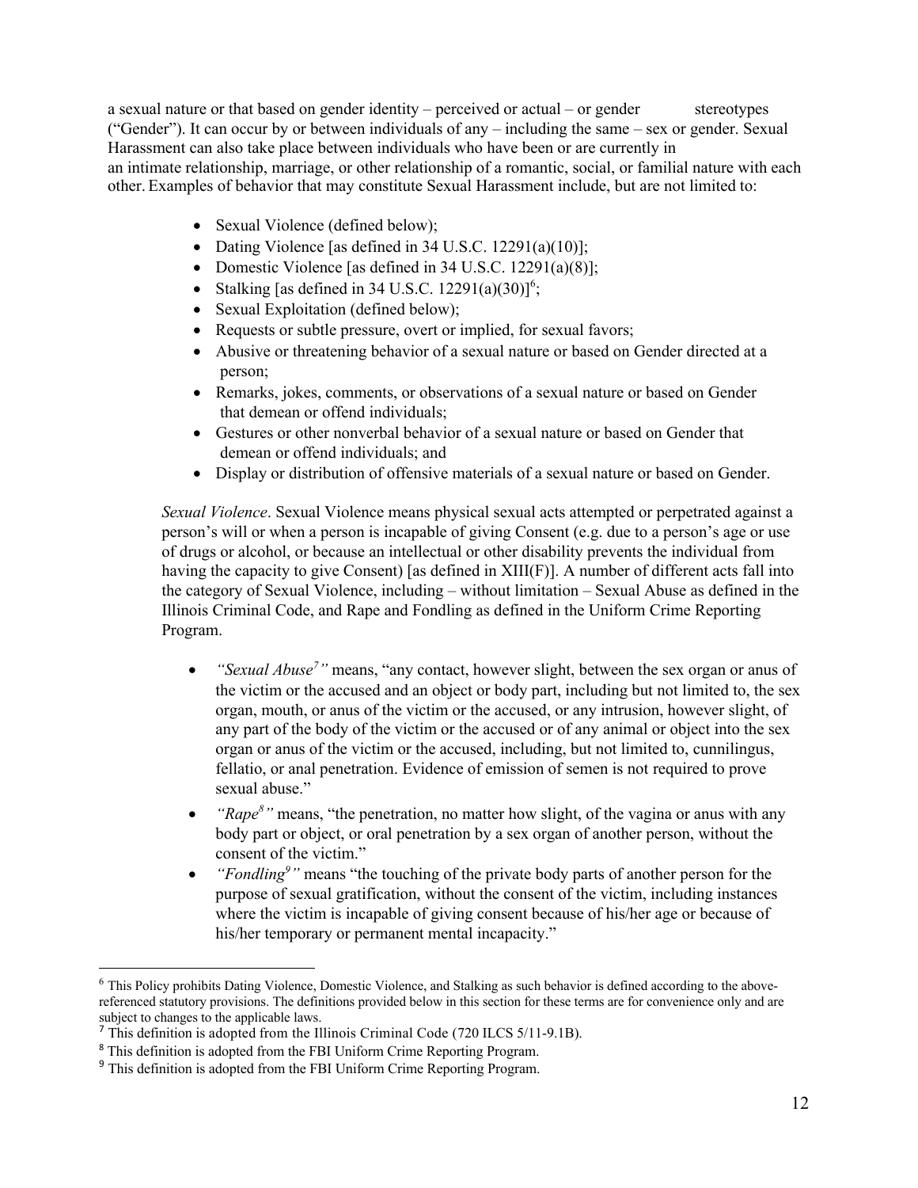a sexual nature or that based on gender identity – perceived or actual – or gender stereotypes ("Gender"). It can occur by or between individuals of any – including the same – sex or gender. Sexual Harassment can also take place between individuals who have been or are currently in an intimate relationship, marriage, or other relationship of a romantic, social, or familial nature with each other. Examples of behavior that may constitute Sexual Harassment include, but are not limited to:

- Sexual Violence (defined below);
- Dating Violence [as defined in 34 U.S.C. 12291(a)(10)];
- Domestic Violence [as defined in 34 U.S.C. 12291(a)(8)];
- Stalking [as defined in 34 U.S.C. 12291(a)(30)][6];
- Sexual Exploitation (defined below);
- Requests or subtle pressure, overt or implied, for sexual favors;
- Abusive or threatening behavior of a sexual nature or based on Gender directed at a person;
- Remarks, jokes, comments, or observations of a sexual nature or based on Gender that demean or offend individuals;
- Gestures or other nonverbal behavior of a sexual nature or based on Gender that demean or offend individuals; and
- Display or distribution of offensive materials of a sexual nature or based on Gender.

*Sexual Violence*. Sexual Violence means physical sexual acts attempted or perpetrated against a person's will or when a person is incapable of giving Consent (e.g. due to a person's age or use of drugs or alcohol, or because an intellectual or other disability prevents the individual from having the capacity to give Consent) [as defined in XIII(F)]. A number of different acts fall into the category of Sexual Violence, including – without limitation – Sexual Abuse as defined in the Illinois Criminal Code, and Rape and Fondling as defined in the Uniform Crime Reporting Program.

- *"Sexual Abuse[7]"* means, "any contact, however slight, between the sex organ or anus of the victim or the accused and an object or body part, including but not limited to, the sex organ, mouth, or anus of the victim or the accused, or any intrusion, however slight, of any part of the body of the victim or the accused or of any animal or object into the sex organ or anus of the victim or the accused, including, but not limited to, cunnilingus, fellatio, or anal penetration. Evidence of emission of semen is not required to prove sexual abuse."
- *"Rape[8]"* means, "the penetration, no matter how slight, of the vagina or anus with any body part or object, or oral penetration by a sex organ of another person, without the consent of the victim."
- *"Fondling[9]"* means "the touching of the private body parts of another person for the purpose of sexual gratification, without the consent of the victim, including instances where the victim is incapable of giving consent because of his/her age or because of his/her temporary or permanent mental incapacity."

---

[6] This Policy prohibits Dating Violence, Domestic Violence, and Stalking as such behavior is defined according to the above-referenced statutory provisions. The definitions provided below in this section for these terms are for convenience only and are subject to changes to the applicable laws.

[7] This definition is adopted from the Illinois Criminal Code (720 ILCS 5/11-9.1B).

[8] This definition is adopted from the FBI Uniform Crime Reporting Program.

[9] This definition is adopted from the FBI Uniform Crime Reporting Program.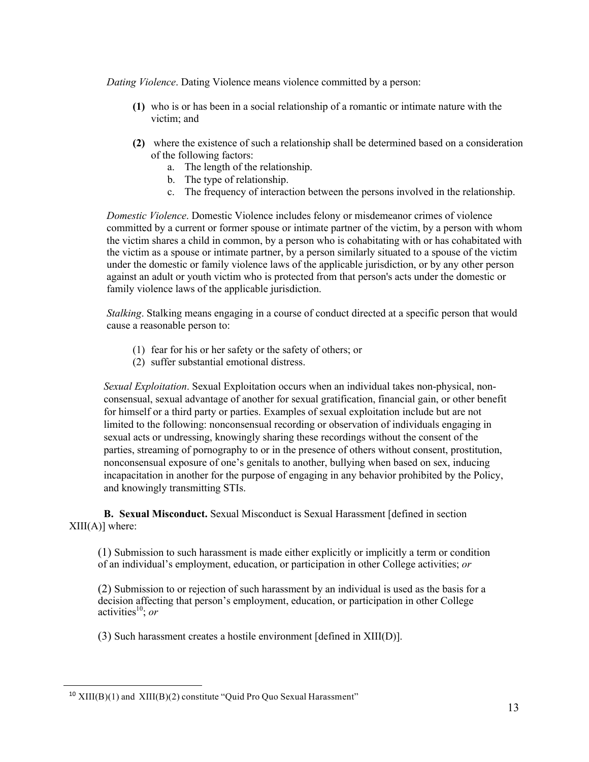*Dating Violence*. Dating Violence means violence committed by a person:

**(1)** who is or has been in a social relationship of a romantic or intimate nature with the victim; and

**(2)** where the existence of such a relationship shall be determined based on a consideration of the following factors:

a. The length of the relationship.
b. The type of relationship.
c. The frequency of interaction between the persons involved in the relationship.

*Domestic Violence*. Domestic Violence includes felony or misdemeanor crimes of violence committed by a current or former spouse or intimate partner of the victim, by a person with whom the victim shares a child in common, by a person who is cohabitating with or has cohabitated with the victim as a spouse or intimate partner, by a person similarly situated to a spouse of the victim under the domestic or family violence laws of the applicable jurisdiction, or by any other person against an adult or youth victim who is protected from that person's acts under the domestic or family violence laws of the applicable jurisdiction.

*Stalking*. Stalking means engaging in a course of conduct directed at a specific person that would cause a reasonable person to:

(1) fear for his or her safety or the safety of others; or
(2) suffer substantial emotional distress.

*Sexual Exploitation*. Sexual Exploitation occurs when an individual takes non-physical, non-consensual, sexual advantage of another for sexual gratification, financial gain, or other benefit for himself or a third party or parties. Examples of sexual exploitation include but are not limited to the following: nonconsensual recording or observation of individuals engaging in sexual acts or undressing, knowingly sharing these recordings without the consent of the parties, streaming of pornography to or in the presence of others without consent, prostitution, nonconsensual exposure of one's genitals to another, bullying when based on sex, inducing incapacitation in another for the purpose of engaging in any behavior prohibited by the Policy, and knowingly transmitting STIs.

**B. Sexual Misconduct.** Sexual Misconduct is Sexual Harassment [defined in section XIII(A)] where:

(1) Submission to such harassment is made either explicitly or implicitly a term or condition of an individual's employment, education, or participation in other College activities; *or*

(2) Submission to or rejection of such harassment by an individual is used as the basis for a decision affecting that person's employment, education, or participation in other College activities[10]; *or*

(3) Such harassment creates a hostile environment [defined in XIII(D)].

[10] XIII(B)(1) and XIII(B)(2) constitute "Quid Pro Quo Sexual Harassment"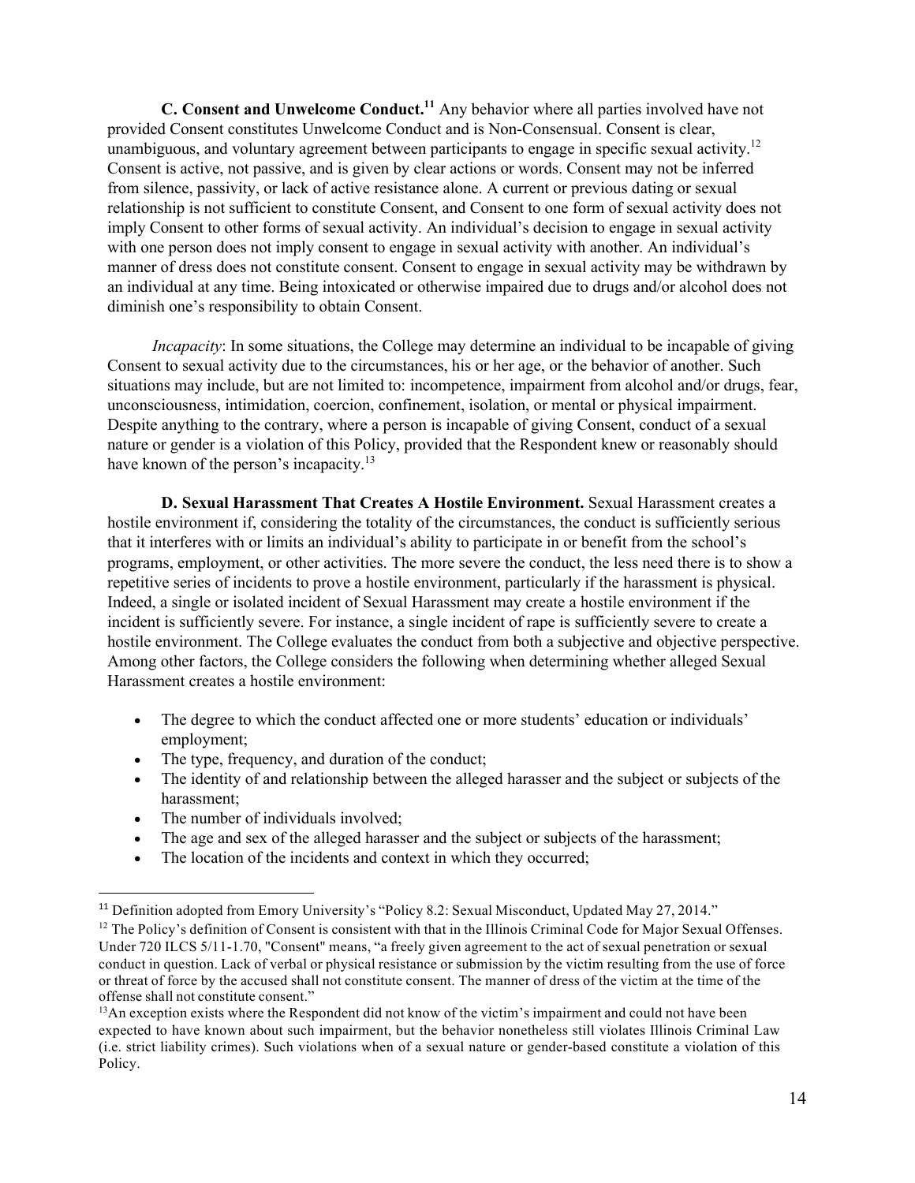**C. Consent and Unwelcome Conduct.**[11] Any behavior where all parties involved have not provided Consent constitutes Unwelcome Conduct and is Non-Consensual. Consent is clear, unambiguous, and voluntary agreement between participants to engage in specific sexual activity.[12] Consent is active, not passive, and is given by clear actions or words. Consent may not be inferred from silence, passivity, or lack of active resistance alone. A current or previous dating or sexual relationship is not sufficient to constitute Consent, and Consent to one form of sexual activity does not imply Consent to other forms of sexual activity. An individual's decision to engage in sexual activity with one person does not imply consent to engage in sexual activity with another. An individual's manner of dress does not constitute consent. Consent to engage in sexual activity may be withdrawn by an individual at any time. Being intoxicated or otherwise impaired due to drugs and/or alcohol does not diminish one's responsibility to obtain Consent.

*Incapacity*: In some situations, the College may determine an individual to be incapable of giving Consent to sexual activity due to the circumstances, his or her age, or the behavior of another. Such situations may include, but are not limited to: incompetence, impairment from alcohol and/or drugs, fear, unconsciousness, intimidation, coercion, confinement, isolation, or mental or physical impairment. Despite anything to the contrary, where a person is incapable of giving Consent, conduct of a sexual nature or gender is a violation of this Policy, provided that the Respondent knew or reasonably should have known of the person's incapacity.[13]

**D. Sexual Harassment That Creates A Hostile Environment.** Sexual Harassment creates a hostile environment if, considering the totality of the circumstances, the conduct is sufficiently serious that it interferes with or limits an individual's ability to participate in or benefit from the school's programs, employment, or other activities. The more severe the conduct, the less need there is to show a repetitive series of incidents to prove a hostile environment, particularly if the harassment is physical. Indeed, a single or isolated incident of Sexual Harassment may create a hostile environment if the incident is sufficiently severe. For instance, a single incident of rape is sufficiently severe to create a hostile environment. The College evaluates the conduct from both a subjective and objective perspective. Among other factors, the College considers the following when determining whether alleged Sexual Harassment creates a hostile environment:

- The degree to which the conduct affected one or more students' education or individuals' employment;
- The type, frequency, and duration of the conduct;
- The identity of and relationship between the alleged harasser and the subject or subjects of the harassment;
- The number of individuals involved;
- The age and sex of the alleged harasser and the subject or subjects of the harassment;
- The location of the incidents and context in which they occurred;

---

[11] Definition adopted from Emory University's "Policy 8.2: Sexual Misconduct, Updated May 27, 2014."

[12] The Policy's definition of Consent is consistent with that in the Illinois Criminal Code for Major Sexual Offenses. Under 720 ILCS 5/11-1.70, "Consent" means, "a freely given agreement to the act of sexual penetration or sexual conduct in question. Lack of verbal or physical resistance or submission by the victim resulting from the use of force or threat of force by the accused shall not constitute consent. The manner of dress of the victim at the time of the offense shall not constitute consent."

[13] An exception exists where the Respondent did not know of the victim's impairment and could not have been expected to have known about such impairment, but the behavior nonetheless still violates Illinois Criminal Law (i.e. strict liability crimes). Such violations when of a sexual nature or gender-based constitute a violation of this Policy.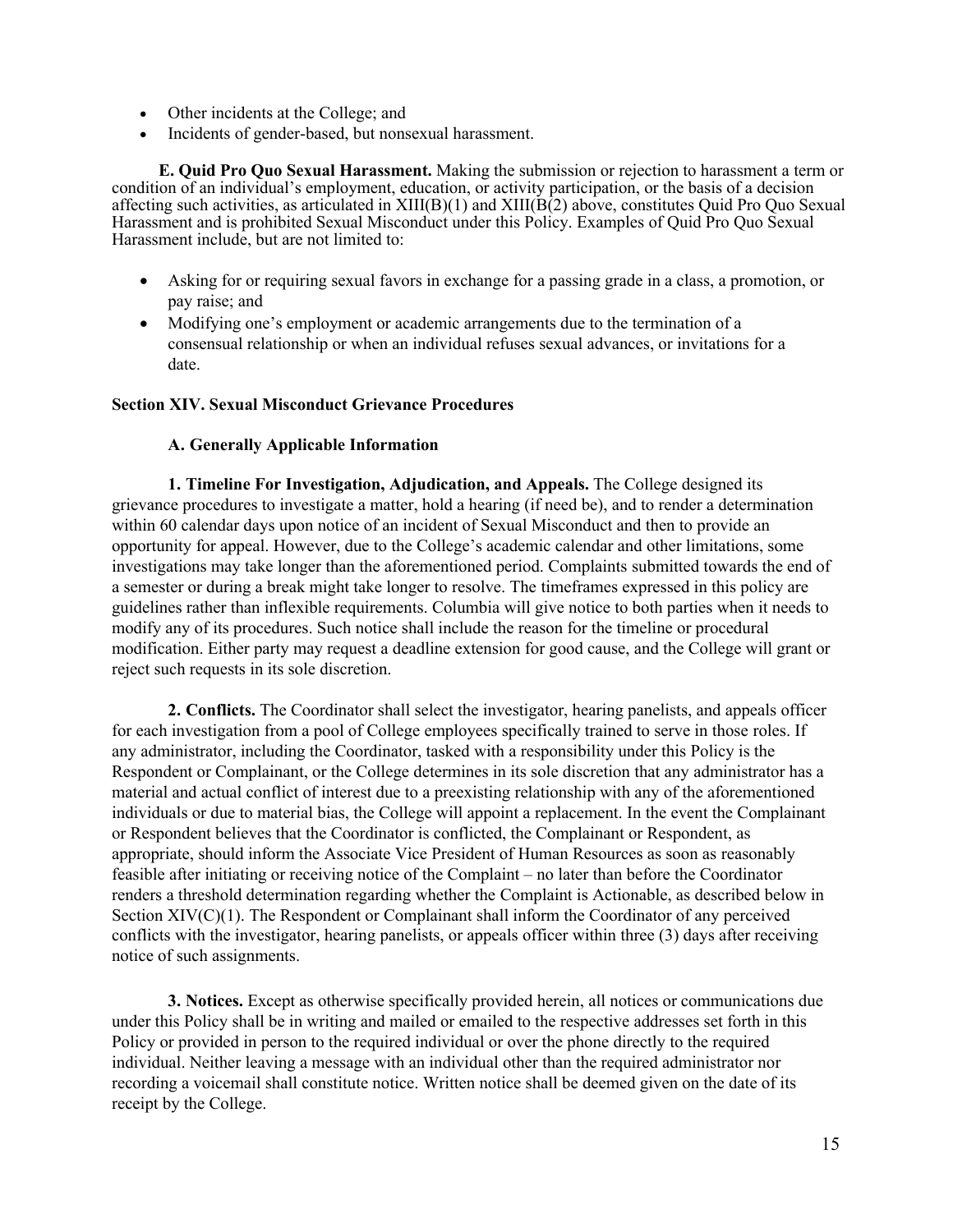- Other incidents at the College; and
- Incidents of gender-based, but nonsexual harassment.

**E. Quid Pro Quo Sexual Harassment.** Making the submission or rejection to harassment a term or condition of an individual's employment, education, or activity participation, or the basis of a decision affecting such activities, as articulated in XIII(B)(1) and XIII(B(2) above, constitutes Quid Pro Quo Sexual Harassment and is prohibited Sexual Misconduct under this Policy. Examples of Quid Pro Quo Sexual Harassment include, but are not limited to:

- Asking for or requiring sexual favors in exchange for a passing grade in a class, a promotion, or pay raise; and
- Modifying one's employment or academic arrangements due to the termination of a consensual relationship or when an individual refuses sexual advances, or invitations for a date.

**Section XIV. Sexual Misconduct Grievance Procedures**

**A. Generally Applicable Information**

**1. Timeline For Investigation, Adjudication, and Appeals.** The College designed its grievance procedures to investigate a matter, hold a hearing (if need be), and to render a determination within 60 calendar days upon notice of an incident of Sexual Misconduct and then to provide an opportunity for appeal. However, due to the College's academic calendar and other limitations, some investigations may take longer than the aforementioned period. Complaints submitted towards the end of a semester or during a break might take longer to resolve. The timeframes expressed in this policy are guidelines rather than inflexible requirements. Columbia will give notice to both parties when it needs to modify any of its procedures. Such notice shall include the reason for the timeline or procedural modification. Either party may request a deadline extension for good cause, and the College will grant or reject such requests in its sole discretion.

**2. Conflicts.** The Coordinator shall select the investigator, hearing panelists, and appeals officer for each investigation from a pool of College employees specifically trained to serve in those roles. If any administrator, including the Coordinator, tasked with a responsibility under this Policy is the Respondent or Complainant, or the College determines in its sole discretion that any administrator has a material and actual conflict of interest due to a preexisting relationship with any of the aforementioned individuals or due to material bias, the College will appoint a replacement. In the event the Complainant or Respondent believes that the Coordinator is conflicted, the Complainant or Respondent, as appropriate, should inform the Associate Vice President of Human Resources as soon as reasonably feasible after initiating or receiving notice of the Complaint – no later than before the Coordinator renders a threshold determination regarding whether the Complaint is Actionable, as described below in Section XIV(C)(1). The Respondent or Complainant shall inform the Coordinator of any perceived conflicts with the investigator, hearing panelists, or appeals officer within three (3) days after receiving notice of such assignments.

**3. Notices.** Except as otherwise specifically provided herein, all notices or communications due under this Policy shall be in writing and mailed or emailed to the respective addresses set forth in this Policy or provided in person to the required individual or over the phone directly to the required individual. Neither leaving a message with an individual other than the required administrator nor recording a voicemail shall constitute notice. Written notice shall be deemed given on the date of its receipt by the College.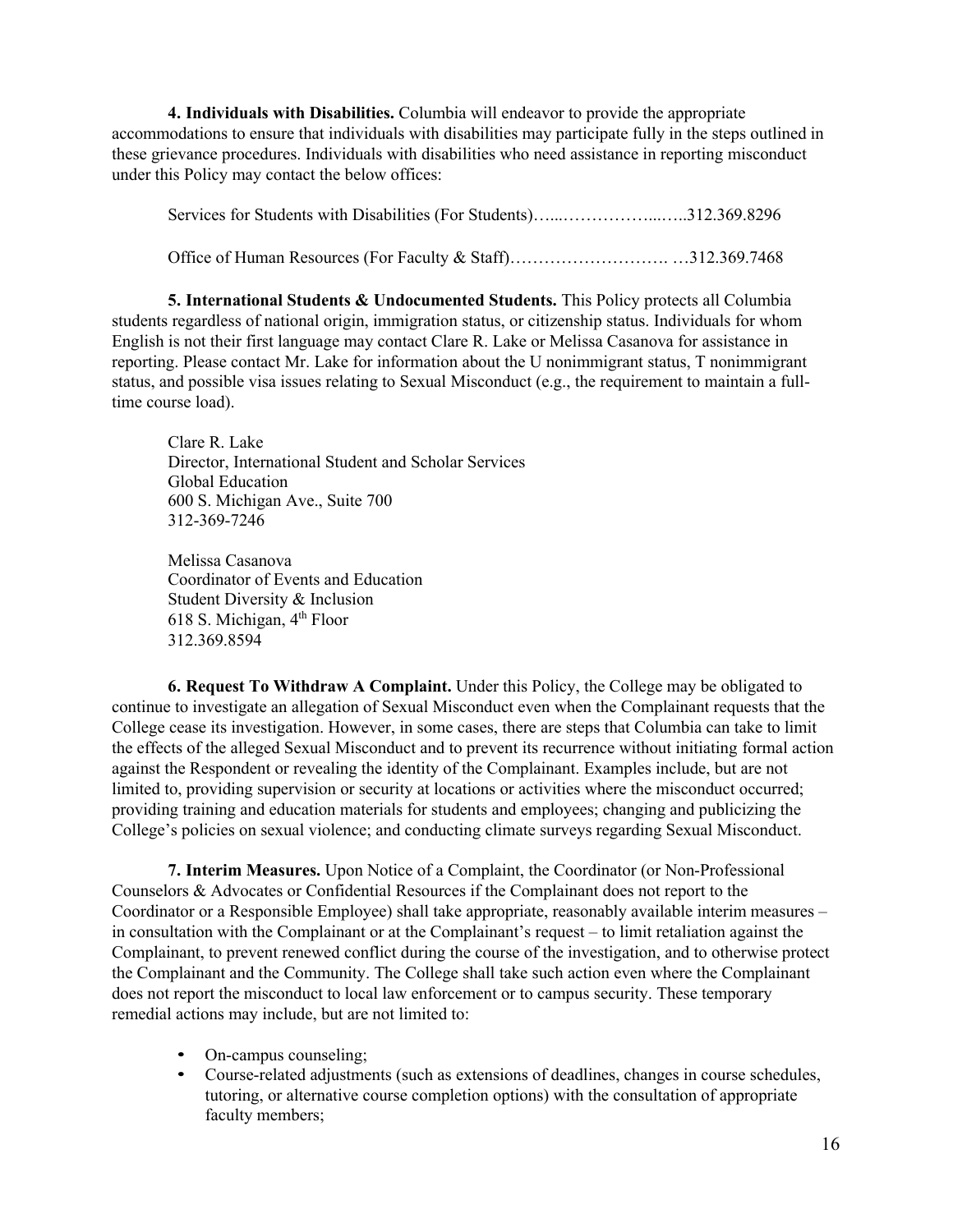**4. Individuals with Disabilities.** Columbia will endeavor to provide the appropriate accommodations to ensure that individuals with disabilities may participate fully in the steps outlined in these grievance procedures. Individuals with disabilities who need assistance in reporting misconduct under this Policy may contact the below offices:

Services for Students with Disabilities (For Students)…....……………...…..312.369.8296

Office of Human Resources (For Faculty & Staff)………………………. …312.369.7468

**5. International Students & Undocumented Students.** This Policy protects all Columbia students regardless of national origin, immigration status, or citizenship status. Individuals for whom English is not their first language may contact Clare R. Lake or Melissa Casanova for assistance in reporting. Please contact Mr. Lake for information about the U nonimmigrant status, T nonimmigrant status, and possible visa issues relating to Sexual Misconduct (e.g., the requirement to maintain a full-time course load).

Clare R. Lake
Director, International Student and Scholar Services
Global Education
600 S. Michigan Ave., Suite 700
312-369-7246

Melissa Casanova
Coordinator of Events and Education
Student Diversity & Inclusion
618 S. Michigan, 4th Floor
312.369.8594

**6. Request To Withdraw A Complaint.** Under this Policy, the College may be obligated to continue to investigate an allegation of Sexual Misconduct even when the Complainant requests that the College cease its investigation. However, in some cases, there are steps that Columbia can take to limit the effects of the alleged Sexual Misconduct and to prevent its recurrence without initiating formal action against the Respondent or revealing the identity of the Complainant. Examples include, but are not limited to, providing supervision or security at locations or activities where the misconduct occurred; providing training and education materials for students and employees; changing and publicizing the College's policies on sexual violence; and conducting climate surveys regarding Sexual Misconduct.

**7. Interim Measures.** Upon Notice of a Complaint, the Coordinator (or Non-Professional Counselors & Advocates or Confidential Resources if the Complainant does not report to the Coordinator or a Responsible Employee) shall take appropriate, reasonably available interim measures – in consultation with the Complainant or at the Complainant's request – to limit retaliation against the Complainant, to prevent renewed conflict during the course of the investigation, and to otherwise protect the Complainant and the Community. The College shall take such action even where the Complainant does not report the misconduct to local law enforcement or to campus security. These temporary remedial actions may include, but are not limited to:

- On-campus counseling;
- Course-related adjustments (such as extensions of deadlines, changes in course schedules, tutoring, or alternative course completion options) with the consultation of appropriate faculty members;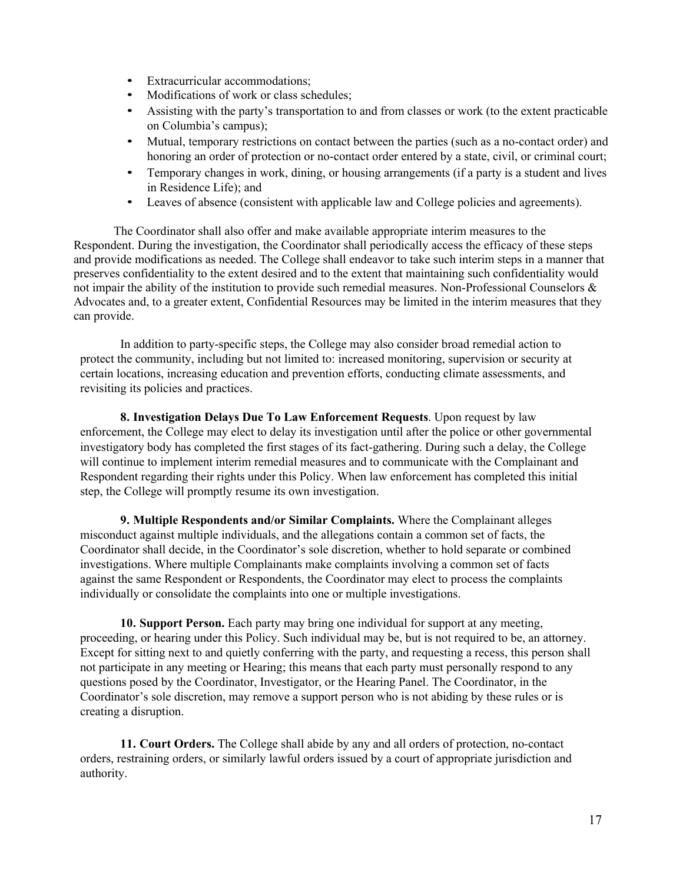- Extracurricular accommodations;
- Modifications of work or class schedules;
- Assisting with the party's transportation to and from classes or work (to the extent practicable on Columbia's campus);
- Mutual, temporary restrictions on contact between the parties (such as a no-contact order) and honoring an order of protection or no-contact order entered by a state, civil, or criminal court;
- Temporary changes in work, dining, or housing arrangements (if a party is a student and lives in Residence Life); and
- Leaves of absence (consistent with applicable law and College policies and agreements).

The Coordinator shall also offer and make available appropriate interim measures to the Respondent. During the investigation, the Coordinator shall periodically access the efficacy of these steps and provide modifications as needed. The College shall endeavor to take such interim steps in a manner that preserves confidentiality to the extent desired and to the extent that maintaining such confidentiality would not impair the ability of the institution to provide such remedial measures. Non-Professional Counselors & Advocates and, to a greater extent, Confidential Resources may be limited in the interim measures that they can provide.

In addition to party-specific steps, the College may also consider broad remedial action to protect the community, including but not limited to: increased monitoring, supervision or security at certain locations, increasing education and prevention efforts, conducting climate assessments, and revisiting its policies and practices.

**8. Investigation Delays Due To Law Enforcement Requests**. Upon request by law enforcement, the College may elect to delay its investigation until after the police or other governmental investigatory body has completed the first stages of its fact-gathering. During such a delay, the College will continue to implement interim remedial measures and to communicate with the Complainant and Respondent regarding their rights under this Policy. When law enforcement has completed this initial step, the College will promptly resume its own investigation.

**9. Multiple Respondents and/or Similar Complaints.** Where the Complainant alleges misconduct against multiple individuals, and the allegations contain a common set of facts, the Coordinator shall decide, in the Coordinator's sole discretion, whether to hold separate or combined investigations. Where multiple Complainants make complaints involving a common set of facts against the same Respondent or Respondents, the Coordinator may elect to process the complaints individually or consolidate the complaints into one or multiple investigations.

**10. Support Person.** Each party may bring one individual for support at any meeting, proceeding, or hearing under this Policy. Such individual may be, but is not required to be, an attorney. Except for sitting next to and quietly conferring with the party, and requesting a recess, this person shall not participate in any meeting or Hearing; this means that each party must personally respond to any questions posed by the Coordinator, Investigator, or the Hearing Panel. The Coordinator, in the Coordinator's sole discretion, may remove a support person who is not abiding by these rules or is creating a disruption.

**11. Court Orders.** The College shall abide by any and all orders of protection, no-contact orders, restraining orders, or similarly lawful orders issued by a court of appropriate jurisdiction and authority.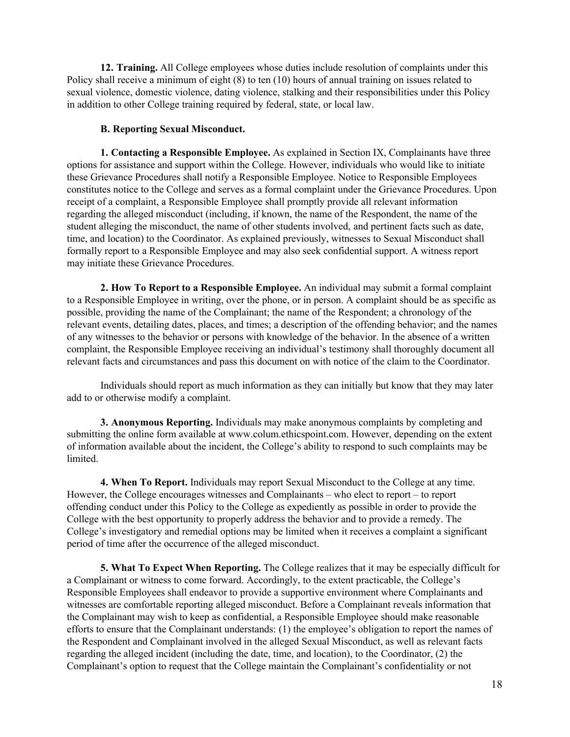**12. Training.** All College employees whose duties include resolution of complaints under this Policy shall receive a minimum of eight (8) to ten (10) hours of annual training on issues related to sexual violence, domestic violence, dating violence, stalking and their responsibilities under this Policy in addition to other College training required by federal, state, or local law.

**B. Reporting Sexual Misconduct.**

**1. Contacting a Responsible Employee.** As explained in Section IX, Complainants have three options for assistance and support within the College. However, individuals who would like to initiate these Grievance Procedures shall notify a Responsible Employee. Notice to Responsible Employees constitutes notice to the College and serves as a formal complaint under the Grievance Procedures. Upon receipt of a complaint, a Responsible Employee shall promptly provide all relevant information regarding the alleged misconduct (including, if known, the name of the Respondent, the name of the student alleging the misconduct, the name of other students involved, and pertinent facts such as date, time, and location) to the Coordinator. As explained previously, witnesses to Sexual Misconduct shall formally report to a Responsible Employee and may also seek confidential support. A witness report may initiate these Grievance Procedures.

**2. How To Report to a Responsible Employee.** An individual may submit a formal complaint to a Responsible Employee in writing, over the phone, or in person. A complaint should be as specific as possible, providing the name of the Complainant; the name of the Respondent; a chronology of the relevant events, detailing dates, places, and times; a description of the offending behavior; and the names of any witnesses to the behavior or persons with knowledge of the behavior. In the absence of a written complaint, the Responsible Employee receiving an individual's testimony shall thoroughly document all relevant facts and circumstances and pass this document on with notice of the claim to the Coordinator.

Individuals should report as much information as they can initially but know that they may later add to or otherwise modify a complaint.

**3. Anonymous Reporting.** Individuals may make anonymous complaints by completing and submitting the online form available at www.colum.ethicspoint.com. However, depending on the extent of information available about the incident, the College's ability to respond to such complaints may be limited.

**4. When To Report.** Individuals may report Sexual Misconduct to the College at any time. However, the College encourages witnesses and Complainants – who elect to report – to report offending conduct under this Policy to the College as expediently as possible in order to provide the College with the best opportunity to properly address the behavior and to provide a remedy. The College's investigatory and remedial options may be limited when it receives a complaint a significant period of time after the occurrence of the alleged misconduct.

**5. What To Expect When Reporting.** The College realizes that it may be especially difficult for a Complainant or witness to come forward. Accordingly, to the extent practicable, the College's Responsible Employees shall endeavor to provide a supportive environment where Complainants and witnesses are comfortable reporting alleged misconduct. Before a Complainant reveals information that the Complainant may wish to keep as confidential, a Responsible Employee should make reasonable efforts to ensure that the Complainant understands: (1) the employee's obligation to report the names of the Respondent and Complainant involved in the alleged Sexual Misconduct, as well as relevant facts regarding the alleged incident (including the date, time, and location), to the Coordinator, (2) the Complainant's option to request that the College maintain the Complainant's confidentiality or not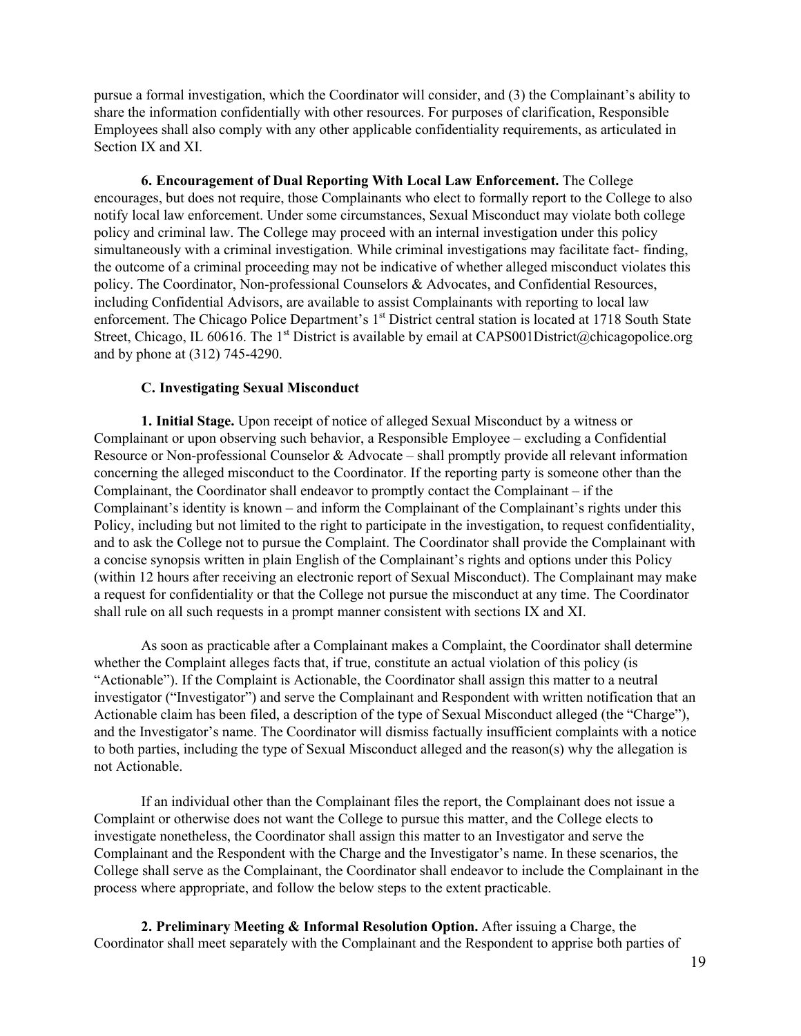pursue a formal investigation, which the Coordinator will consider, and (3) the Complainant's ability to share the information confidentially with other resources. For purposes of clarification, Responsible Employees shall also comply with any other applicable confidentiality requirements, as articulated in Section IX and XI.

**6. Encouragement of Dual Reporting With Local Law Enforcement.** The College encourages, but does not require, those Complainants who elect to formally report to the College to also notify local law enforcement. Under some circumstances, Sexual Misconduct may violate both college policy and criminal law. The College may proceed with an internal investigation under this policy simultaneously with a criminal investigation. While criminal investigations may facilitate fact- finding, the outcome of a criminal proceeding may not be indicative of whether alleged misconduct violates this policy. The Coordinator, Non-professional Counselors & Advocates, and Confidential Resources, including Confidential Advisors, are available to assist Complainants with reporting to local law enforcement. The Chicago Police Department's 1st District central station is located at 1718 South State Street, Chicago, IL 60616. The 1st District is available by email at CAPS001District@chicagopolice.org and by phone at (312) 745-4290.

### C. Investigating Sexual Misconduct

**1. Initial Stage.** Upon receipt of notice of alleged Sexual Misconduct by a witness or Complainant or upon observing such behavior, a Responsible Employee – excluding a Confidential Resource or Non-professional Counselor & Advocate – shall promptly provide all relevant information concerning the alleged misconduct to the Coordinator. If the reporting party is someone other than the Complainant, the Coordinator shall endeavor to promptly contact the Complainant – if the Complainant's identity is known – and inform the Complainant of the Complainant's rights under this Policy, including but not limited to the right to participate in the investigation, to request confidentiality, and to ask the College not to pursue the Complaint. The Coordinator shall provide the Complainant with a concise synopsis written in plain English of the Complainant's rights and options under this Policy (within 12 hours after receiving an electronic report of Sexual Misconduct). The Complainant may make a request for confidentiality or that the College not pursue the misconduct at any time. The Coordinator shall rule on all such requests in a prompt manner consistent with sections IX and XI.

As soon as practicable after a Complainant makes a Complaint, the Coordinator shall determine whether the Complaint alleges facts that, if true, constitute an actual violation of this policy (is "Actionable"). If the Complaint is Actionable, the Coordinator shall assign this matter to a neutral investigator ("Investigator") and serve the Complainant and Respondent with written notification that an Actionable claim has been filed, a description of the type of Sexual Misconduct alleged (the "Charge"), and the Investigator's name. The Coordinator will dismiss factually insufficient complaints with a notice to both parties, including the type of Sexual Misconduct alleged and the reason(s) why the allegation is not Actionable.

If an individual other than the Complainant files the report, the Complainant does not issue a Complaint or otherwise does not want the College to pursue this matter, and the College elects to investigate nonetheless, the Coordinator shall assign this matter to an Investigator and serve the Complainant and the Respondent with the Charge and the Investigator's name. In these scenarios, the College shall serve as the Complainant, the Coordinator shall endeavor to include the Complainant in the process where appropriate, and follow the below steps to the extent practicable.

**2. Preliminary Meeting & Informal Resolution Option.** After issuing a Charge, the Coordinator shall meet separately with the Complainant and the Respondent to apprise both parties of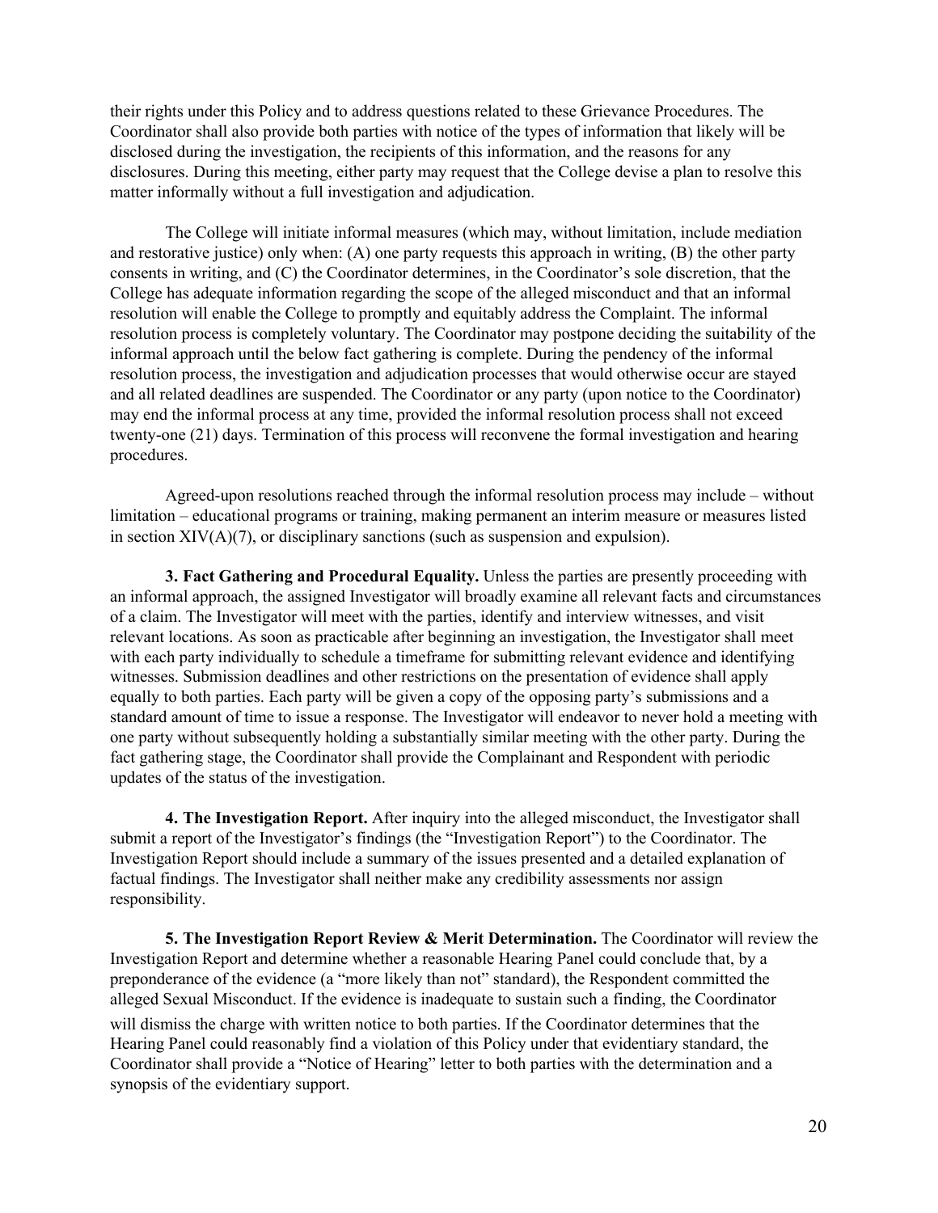their rights under this Policy and to address questions related to these Grievance Procedures. The Coordinator shall also provide both parties with notice of the types of information that likely will be disclosed during the investigation, the recipients of this information, and the reasons for any disclosures. During this meeting, either party may request that the College devise a plan to resolve this matter informally without a full investigation and adjudication.

The College will initiate informal measures (which may, without limitation, include mediation and restorative justice) only when: (A) one party requests this approach in writing, (B) the other party consents in writing, and (C) the Coordinator determines, in the Coordinator's sole discretion, that the College has adequate information regarding the scope of the alleged misconduct and that an informal resolution will enable the College to promptly and equitably address the Complaint. The informal resolution process is completely voluntary. The Coordinator may postpone deciding the suitability of the informal approach until the below fact gathering is complete. During the pendency of the informal resolution process, the investigation and adjudication processes that would otherwise occur are stayed and all related deadlines are suspended. The Coordinator or any party (upon notice to the Coordinator) may end the informal process at any time, provided the informal resolution process shall not exceed twenty-one (21) days. Termination of this process will reconvene the formal investigation and hearing procedures.

Agreed-upon resolutions reached through the informal resolution process may include – without limitation – educational programs or training, making permanent an interim measure or measures listed in section XIV(A)(7), or disciplinary sanctions (such as suspension and expulsion).

**3. Fact Gathering and Procedural Equality.** Unless the parties are presently proceeding with an informal approach, the assigned Investigator will broadly examine all relevant facts and circumstances of a claim. The Investigator will meet with the parties, identify and interview witnesses, and visit relevant locations. As soon as practicable after beginning an investigation, the Investigator shall meet with each party individually to schedule a timeframe for submitting relevant evidence and identifying witnesses. Submission deadlines and other restrictions on the presentation of evidence shall apply equally to both parties. Each party will be given a copy of the opposing party's submissions and a standard amount of time to issue a response. The Investigator will endeavor to never hold a meeting with one party without subsequently holding a substantially similar meeting with the other party. During the fact gathering stage, the Coordinator shall provide the Complainant and Respondent with periodic updates of the status of the investigation.

**4. The Investigation Report.** After inquiry into the alleged misconduct, the Investigator shall submit a report of the Investigator's findings (the "Investigation Report") to the Coordinator. The Investigation Report should include a summary of the issues presented and a detailed explanation of factual findings. The Investigator shall neither make any credibility assessments nor assign responsibility.

**5. The Investigation Report Review & Merit Determination.** The Coordinator will review the Investigation Report and determine whether a reasonable Hearing Panel could conclude that, by a preponderance of the evidence (a "more likely than not" standard), the Respondent committed the alleged Sexual Misconduct. If the evidence is inadequate to sustain such a finding, the Coordinator will dismiss the charge with written notice to both parties. If the Coordinator determines that the Hearing Panel could reasonably find a violation of this Policy under that evidentiary standard, the Coordinator shall provide a "Notice of Hearing" letter to both parties with the determination and a synopsis of the evidentiary support.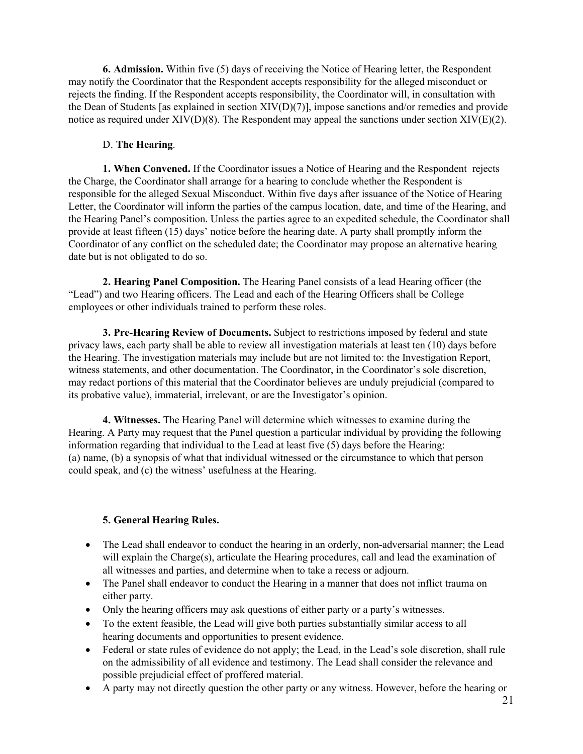**6. Admission.** Within five (5) days of receiving the Notice of Hearing letter, the Respondent may notify the Coordinator that the Respondent accepts responsibility for the alleged misconduct or rejects the finding. If the Respondent accepts responsibility, the Coordinator will, in consultation with the Dean of Students [as explained in section XIV(D)(7)], impose sanctions and/or remedies and provide notice as required under XIV(D)(8). The Respondent may appeal the sanctions under section XIV(E)(2).

D. **The Hearing**.

**1. When Convened.** If the Coordinator issues a Notice of Hearing and the Respondent rejects the Charge, the Coordinator shall arrange for a hearing to conclude whether the Respondent is responsible for the alleged Sexual Misconduct. Within five days after issuance of the Notice of Hearing Letter, the Coordinator will inform the parties of the campus location, date, and time of the Hearing, and the Hearing Panel's composition. Unless the parties agree to an expedited schedule, the Coordinator shall provide at least fifteen (15) days' notice before the hearing date. A party shall promptly inform the Coordinator of any conflict on the scheduled date; the Coordinator may propose an alternative hearing date but is not obligated to do so.

**2. Hearing Panel Composition.** The Hearing Panel consists of a lead Hearing officer (the "Lead") and two Hearing officers. The Lead and each of the Hearing Officers shall be College employees or other individuals trained to perform these roles.

**3. Pre-Hearing Review of Documents.** Subject to restrictions imposed by federal and state privacy laws, each party shall be able to review all investigation materials at least ten (10) days before the Hearing. The investigation materials may include but are not limited to: the Investigation Report, witness statements, and other documentation. The Coordinator, in the Coordinator's sole discretion, may redact portions of this material that the Coordinator believes are unduly prejudicial (compared to its probative value), immaterial, irrelevant, or are the Investigator's opinion.

**4. Witnesses.** The Hearing Panel will determine which witnesses to examine during the Hearing. A Party may request that the Panel question a particular individual by providing the following information regarding that individual to the Lead at least five (5) days before the Hearing: (a) name, (b) a synopsis of what that individual witnessed or the circumstance to which that person could speak, and (c) the witness' usefulness at the Hearing.

**5. General Hearing Rules.**

- The Lead shall endeavor to conduct the hearing in an orderly, non-adversarial manner; the Lead will explain the Charge(s), articulate the Hearing procedures, call and lead the examination of all witnesses and parties, and determine when to take a recess or adjourn.
- The Panel shall endeavor to conduct the Hearing in a manner that does not inflict trauma on either party.
- Only the hearing officers may ask questions of either party or a party's witnesses.
- To the extent feasible, the Lead will give both parties substantially similar access to all hearing documents and opportunities to present evidence.
- Federal or state rules of evidence do not apply; the Lead, in the Lead's sole discretion, shall rule on the admissibility of all evidence and testimony. The Lead shall consider the relevance and possible prejudicial effect of proffered material.
- A party may not directly question the other party or any witness. However, before the hearing or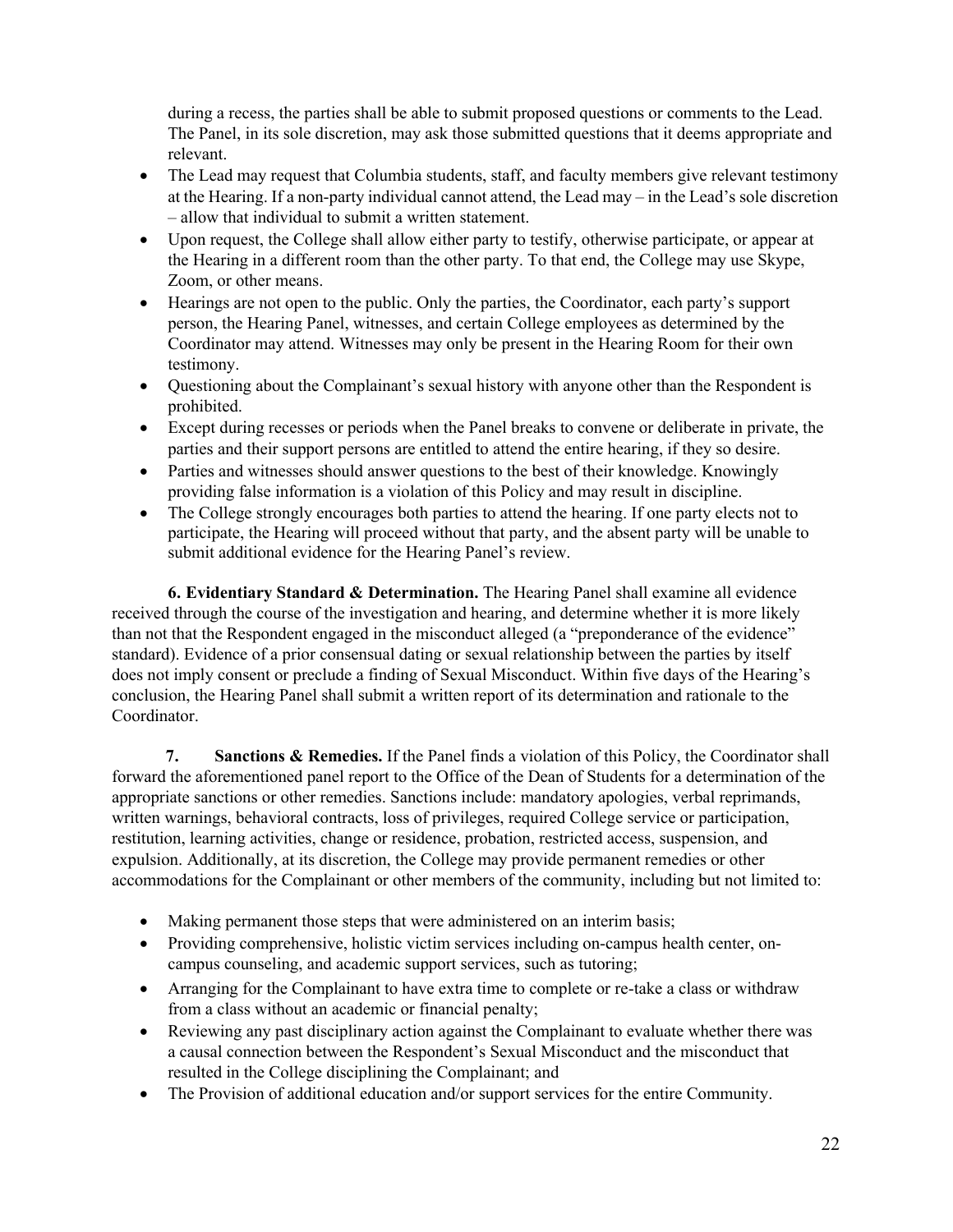during a recess, the parties shall be able to submit proposed questions or comments to the Lead. The Panel, in its sole discretion, may ask those submitted questions that it deems appropriate and relevant.

- The Lead may request that Columbia students, staff, and faculty members give relevant testimony at the Hearing. If a non-party individual cannot attend, the Lead may – in the Lead's sole discretion – allow that individual to submit a written statement.
- Upon request, the College shall allow either party to testify, otherwise participate, or appear at the Hearing in a different room than the other party. To that end, the College may use Skype, Zoom, or other means.
- Hearings are not open to the public. Only the parties, the Coordinator, each party's support person, the Hearing Panel, witnesses, and certain College employees as determined by the Coordinator may attend. Witnesses may only be present in the Hearing Room for their own testimony.
- Questioning about the Complainant's sexual history with anyone other than the Respondent is prohibited.
- Except during recesses or periods when the Panel breaks to convene or deliberate in private, the parties and their support persons are entitled to attend the entire hearing, if they so desire.
- Parties and witnesses should answer questions to the best of their knowledge. Knowingly providing false information is a violation of this Policy and may result in discipline.
- The College strongly encourages both parties to attend the hearing. If one party elects not to participate, the Hearing will proceed without that party, and the absent party will be unable to submit additional evidence for the Hearing Panel's review.

**6. Evidentiary Standard & Determination.** The Hearing Panel shall examine all evidence received through the course of the investigation and hearing, and determine whether it is more likely than not that the Respondent engaged in the misconduct alleged (a "preponderance of the evidence" standard). Evidence of a prior consensual dating or sexual relationship between the parties by itself does not imply consent or preclude a finding of Sexual Misconduct. Within five days of the Hearing's conclusion, the Hearing Panel shall submit a written report of its determination and rationale to the Coordinator.

**7. Sanctions & Remedies.** If the Panel finds a violation of this Policy, the Coordinator shall forward the aforementioned panel report to the Office of the Dean of Students for a determination of the appropriate sanctions or other remedies. Sanctions include: mandatory apologies, verbal reprimands, written warnings, behavioral contracts, loss of privileges, required College service or participation, restitution, learning activities, change or residence, probation, restricted access, suspension, and expulsion. Additionally, at its discretion, the College may provide permanent remedies or other accommodations for the Complainant or other members of the community, including but not limited to:

- Making permanent those steps that were administered on an interim basis;
- Providing comprehensive, holistic victim services including on-campus health center, on-campus counseling, and academic support services, such as tutoring;
- Arranging for the Complainant to have extra time to complete or re-take a class or withdraw from a class without an academic or financial penalty;
- Reviewing any past disciplinary action against the Complainant to evaluate whether there was a causal connection between the Respondent's Sexual Misconduct and the misconduct that resulted in the College disciplining the Complainant; and
- The Provision of additional education and/or support services for the entire Community.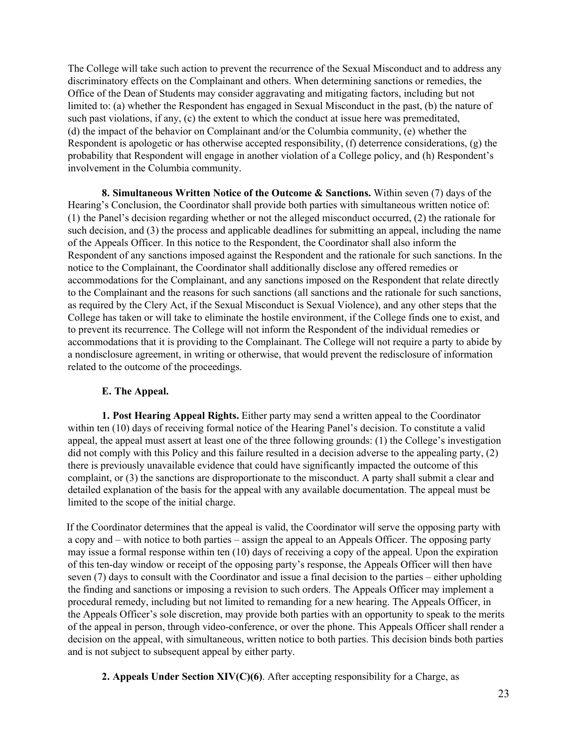The College will take such action to prevent the recurrence of the Sexual Misconduct and to address any discriminatory effects on the Complainant and others. When determining sanctions or remedies, the Office of the Dean of Students may consider aggravating and mitigating factors, including but not limited to: (a) whether the Respondent has engaged in Sexual Misconduct in the past, (b) the nature of such past violations, if any, (c) the extent to which the conduct at issue here was premeditated, (d) the impact of the behavior on Complainant and/or the Columbia community, (e) whether the Respondent is apologetic or has otherwise accepted responsibility, (f) deterrence considerations, (g) the probability that Respondent will engage in another violation of a College policy, and (h) Respondent's involvement in the Columbia community.

**8. Simultaneous Written Notice of the Outcome & Sanctions.** Within seven (7) days of the Hearing's Conclusion, the Coordinator shall provide both parties with simultaneous written notice of: (1) the Panel's decision regarding whether or not the alleged misconduct occurred, (2) the rationale for such decision, and (3) the process and applicable deadlines for submitting an appeal, including the name of the Appeals Officer. In this notice to the Respondent, the Coordinator shall also inform the Respondent of any sanctions imposed against the Respondent and the rationale for such sanctions. In the notice to the Complainant, the Coordinator shall additionally disclose any offered remedies or accommodations for the Complainant, and any sanctions imposed on the Respondent that relate directly to the Complainant and the reasons for such sanctions (all sanctions and the rationale for such sanctions, as required by the Clery Act, if the Sexual Misconduct is Sexual Violence), and any other steps that the College has taken or will take to eliminate the hostile environment, if the College finds one to exist, and to prevent its recurrence. The College will not inform the Respondent of the individual remedies or accommodations that it is providing to the Complainant. The College will not require a party to abide by a nondisclosure agreement, in writing or otherwise, that would prevent the redisclosure of information related to the outcome of the proceedings.

**E. The Appeal.**

**1. Post Hearing Appeal Rights.** Either party may send a written appeal to the Coordinator within ten (10) days of receiving formal notice of the Hearing Panel's decision. To constitute a valid appeal, the appeal must assert at least one of the three following grounds: (1) the College's investigation did not comply with this Policy and this failure resulted in a decision adverse to the appealing party, (2) there is previously unavailable evidence that could have significantly impacted the outcome of this complaint, or (3) the sanctions are disproportionate to the misconduct. A party shall submit a clear and detailed explanation of the basis for the appeal with any available documentation. The appeal must be limited to the scope of the initial charge.

If the Coordinator determines that the appeal is valid, the Coordinator will serve the opposing party with a copy and – with notice to both parties – assign the appeal to an Appeals Officer. The opposing party may issue a formal response within ten (10) days of receiving a copy of the appeal. Upon the expiration of this ten-day window or receipt of the opposing party's response, the Appeals Officer will then have seven (7) days to consult with the Coordinator and issue a final decision to the parties – either upholding the finding and sanctions or imposing a revision to such orders. The Appeals Officer may implement a procedural remedy, including but not limited to remanding for a new hearing. The Appeals Officer, in the Appeals Officer's sole discretion, may provide both parties with an opportunity to speak to the merits of the appeal in person, through video-conference, or over the phone. This Appeals Officer shall render a decision on the appeal, with simultaneous, written notice to both parties. This decision binds both parties and is not subject to subsequent appeal by either party.

**2. Appeals Under Section XIV(C)(6)**. After accepting responsibility for a Charge, as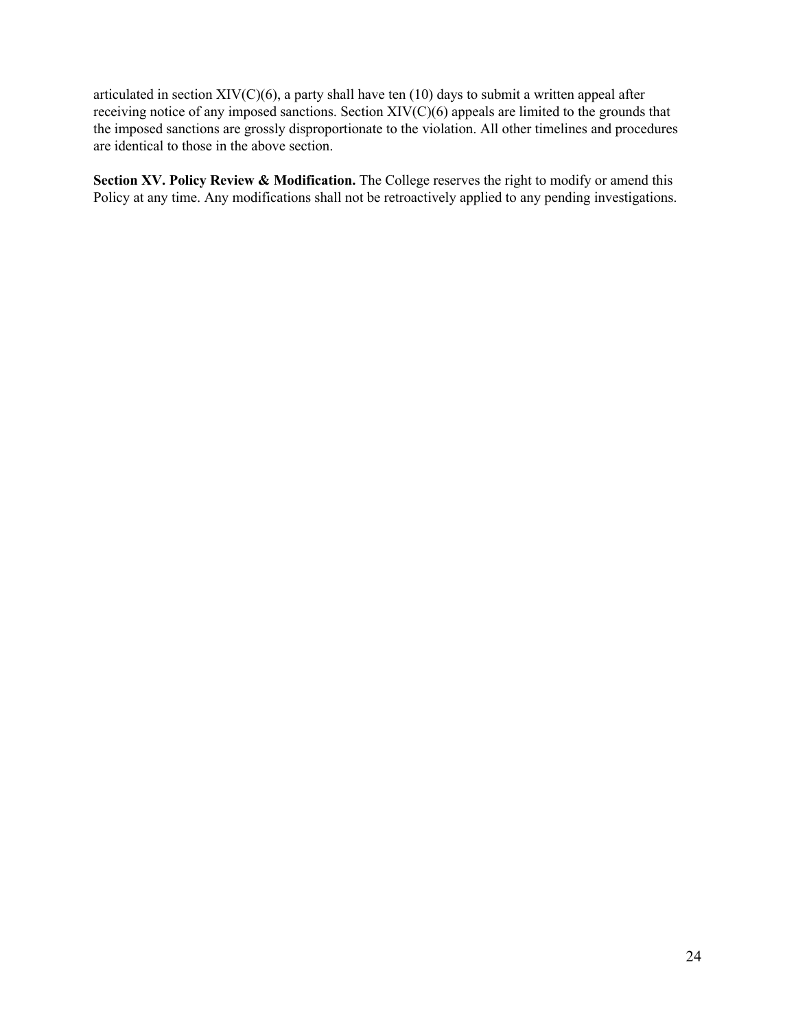articulated in section XIV(C)(6), a party shall have ten (10) days to submit a written appeal after receiving notice of any imposed sanctions. Section XIV(C)(6) appeals are limited to the grounds that the imposed sanctions are grossly disproportionate to the violation. All other timelines and procedures are identical to those in the above section.

**Section XV. Policy Review & Modification.** The College reserves the right to modify or amend this Policy at any time. Any modifications shall not be retroactively applied to any pending investigations.